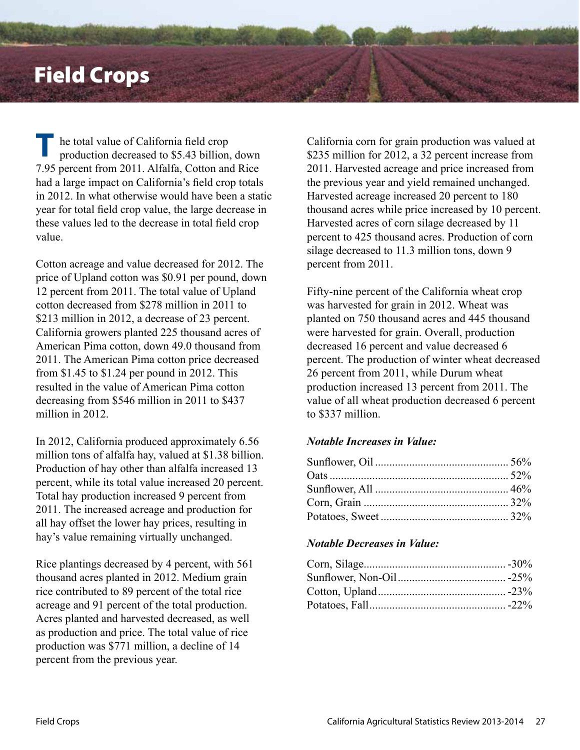# Field Crops

The total value of California field crop production decreased to $5.43 billion, down 7.95 percent from 2011. Alfalfa, Cotton and Rice had a large impact on California's field crop totals in 2012. In what otherwise would have been a static year for total field crop value, the large decrease in these values led to the decrease in total field crop value.

Cotton acreage and value decreased for 2012. The price of Upland cotton was $0.91 per pound, down 12 percent from 2011. The total value of Upland cotton decreased from $278 million in 2011 to $213 million in 2012, a decrease of 23 percent. California growers planted 225 thousand acres of American Pima cotton, down 49.0 thousand from 2011. The American Pima cotton price decreased from $1.45 to $1.24 per pound in 2012. This resulted in the value of American Pima cotton decreasing from $546 million in 2011 to $437 million in 2012.

In 2012, California produced approximately 6.56 million tons of alfalfa hay, valued at $1.38 billion. Production of hay other than alfalfa increased 13 percent, while its total value increased 20 percent. Total hay production increased 9 percent from 2011. The increased acreage and production for all hay offset the lower hay prices, resulting in hay's value remaining virtually unchanged.

Rice plantings decreased by 4 percent, with 561 thousand acres planted in 2012. Medium grain rice contributed to 89 percent of the total rice acreage and 91 percent of the total production. Acres planted and harvested decreased, as well as production and price. The total value of rice production was $771 million, a decline of 14 percent from the previous year.

California corn for grain production was valued at $235 million for 2012, a 32 percent increase from 2011. Harvested acreage and price increased from the previous year and yield remained unchanged. Harvested acreage increased 20 percent to 180 thousand acres while price increased by 10 percent. Harvested acres of corn silage decreased by 11 percent to 425 thousand acres. Production of corn silage decreased to 11.3 million tons, down 9 percent from 2011.

Fifty-nine percent of the California wheat crop was harvested for grain in 2012. Wheat was planted on 750 thousand acres and 445 thousand were harvested for grain. Overall, production decreased 16 percent and value decreased 6 percent. The production of winter wheat decreased 26 percent from 2011, while Durum wheat production increased 13 percent from 2011. The value of all wheat production decreased 6 percent to $337 million.

***Notable Increases in Value:***

| | |
|---|---|
| Sunflower, Oil | 56% |
| Oats | 52% |
| Sunflower, All | 46% |
| Corn, Grain | 32% |
| Potatoes, Sweet | 32% |

***Notable Decreases in Value:***

| | |
|---|---|
| Corn, Silage | -30% |
| Sunflower, Non-Oil | -25% |
| Cotton, Upland | -23% |
| Potatoes, Fall | -22% |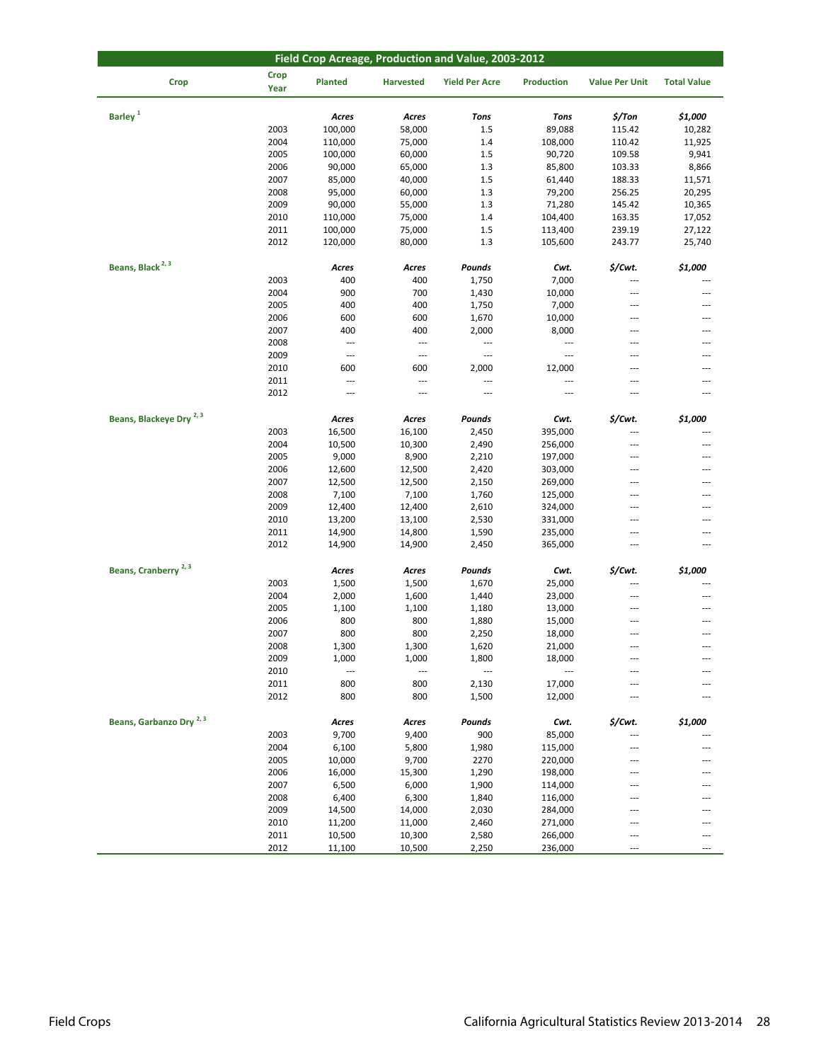## Field Crop Acreage, Production and Value, 2003-2012

| Crop | Crop Year | Planted | Harvested | Yield Per Acre | Production | Value Per Unit | Total Value |
|---|---|---|---|---|---|---|---|
| Barley [1] | | *Acres* | *Acres* | *Tons* | *Tons* | *$/Ton* | *$1,000* |
| | 2003 | 100,000 | 58,000 | 1.5 | 89,088 | 115.42 | 10,282 |
| | 2004 | 110,000 | 75,000 | 1.4 | 108,000 | 110.42 | 11,925 |
| | 2005 | 100,000 | 60,000 | 1.5 | 90,720 | 109.58 | 9,941 |
| | 2006 | 90,000 | 65,000 | 1.3 | 85,800 | 103.33 | 8,866 |
| | 2007 | 85,000 | 40,000 | 1.5 | 61,440 | 188.33 | 11,571 |
| | 2008 | 95,000 | 60,000 | 1.3 | 79,200 | 256.25 | 20,295 |
| | 2009 | 90,000 | 55,000 | 1.3 | 71,280 | 145.42 | 10,365 |
| | 2010 | 110,000 | 75,000 | 1.4 | 104,400 | 163.35 | 17,052 |
| | 2011 | 100,000 | 75,000 | 1.5 | 113,400 | 239.19 | 27,122 |
| | 2012 | 120,000 | 80,000 | 1.3 | 105,600 | 243.77 | 25,740 |
| Beans, Black [2, 3] | | *Acres* | *Acres* | *Pounds* | *Cwt.* | *$/Cwt.* | *$1,000* |
| | 2003 | 400 | 400 | 1,750 | 7,000 | --- | --- |
| | 2004 | 900 | 700 | 1,430 | 10,000 | --- | --- |
| | 2005 | 400 | 400 | 1,750 | 7,000 | --- | --- |
| | 2006 | 600 | 600 | 1,670 | 10,000 | --- | --- |
| | 2007 | 400 | 400 | 2,000 | 8,000 | --- | --- |
| | 2008 | --- | --- | --- | --- | --- | --- |
| | 2009 | --- | --- | --- | --- | --- | --- |
| | 2010 | 600 | 600 | 2,000 | 12,000 | --- | --- |
| | 2011 | --- | --- | --- | --- | --- | --- |
| | 2012 | --- | --- | --- | --- | --- | --- |
| Beans, Blackeye Dry [2, 3] | | *Acres* | *Acres* | *Pounds* | *Cwt.* | *$/Cwt.* | *$1,000* |
| | 2003 | 16,500 | 16,100 | 2,450 | 395,000 | --- | --- |
| | 2004 | 10,500 | 10,300 | 2,490 | 256,000 | --- | --- |
| | 2005 | 9,000 | 8,900 | 2,210 | 197,000 | --- | --- |
| | 2006 | 12,600 | 12,500 | 2,420 | 303,000 | --- | --- |
| | 2007 | 12,500 | 12,500 | 2,150 | 269,000 | --- | --- |
| | 2008 | 7,100 | 7,100 | 1,760 | 125,000 | --- | --- |
| | 2009 | 12,400 | 12,400 | 2,610 | 324,000 | --- | --- |
| | 2010 | 13,200 | 13,100 | 2,530 | 331,000 | --- | --- |
| | 2011 | 14,900 | 14,800 | 1,590 | 235,000 | --- | --- |
| | 2012 | 14,900 | 14,900 | 2,450 | 365,000 | --- | --- |
| Beans, Cranberry [2, 3] | | *Acres* | *Acres* | *Pounds* | *Cwt.* | *$/Cwt.* | *$1,000* |
| | 2003 | 1,500 | 1,500 | 1,670 | 25,000 | --- | --- |
| | 2004 | 2,000 | 1,600 | 1,440 | 23,000 | --- | --- |
| | 2005 | 1,100 | 1,100 | 1,180 | 13,000 | --- | --- |
| | 2006 | 800 | 800 | 1,880 | 15,000 | --- | --- |
| | 2007 | 800 | 800 | 2,250 | 18,000 | --- | --- |
| | 2008 | 1,300 | 1,300 | 1,620 | 21,000 | --- | --- |
| | 2009 | 1,000 | 1,000 | 1,800 | 18,000 | --- | --- |
| | 2010 | --- | --- | --- | --- | --- | --- |
| | 2011 | 800 | 800 | 2,130 | 17,000 | --- | --- |
| | 2012 | 800 | 800 | 1,500 | 12,000 | --- | --- |
| Beans, Garbanzo Dry [2, 3] | | *Acres* | *Acres* | *Pounds* | *Cwt.* | *$/Cwt.* | *$1,000* |
| | 2003 | 9,700 | 9,400 | 900 | 85,000 | --- | --- |
| | 2004 | 6,100 | 5,800 | 1,980 | 115,000 | --- | --- |
| | 2005 | 10,000 | 9,700 | 2270 | 220,000 | --- | --- |
| | 2006 | 16,000 | 15,300 | 1,290 | 198,000 | --- | --- |
| | 2007 | 6,500 | 6,000 | 1,900 | 114,000 | --- | --- |
| | 2008 | 6,400 | 6,300 | 1,840 | 116,000 | --- | --- |
| | 2009 | 14,500 | 14,000 | 2,030 | 284,000 | --- | --- |
| | 2010 | 11,200 | 11,000 | 2,460 | 271,000 | --- | --- |
| | 2011 | 10,500 | 10,300 | 2,580 | 266,000 | --- | --- |
| | 2012 | 11,100 | 10,500 | 2,250 | 236,000 | --- | --- |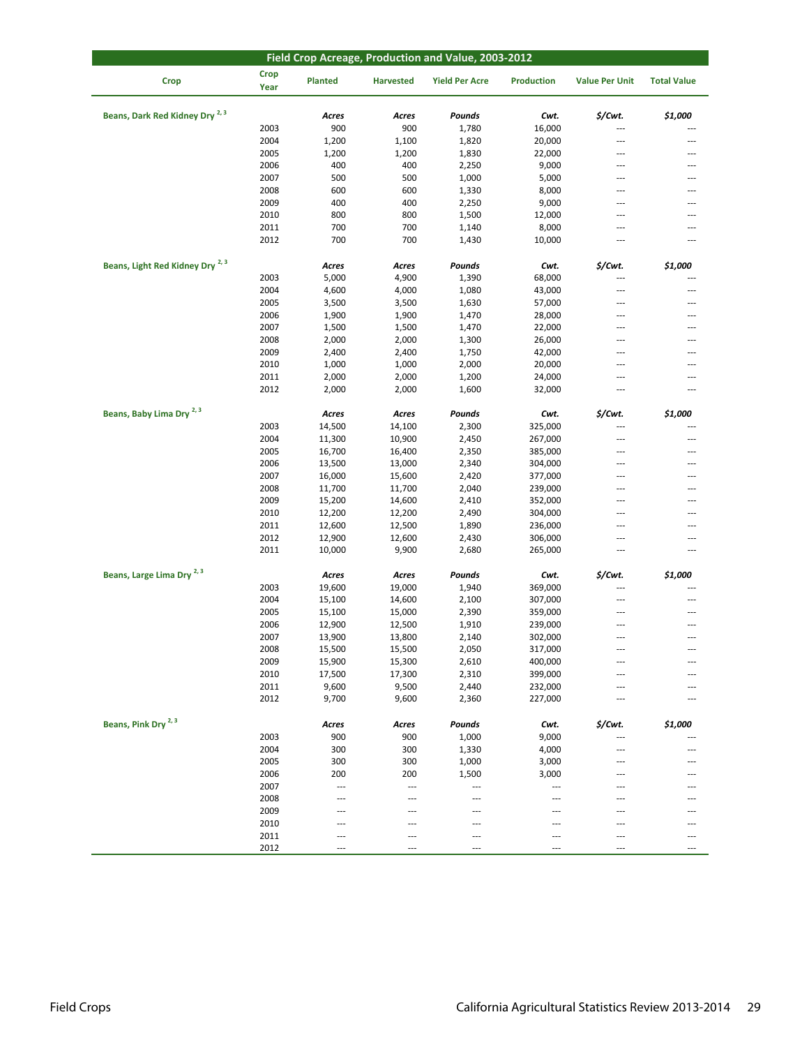## Field Crop Acreage, Production and Value, 2003-2012

| Crop | Crop Year | Planted | Harvested | Yield Per Acre | Production | Value Per Unit | Total Value |
|---|---|---|---|---|---|---|---|
| Beans, Dark Red Kidney Dry [2, 3] | | *Acres* | *Acres* | *Pounds* | *Cwt.* | *$/Cwt.* | *$1,000* |
| | 2003 | 900 | 900 | 1,780 | 16,000 | --- | --- |
| | 2004 | 1,200 | 1,100 | 1,820 | 20,000 | --- | --- |
| | 2005 | 1,200 | 1,200 | 1,830 | 22,000 | --- | --- |
| | 2006 | 400 | 400 | 2,250 | 9,000 | --- | --- |
| | 2007 | 500 | 500 | 1,000 | 5,000 | --- | --- |
| | 2008 | 600 | 600 | 1,330 | 8,000 | --- | --- |
| | 2009 | 400 | 400 | 2,250 | 9,000 | --- | --- |
| | 2010 | 800 | 800 | 1,500 | 12,000 | --- | --- |
| | 2011 | 700 | 700 | 1,140 | 8,000 | --- | --- |
| | 2012 | 700 | 700 | 1,430 | 10,000 | --- | --- |
| Beans, Light Red Kidney Dry [2, 3] | | *Acres* | *Acres* | *Pounds* | *Cwt.* | *$/Cwt.* | *$1,000* |
| | 2003 | 5,000 | 4,900 | 1,390 | 68,000 | --- | --- |
| | 2004 | 4,600 | 4,000 | 1,080 | 43,000 | --- | --- |
| | 2005 | 3,500 | 3,500 | 1,630 | 57,000 | --- | --- |
| | 2006 | 1,900 | 1,900 | 1,470 | 28,000 | --- | --- |
| | 2007 | 1,500 | 1,500 | 1,470 | 22,000 | --- | --- |
| | 2008 | 2,000 | 2,000 | 1,300 | 26,000 | --- | --- |
| | 2009 | 2,400 | 2,400 | 1,750 | 42,000 | --- | --- |
| | 2010 | 1,000 | 1,000 | 2,000 | 20,000 | --- | --- |
| | 2011 | 2,000 | 2,000 | 1,200 | 24,000 | --- | --- |
| | 2012 | 2,000 | 2,000 | 1,600 | 32,000 | --- | --- |
| Beans, Baby Lima Dry [2, 3] | | *Acres* | *Acres* | *Pounds* | *Cwt.* | *$/Cwt.* | *$1,000* |
| | 2003 | 14,500 | 14,100 | 2,300 | 325,000 | --- | --- |
| | 2004 | 11,300 | 10,900 | 2,450 | 267,000 | --- | --- |
| | 2005 | 16,700 | 16,400 | 2,350 | 385,000 | --- | --- |
| | 2006 | 13,500 | 13,000 | 2,340 | 304,000 | --- | --- |
| | 2007 | 16,000 | 15,600 | 2,420 | 377,000 | --- | --- |
| | 2008 | 11,700 | 11,700 | 2,040 | 239,000 | --- | --- |
| | 2009 | 15,200 | 14,600 | 2,410 | 352,000 | --- | --- |
| | 2010 | 12,200 | 12,200 | 2,490 | 304,000 | --- | --- |
| | 2011 | 12,600 | 12,500 | 1,890 | 236,000 | --- | --- |
| | 2012 | 12,900 | 12,600 | 2,430 | 306,000 | --- | --- |
| | 2011 | 10,000 | 9,900 | 2,680 | 265,000 | --- | --- |
| Beans, Large Lima Dry [2, 3] | | *Acres* | *Acres* | *Pounds* | *Cwt.* | *$/Cwt.* | *$1,000* |
| | 2003 | 19,600 | 19,000 | 1,940 | 369,000 | --- | --- |
| | 2004 | 15,100 | 14,600 | 2,100 | 307,000 | --- | --- |
| | 2005 | 15,100 | 15,000 | 2,390 | 359,000 | --- | --- |
| | 2006 | 12,900 | 12,500 | 1,910 | 239,000 | --- | --- |
| | 2007 | 13,900 | 13,800 | 2,140 | 302,000 | --- | --- |
| | 2008 | 15,500 | 15,500 | 2,050 | 317,000 | --- | --- |
| | 2009 | 15,900 | 15,300 | 2,610 | 400,000 | --- | --- |
| | 2010 | 17,500 | 17,300 | 2,310 | 399,000 | --- | --- |
| | 2011 | 9,600 | 9,500 | 2,440 | 232,000 | --- | --- |
| | 2012 | 9,700 | 9,600 | 2,360 | 227,000 | --- | --- |
| Beans, Pink Dry [2, 3] | | *Acres* | *Acres* | *Pounds* | *Cwt.* | *$/Cwt.* | *$1,000* |
| | 2003 | 900 | 900 | 1,000 | 9,000 | --- | --- |
| | 2004 | 300 | 300 | 1,330 | 4,000 | --- | --- |
| | 2005 | 300 | 300 | 1,000 | 3,000 | --- | --- |
| | 2006 | 200 | 200 | 1,500 | 3,000 | --- | --- |
| | 2007 | --- | --- | --- | --- | --- | --- |
| | 2008 | --- | --- | --- | --- | --- | --- |
| | 2009 | --- | --- | --- | --- | --- | --- |
| | 2010 | --- | --- | --- | --- | --- | --- |
| | 2011 | --- | --- | --- | --- | --- | --- |
| | 2012 | --- | --- | --- | --- | --- | --- |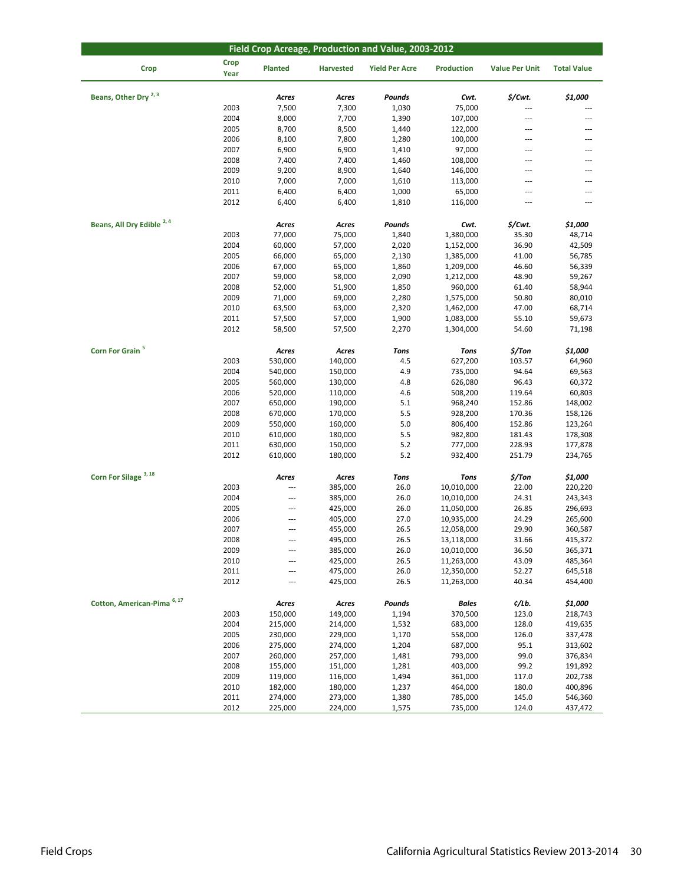## Field Crop Acreage, Production and Value, 2003-2012

| Crop | Crop Year | Planted | Harvested | Yield Per Acre | Production | Value Per Unit | Total Value |
|---|---|---|---|---|---|---|---|
| Beans, Other Dry [2, 3] | | *Acres* | *Acres* | *Pounds* | *Cwt.* | *$/Cwt.* | *$1,000* |
| | 2003 | 7,500 | 7,300 | 1,030 | 75,000 | --- | --- |
| | 2004 | 8,000 | 7,700 | 1,390 | 107,000 | --- | --- |
| | 2005 | 8,700 | 8,500 | 1,440 | 122,000 | --- | --- |
| | 2006 | 8,100 | 7,800 | 1,280 | 100,000 | --- | --- |
| | 2007 | 6,900 | 6,900 | 1,410 | 97,000 | --- | --- |
| | 2008 | 7,400 | 7,400 | 1,460 | 108,000 | --- | --- |
| | 2009 | 9,200 | 8,900 | 1,640 | 146,000 | --- | --- |
| | 2010 | 7,000 | 7,000 | 1,610 | 113,000 | --- | --- |
| | 2011 | 6,400 | 6,400 | 1,000 | 65,000 | --- | --- |
| | 2012 | 6,400 | 6,400 | 1,810 | 116,000 | --- | --- |
| Beans, All Dry Edible [2, 4] | | *Acres* | *Acres* | *Pounds* | *Cwt.* | *$/Cwt.* | *$1,000* |
| | 2003 | 77,000 | 75,000 | 1,840 | 1,380,000 | 35.30 | 48,714 |
| | 2004 | 60,000 | 57,000 | 2,020 | 1,152,000 | 36.90 | 42,509 |
| | 2005 | 66,000 | 65,000 | 2,130 | 1,385,000 | 41.00 | 56,785 |
| | 2006 | 67,000 | 65,000 | 1,860 | 1,209,000 | 46.60 | 56,339 |
| | 2007 | 59,000 | 58,000 | 2,090 | 1,212,000 | 48.90 | 59,267 |
| | 2008 | 52,000 | 51,900 | 1,850 | 960,000 | 61.40 | 58,944 |
| | 2009 | 71,000 | 69,000 | 2,280 | 1,575,000 | 50.80 | 80,010 |
| | 2010 | 63,500 | 63,000 | 2,320 | 1,462,000 | 47.00 | 68,714 |
| | 2011 | 57,500 | 57,000 | 1,900 | 1,083,000 | 55.10 | 59,673 |
| | 2012 | 58,500 | 57,500 | 2,270 | 1,304,000 | 54.60 | 71,198 |
| Corn For Grain [5] | | *Acres* | *Acres* | *Tons* | *Tons* | *$/Ton* | *$1,000* |
| | 2003 | 530,000 | 140,000 | 4.5 | 627,200 | 103.57 | 64,960 |
| | 2004 | 540,000 | 150,000 | 4.9 | 735,000 | 94.64 | 69,563 |
| | 2005 | 560,000 | 130,000 | 4.8 | 626,080 | 96.43 | 60,372 |
| | 2006 | 520,000 | 110,000 | 4.6 | 508,200 | 119.64 | 60,803 |
| | 2007 | 650,000 | 190,000 | 5.1 | 968,240 | 152.86 | 148,002 |
| | 2008 | 670,000 | 170,000 | 5.5 | 928,200 | 170.36 | 158,126 |
| | 2009 | 550,000 | 160,000 | 5.0 | 806,400 | 152.86 | 123,264 |
| | 2010 | 610,000 | 180,000 | 5.5 | 982,800 | 181.43 | 178,308 |
| | 2011 | 630,000 | 150,000 | 5.2 | 777,000 | 228.93 | 177,878 |
| | 2012 | 610,000 | 180,000 | 5.2 | 932,400 | 251.79 | 234,765 |
| Corn For Silage [3, 18] | | *Acres* | *Acres* | *Tons* | *Tons* | *$/Ton* | *$1,000* |
| | 2003 | --- | 385,000 | 26.0 | 10,010,000 | 22.00 | 220,220 |
| | 2004 | --- | 385,000 | 26.0 | 10,010,000 | 24.31 | 243,343 |
| | 2005 | --- | 425,000 | 26.0 | 11,050,000 | 26.85 | 296,693 |
| | 2006 | --- | 405,000 | 27.0 | 10,935,000 | 24.29 | 265,600 |
| | 2007 | --- | 455,000 | 26.5 | 12,058,000 | 29.90 | 360,587 |
| | 2008 | --- | 495,000 | 26.5 | 13,118,000 | 31.66 | 415,372 |
| | 2009 | --- | 385,000 | 26.0 | 10,010,000 | 36.50 | 365,371 |
| | 2010 | --- | 425,000 | 26.5 | 11,263,000 | 43.09 | 485,364 |
| | 2011 | --- | 475,000 | 26.0 | 12,350,000 | 52.27 | 645,518 |
| | 2012 | --- | 425,000 | 26.5 | 11,263,000 | 40.34 | 454,400 |
| Cotton, American-Pima [6, 17] | | *Acres* | *Acres* | *Pounds* | *Bales* | *¢/Lb.* | *$1,000* |
| | 2003 | 150,000 | 149,000 | 1,194 | 370,500 | 123.0 | 218,743 |
| | 2004 | 215,000 | 214,000 | 1,532 | 683,000 | 128.0 | 419,635 |
| | 2005 | 230,000 | 229,000 | 1,170 | 558,000 | 126.0 | 337,478 |
| | 2006 | 275,000 | 274,000 | 1,204 | 687,000 | 95.1 | 313,602 |
| | 2007 | 260,000 | 257,000 | 1,481 | 793,000 | 99.0 | 376,834 |
| | 2008 | 155,000 | 151,000 | 1,281 | 403,000 | 99.2 | 191,892 |
| | 2009 | 119,000 | 116,000 | 1,494 | 361,000 | 117.0 | 202,738 |
| | 2010 | 182,000 | 180,000 | 1,237 | 464,000 | 180.0 | 400,896 |
| | 2011 | 274,000 | 273,000 | 1,380 | 785,000 | 145.0 | 546,360 |
| | 2012 | 225,000 | 224,000 | 1,575 | 735,000 | 124.0 | 437,472 |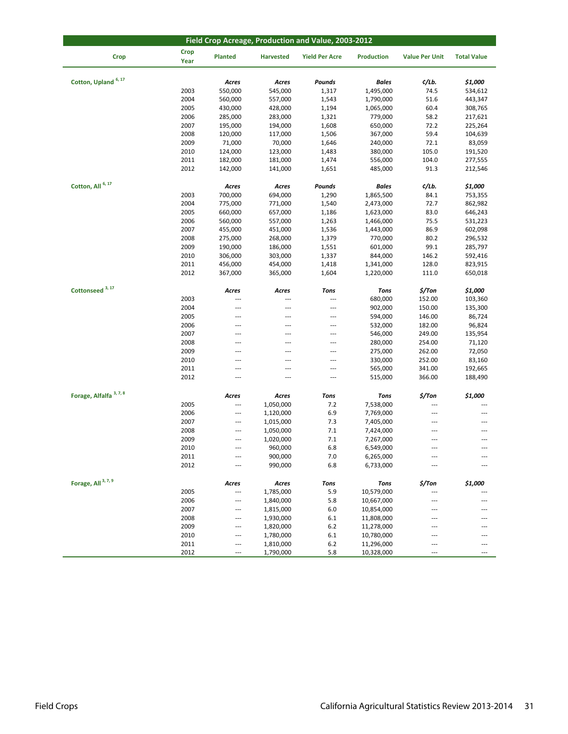## Field Crop Acreage, Production and Value, 2003-2012

| Crop | Crop Year | Planted | Harvested | Yield Per Acre | Production | Value Per Unit | Total Value |
|---|---|---|---|---|---|---|---|
| Cotton, Upland [6, 17] | | *Acres* | *Acres* | *Pounds* | *Bales* | *¢/Lb.* | *$1,000* |
| | 2003 | 550,000 | 545,000 | 1,317 | 1,495,000 | 74.5 | 534,612 |
| | 2004 | 560,000 | 557,000 | 1,543 | 1,790,000 | 51.6 | 443,347 |
| | 2005 | 430,000 | 428,000 | 1,194 | 1,065,000 | 60.4 | 308,765 |
| | 2006 | 285,000 | 283,000 | 1,321 | 779,000 | 58.2 | 217,621 |
| | 2007 | 195,000 | 194,000 | 1,608 | 650,000 | 72.2 | 225,264 |
| | 2008 | 120,000 | 117,000 | 1,506 | 367,000 | 59.4 | 104,639 |
| | 2009 | 71,000 | 70,000 | 1,646 | 240,000 | 72.1 | 83,059 |
| | 2010 | 124,000 | 123,000 | 1,483 | 380,000 | 105.0 | 191,520 |
| | 2011 | 182,000 | 181,000 | 1,474 | 556,000 | 104.0 | 277,555 |
| | 2012 | 142,000 | 141,000 | 1,651 | 485,000 | 91.3 | 212,546 |
| Cotton, All [6, 17] | | *Acres* | *Acres* | *Pounds* | *Bales* | *¢/Lb.* | *$1,000* |
| | 2003 | 700,000 | 694,000 | 1,290 | 1,865,500 | 84.1 | 753,355 |
| | 2004 | 775,000 | 771,000 | 1,540 | 2,473,000 | 72.7 | 862,982 |
| | 2005 | 660,000 | 657,000 | 1,186 | 1,623,000 | 83.0 | 646,243 |
| | 2006 | 560,000 | 557,000 | 1,263 | 1,466,000 | 75.5 | 531,223 |
| | 2007 | 455,000 | 451,000 | 1,536 | 1,443,000 | 86.9 | 602,098 |
| | 2008 | 275,000 | 268,000 | 1,379 | 770,000 | 80.2 | 296,532 |
| | 2009 | 190,000 | 186,000 | 1,551 | 601,000 | 99.1 | 285,797 |
| | 2010 | 306,000 | 303,000 | 1,337 | 844,000 | 146.2 | 592,416 |
| | 2011 | 456,000 | 454,000 | 1,418 | 1,341,000 | 128.0 | 823,915 |
| | 2012 | 367,000 | 365,000 | 1,604 | 1,220,000 | 111.0 | 650,018 |
| Cottonseed [3, 17] | | *Acres* | *Acres* | *Tons* | *Tons* | *$/Ton* | *$1,000* |
| | 2003 | --- | --- | --- | 680,000 | 152.00 | 103,360 |
| | 2004 | --- | --- | --- | 902,000 | 150.00 | 135,300 |
| | 2005 | --- | --- | --- | 594,000 | 146.00 | 86,724 |
| | 2006 | --- | --- | --- | 532,000 | 182.00 | 96,824 |
| | 2007 | --- | --- | --- | 546,000 | 249.00 | 135,954 |
| | 2008 | --- | --- | --- | 280,000 | 254.00 | 71,120 |
| | 2009 | --- | --- | --- | 275,000 | 262.00 | 72,050 |
| | 2010 | --- | --- | --- | 330,000 | 252.00 | 83,160 |
| | 2011 | --- | --- | --- | 565,000 | 341.00 | 192,665 |
| | 2012 | --- | --- | --- | 515,000 | 366.00 | 188,490 |
| Forage, Alfalfa [3, 7, 8] | | *Acres* | *Acres* | *Tons* | *Tons* | *$/Ton* | *$1,000* |
| | 2005 | --- | 1,050,000 | 7.2 | 7,538,000 | --- | --- |
| | 2006 | --- | 1,120,000 | 6.9 | 7,769,000 | --- | --- |
| | 2007 | --- | 1,015,000 | 7.3 | 7,405,000 | --- | --- |
| | 2008 | --- | 1,050,000 | 7.1 | 7,424,000 | --- | --- |
| | 2009 | --- | 1,020,000 | 7.1 | 7,267,000 | --- | --- |
| | 2010 | --- | 960,000 | 6.8 | 6,549,000 | --- | --- |
| | 2011 | --- | 900,000 | 7.0 | 6,265,000 | --- | --- |
| | 2012 | --- | 990,000 | 6.8 | 6,733,000 | --- | --- |
| Forage, All [3, 7, 9] | | *Acres* | *Acres* | *Tons* | *Tons* | *$/Ton* | *$1,000* |
| | 2005 | --- | 1,785,000 | 5.9 | 10,579,000 | --- | --- |
| | 2006 | --- | 1,840,000 | 5.8 | 10,667,000 | --- | --- |
| | 2007 | --- | 1,815,000 | 6.0 | 10,854,000 | --- | --- |
| | 2008 | --- | 1,930,000 | 6.1 | 11,808,000 | --- | --- |
| | 2009 | --- | 1,820,000 | 6.2 | 11,278,000 | --- | --- |
| | 2010 | --- | 1,780,000 | 6.1 | 10,780,000 | --- | --- |
| | 2011 | --- | 1,810,000 | 6.2 | 11,296,000 | --- | --- |
| | 2012 | --- | 1,790,000 | 5.8 | 10,328,000 | --- | --- |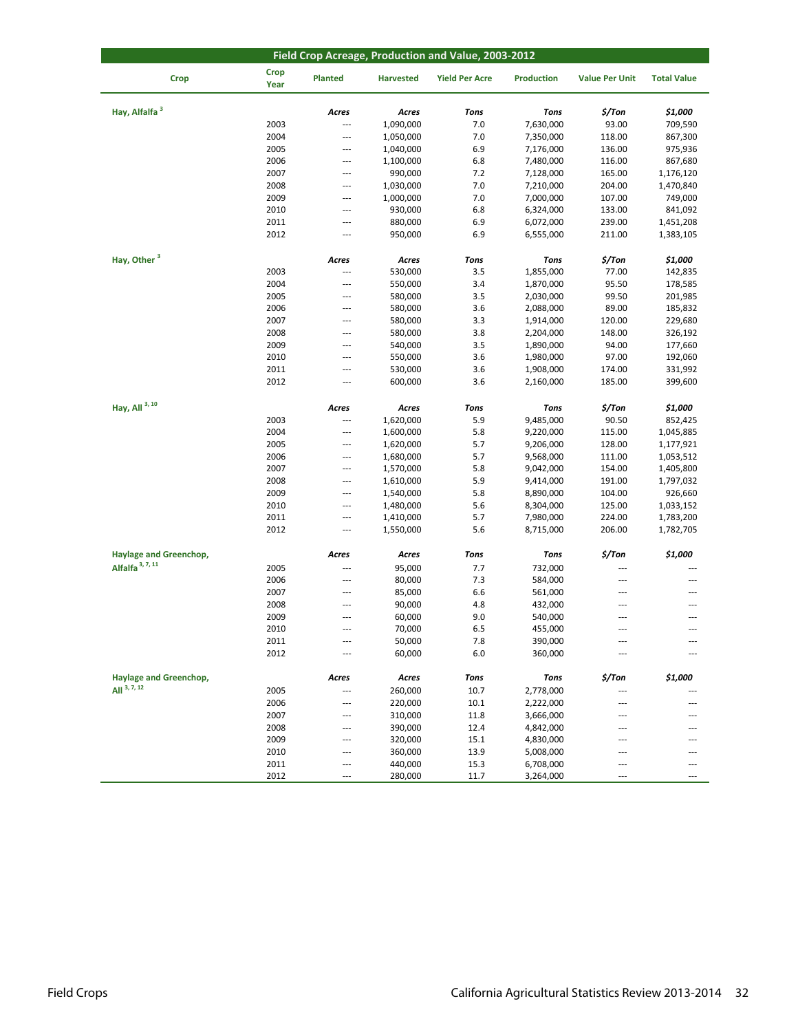## Field Crop Acreage, Production and Value, 2003-2012

| Crop | Crop Year | Planted | Harvested | Yield Per Acre | Production | Value Per Unit | Total Value |
|---|---|---|---|---|---|---|---|
| **Hay, Alfalfa** [3] | | *Acres* | *Acres* | *Tons* | *Tons* | *$/Ton* | *$1,000* |
| | 2003 | --- | 1,090,000 | 7.0 | 7,630,000 | 93.00 | 709,590 |
| | 2004 | --- | 1,050,000 | 7.0 | 7,350,000 | 118.00 | 867,300 |
| | 2005 | --- | 1,040,000 | 6.9 | 7,176,000 | 136.00 | 975,936 |
| | 2006 | --- | 1,100,000 | 6.8 | 7,480,000 | 116.00 | 867,680 |
| | 2007 | --- | 990,000 | 7.2 | 7,128,000 | 165.00 | 1,176,120 |
| | 2008 | --- | 1,030,000 | 7.0 | 7,210,000 | 204.00 | 1,470,840 |
| | 2009 | --- | 1,000,000 | 7.0 | 7,000,000 | 107.00 | 749,000 |
| | 2010 | --- | 930,000 | 6.8 | 6,324,000 | 133.00 | 841,092 |
| | 2011 | --- | 880,000 | 6.9 | 6,072,000 | 239.00 | 1,451,208 |
| | 2012 | --- | 950,000 | 6.9 | 6,555,000 | 211.00 | 1,383,105 |
| **Hay, Other** [3] | | *Acres* | *Acres* | *Tons* | *Tons* | *$/Ton* | *$1,000* |
| | 2003 | --- | 530,000 | 3.5 | 1,855,000 | 77.00 | 142,835 |
| | 2004 | --- | 550,000 | 3.4 | 1,870,000 | 95.50 | 178,585 |
| | 2005 | --- | 580,000 | 3.5 | 2,030,000 | 99.50 | 201,985 |
| | 2006 | --- | 580,000 | 3.6 | 2,088,000 | 89.00 | 185,832 |
| | 2007 | --- | 580,000 | 3.3 | 1,914,000 | 120.00 | 229,680 |
| | 2008 | --- | 580,000 | 3.8 | 2,204,000 | 148.00 | 326,192 |
| | 2009 | --- | 540,000 | 3.5 | 1,890,000 | 94.00 | 177,660 |
| | 2010 | --- | 550,000 | 3.6 | 1,980,000 | 97.00 | 192,060 |
| | 2011 | --- | 530,000 | 3.6 | 1,908,000 | 174.00 | 331,992 |
| | 2012 | --- | 600,000 | 3.6 | 2,160,000 | 185.00 | 399,600 |
| **Hay, All** [3, 10] | | *Acres* | *Acres* | *Tons* | *Tons* | *$/Ton* | *$1,000* |
| | 2003 | --- | 1,620,000 | 5.9 | 9,485,000 | 90.50 | 852,425 |
| | 2004 | --- | 1,600,000 | 5.8 | 9,220,000 | 115.00 | 1,045,885 |
| | 2005 | --- | 1,620,000 | 5.7 | 9,206,000 | 128.00 | 1,177,921 |
| | 2006 | --- | 1,680,000 | 5.7 | 9,568,000 | 111.00 | 1,053,512 |
| | 2007 | --- | 1,570,000 | 5.8 | 9,042,000 | 154.00 | 1,405,800 |
| | 2008 | --- | 1,610,000 | 5.9 | 9,414,000 | 191.00 | 1,797,032 |
| | 2009 | --- | 1,540,000 | 5.8 | 8,890,000 | 104.00 | 926,660 |
| | 2010 | --- | 1,480,000 | 5.6 | 8,304,000 | 125.00 | 1,033,152 |
| | 2011 | --- | 1,410,000 | 5.7 | 7,980,000 | 224.00 | 1,783,200 |
| | 2012 | --- | 1,550,000 | 5.6 | 8,715,000 | 206.00 | 1,782,705 |
| **Haylage and Greenchop, Alfalfa** [3, 7, 11] | | *Acres* | *Acres* | *Tons* | *Tons* | *$/Ton* | *$1,000* |
| | 2005 | --- | 95,000 | 7.7 | 732,000 | --- | --- |
| | 2006 | --- | 80,000 | 7.3 | 584,000 | --- | --- |
| | 2007 | --- | 85,000 | 6.6 | 561,000 | --- | --- |
| | 2008 | --- | 90,000 | 4.8 | 432,000 | --- | --- |
| | 2009 | --- | 60,000 | 9.0 | 540,000 | --- | --- |
| | 2010 | --- | 70,000 | 6.5 | 455,000 | --- | --- |
| | 2011 | --- | 50,000 | 7.8 | 390,000 | --- | --- |
| | 2012 | --- | 60,000 | 6.0 | 360,000 | --- | --- |
| **Haylage and Greenchop, All** [3, 7, 12] | | *Acres* | *Acres* | *Tons* | *Tons* | *$/Ton* | *$1,000* |
| | 2005 | --- | 260,000 | 10.7 | 2,778,000 | --- | --- |
| | 2006 | --- | 220,000 | 10.1 | 2,222,000 | --- | --- |
| | 2007 | --- | 310,000 | 11.8 | 3,666,000 | --- | --- |
| | 2008 | --- | 390,000 | 12.4 | 4,842,000 | --- | --- |
| | 2009 | --- | 320,000 | 15.1 | 4,830,000 | --- | --- |
| | 2010 | --- | 360,000 | 13.9 | 5,008,000 | --- | --- |
| | 2011 | --- | 440,000 | 15.3 | 6,708,000 | --- | --- |
| | 2012 | --- | 280,000 | 11.7 | 3,264,000 | --- | --- |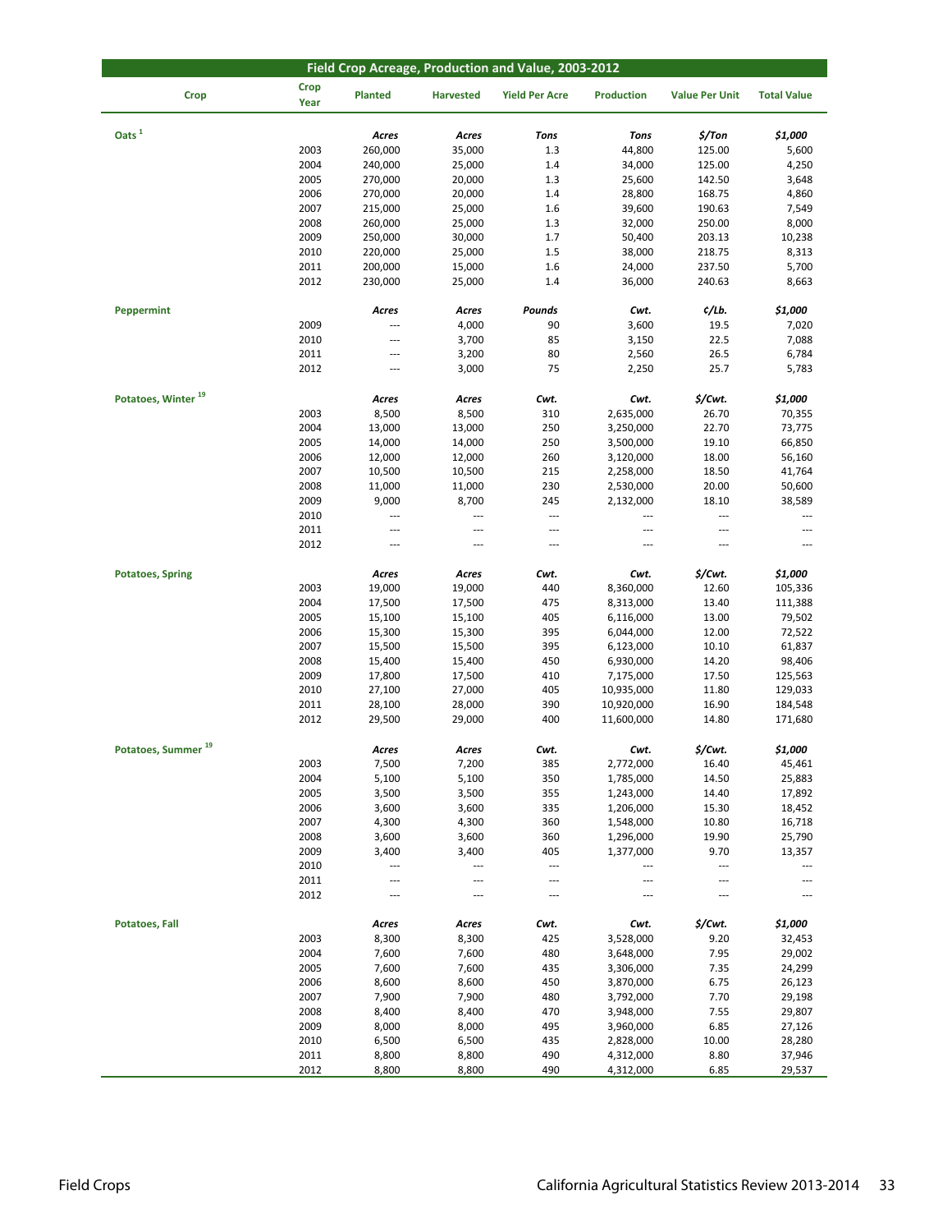| Field Crop Acreage, Production and Value, 2003-2012 | | | | | | | |
|---|---|---|---|---|---|---|---|
| Crop | Crop Year | Planted | Harvested | Yield Per Acre | Production | Value Per Unit | Total Value |
| Oats [1] | | *Acres* | *Acres* | *Tons* | *Tons* | *$/Ton* | *$1,000* |
| | 2003 | 260,000 | 35,000 | 1.3 | 44,800 | 125.00 | 5,600 |
| | 2004 | 240,000 | 25,000 | 1.4 | 34,000 | 125.00 | 4,250 |
| | 2005 | 270,000 | 20,000 | 1.3 | 25,600 | 142.50 | 3,648 |
| | 2006 | 270,000 | 20,000 | 1.4 | 28,800 | 168.75 | 4,860 |
| | 2007 | 215,000 | 25,000 | 1.6 | 39,600 | 190.63 | 7,549 |
| | 2008 | 260,000 | 25,000 | 1.3 | 32,000 | 250.00 | 8,000 |
| | 2009 | 250,000 | 30,000 | 1.7 | 50,400 | 203.13 | 10,238 |
| | 2010 | 220,000 | 25,000 | 1.5 | 38,000 | 218.75 | 8,313 |
| | 2011 | 200,000 | 15,000 | 1.6 | 24,000 | 237.50 | 5,700 |
| | 2012 | 230,000 | 25,000 | 1.4 | 36,000 | 240.63 | 8,663 |
| Peppermint | | *Acres* | *Acres* | *Pounds* | *Cwt.* | *¢/Lb.* | *$1,000* |
| | 2009 | --- | 4,000 | 90 | 3,600 | 19.5 | 7,020 |
| | 2010 | --- | 3,700 | 85 | 3,150 | 22.5 | 7,088 |
| | 2011 | --- | 3,200 | 80 | 2,560 | 26.5 | 6,784 |
| | 2012 | --- | 3,000 | 75 | 2,250 | 25.7 | 5,783 |
| Potatoes, Winter [19] | | *Acres* | *Acres* | *Cwt.* | *Cwt.* | *$/Cwt.* | *$1,000* |
| | 2003 | 8,500 | 8,500 | 310 | 2,635,000 | 26.70 | 70,355 |
| | 2004 | 13,000 | 13,000 | 250 | 3,250,000 | 22.70 | 73,775 |
| | 2005 | 14,000 | 14,000 | 250 | 3,500,000 | 19.10 | 66,850 |
| | 2006 | 12,000 | 12,000 | 260 | 3,120,000 | 18.00 | 56,160 |
| | 2007 | 10,500 | 10,500 | 215 | 2,258,000 | 18.50 | 41,764 |
| | 2008 | 11,000 | 11,000 | 230 | 2,530,000 | 20.00 | 50,600 |
| | 2009 | 9,000 | 8,700 | 245 | 2,132,000 | 18.10 | 38,589 |
| | 2010 | --- | --- | --- | --- | --- | --- |
| | 2011 | --- | --- | --- | --- | --- | --- |
| | 2012 | --- | --- | --- | --- | --- | --- |
| Potatoes, Spring | | *Acres* | *Acres* | *Cwt.* | *Cwt.* | *$/Cwt.* | *$1,000* |
| | 2003 | 19,000 | 19,000 | 440 | 8,360,000 | 12.60 | 105,336 |
| | 2004 | 17,500 | 17,500 | 475 | 8,313,000 | 13.40 | 111,388 |
| | 2005 | 15,100 | 15,100 | 405 | 6,116,000 | 13.00 | 79,502 |
| | 2006 | 15,300 | 15,300 | 395 | 6,044,000 | 12.00 | 72,522 |
| | 2007 | 15,500 | 15,500 | 395 | 6,123,000 | 10.10 | 61,837 |
| | 2008 | 15,400 | 15,400 | 450 | 6,930,000 | 14.20 | 98,406 |
| | 2009 | 17,800 | 17,500 | 410 | 7,175,000 | 17.50 | 125,563 |
| | 2010 | 27,100 | 27,000 | 405 | 10,935,000 | 11.80 | 129,033 |
| | 2011 | 28,100 | 28,000 | 390 | 10,920,000 | 16.90 | 184,548 |
| | 2012 | 29,500 | 29,000 | 400 | 11,600,000 | 14.80 | 171,680 |
| Potatoes, Summer [19] | | *Acres* | *Acres* | *Cwt.* | *Cwt.* | *$/Cwt.* | *$1,000* |
| | 2003 | 7,500 | 7,200 | 385 | 2,772,000 | 16.40 | 45,461 |
| | 2004 | 5,100 | 5,100 | 350 | 1,785,000 | 14.50 | 25,883 |
| | 2005 | 3,500 | 3,500 | 355 | 1,243,000 | 14.40 | 17,892 |
| | 2006 | 3,600 | 3,600 | 335 | 1,206,000 | 15.30 | 18,452 |
| | 2007 | 4,300 | 4,300 | 360 | 1,548,000 | 10.80 | 16,718 |
| | 2008 | 3,600 | 3,600 | 360 | 1,296,000 | 19.90 | 25,790 |
| | 2009 | 3,400 | 3,400 | 405 | 1,377,000 | 9.70 | 13,357 |
| | 2010 | --- | --- | --- | --- | --- | --- |
| | 2011 | --- | --- | --- | --- | --- | --- |
| | 2012 | --- | --- | --- | --- | --- | --- |
| Potatoes, Fall | | *Acres* | *Acres* | *Cwt.* | *Cwt.* | *$/Cwt.* | *$1,000* |
| | 2003 | 8,300 | 8,300 | 425 | 3,528,000 | 9.20 | 32,453 |
| | 2004 | 7,600 | 7,600 | 480 | 3,648,000 | 7.95 | 29,002 |
| | 2005 | 7,600 | 7,600 | 435 | 3,306,000 | 7.35 | 24,299 |
| | 2006 | 8,600 | 8,600 | 450 | 3,870,000 | 6.75 | 26,123 |
| | 2007 | 7,900 | 7,900 | 480 | 3,792,000 | 7.70 | 29,198 |
| | 2008 | 8,400 | 8,400 | 470 | 3,948,000 | 7.55 | 29,807 |
| | 2009 | 8,000 | 8,000 | 495 | 3,960,000 | 6.85 | 27,126 |
| | 2010 | 6,500 | 6,500 | 435 | 2,828,000 | 10.00 | 28,280 |
| | 2011 | 8,800 | 8,800 | 490 | 4,312,000 | 8.80 | 37,946 |
| | 2012 | 8,800 | 8,800 | 490 | 4,312,000 | 6.85 | 29,537 |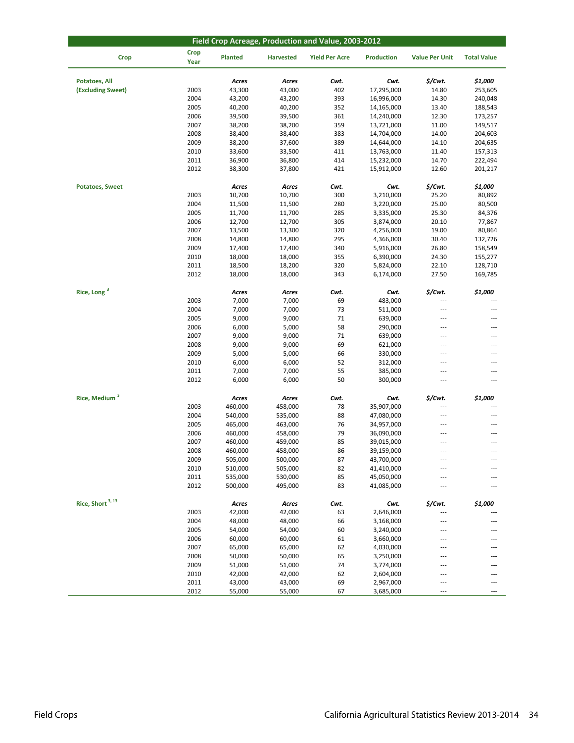## Field Crop Acreage, Production and Value, 2003-2012

| Crop | Crop Year | Planted | Harvested | Yield Per Acre | Production | Value Per Unit | Total Value |
|---|---|---|---|---|---|---|---|
| **Potatoes, All** | | *Acres* | *Acres* | *Cwt.* | *Cwt.* | *$/Cwt.* | *$1,000* |
| **(Excluding Sweet)** | 2003 | 43,300 | 43,000 | 402 | 17,295,000 | 14.80 | 253,605 |
| | 2004 | 43,200 | 43,200 | 393 | 16,996,000 | 14.30 | 240,048 |
| | 2005 | 40,200 | 40,200 | 352 | 14,165,000 | 13.40 | 188,543 |
| | 2006 | 39,500 | 39,500 | 361 | 14,240,000 | 12.30 | 173,257 |
| | 2007 | 38,200 | 38,200 | 359 | 13,721,000 | 11.00 | 149,517 |
| | 2008 | 38,400 | 38,400 | 383 | 14,704,000 | 14.00 | 204,603 |
| | 2009 | 38,200 | 37,600 | 389 | 14,644,000 | 14.10 | 204,635 |
| | 2010 | 33,600 | 33,500 | 411 | 13,763,000 | 11.40 | 157,313 |
| | 2011 | 36,900 | 36,800 | 414 | 15,232,000 | 14.70 | 222,494 |
| | 2012 | 38,300 | 37,800 | 421 | 15,912,000 | 12.60 | 201,217 |
| **Potatoes, Sweet** | | *Acres* | *Acres* | *Cwt.* | *Cwt.* | *$/Cwt.* | *$1,000* |
| | 2003 | 10,700 | 10,700 | 300 | 3,210,000 | 25.20 | 80,892 |
| | 2004 | 11,500 | 11,500 | 280 | 3,220,000 | 25.00 | 80,500 |
| | 2005 | 11,700 | 11,700 | 285 | 3,335,000 | 25.30 | 84,376 |
| | 2006 | 12,700 | 12,700 | 305 | 3,874,000 | 20.10 | 77,867 |
| | 2007 | 13,500 | 13,300 | 320 | 4,256,000 | 19.00 | 80,864 |
| | 2008 | 14,800 | 14,800 | 295 | 4,366,000 | 30.40 | 132,726 |
| | 2009 | 17,400 | 17,400 | 340 | 5,916,000 | 26.80 | 158,549 |
| | 2010 | 18,000 | 18,000 | 355 | 6,390,000 | 24.30 | 155,277 |
| | 2011 | 18,500 | 18,200 | 320 | 5,824,000 | 22.10 | 128,710 |
| | 2012 | 18,000 | 18,000 | 343 | 6,174,000 | 27.50 | 169,785 |
| **Rice, Long [3]** | | *Acres* | *Acres* | *Cwt.* | *Cwt.* | *$/Cwt.* | *$1,000* |
| | 2003 | 7,000 | 7,000 | 69 | 483,000 | --- | --- |
| | 2004 | 7,000 | 7,000 | 73 | 511,000 | --- | --- |
| | 2005 | 9,000 | 9,000 | 71 | 639,000 | --- | --- |
| | 2006 | 6,000 | 5,000 | 58 | 290,000 | --- | --- |
| | 2007 | 9,000 | 9,000 | 71 | 639,000 | --- | --- |
| | 2008 | 9,000 | 9,000 | 69 | 621,000 | --- | --- |
| | 2009 | 5,000 | 5,000 | 66 | 330,000 | --- | --- |
| | 2010 | 6,000 | 6,000 | 52 | 312,000 | --- | --- |
| | 2011 | 7,000 | 7,000 | 55 | 385,000 | --- | --- |
| | 2012 | 6,000 | 6,000 | 50 | 300,000 | --- | --- |
| **Rice, Medium [3]** | | *Acres* | *Acres* | *Cwt.* | *Cwt.* | *$/Cwt.* | *$1,000* |
| | 2003 | 460,000 | 458,000 | 78 | 35,907,000 | --- | --- |
| | 2004 | 540,000 | 535,000 | 88 | 47,080,000 | --- | --- |
| | 2005 | 465,000 | 463,000 | 76 | 34,957,000 | --- | --- |
| | 2006 | 460,000 | 458,000 | 79 | 36,090,000 | --- | --- |
| | 2007 | 460,000 | 459,000 | 85 | 39,015,000 | --- | --- |
| | 2008 | 460,000 | 458,000 | 86 | 39,159,000 | --- | --- |
| | 2009 | 505,000 | 500,000 | 87 | 43,700,000 | --- | --- |
| | 2010 | 510,000 | 505,000 | 82 | 41,410,000 | --- | --- |
| | 2011 | 535,000 | 530,000 | 85 | 45,050,000 | --- | --- |
| | 2012 | 500,000 | 495,000 | 83 | 41,085,000 | --- | --- |
| **Rice, Short [3, 13]** | | *Acres* | *Acres* | *Cwt.* | *Cwt.* | *$/Cwt.* | *$1,000* |
| | 2003 | 42,000 | 42,000 | 63 | 2,646,000 | --- | --- |
| | 2004 | 48,000 | 48,000 | 66 | 3,168,000 | --- | --- |
| | 2005 | 54,000 | 54,000 | 60 | 3,240,000 | --- | --- |
| | 2006 | 60,000 | 60,000 | 61 | 3,660,000 | --- | --- |
| | 2007 | 65,000 | 65,000 | 62 | 4,030,000 | --- | --- |
| | 2008 | 50,000 | 50,000 | 65 | 3,250,000 | --- | --- |
| | 2009 | 51,000 | 51,000 | 74 | 3,774,000 | --- | --- |
| | 2010 | 42,000 | 42,000 | 62 | 2,604,000 | --- | --- |
| | 2011 | 43,000 | 43,000 | 69 | 2,967,000 | --- | --- |
| | 2012 | 55,000 | 55,000 | 67 | 3,685,000 | --- | --- |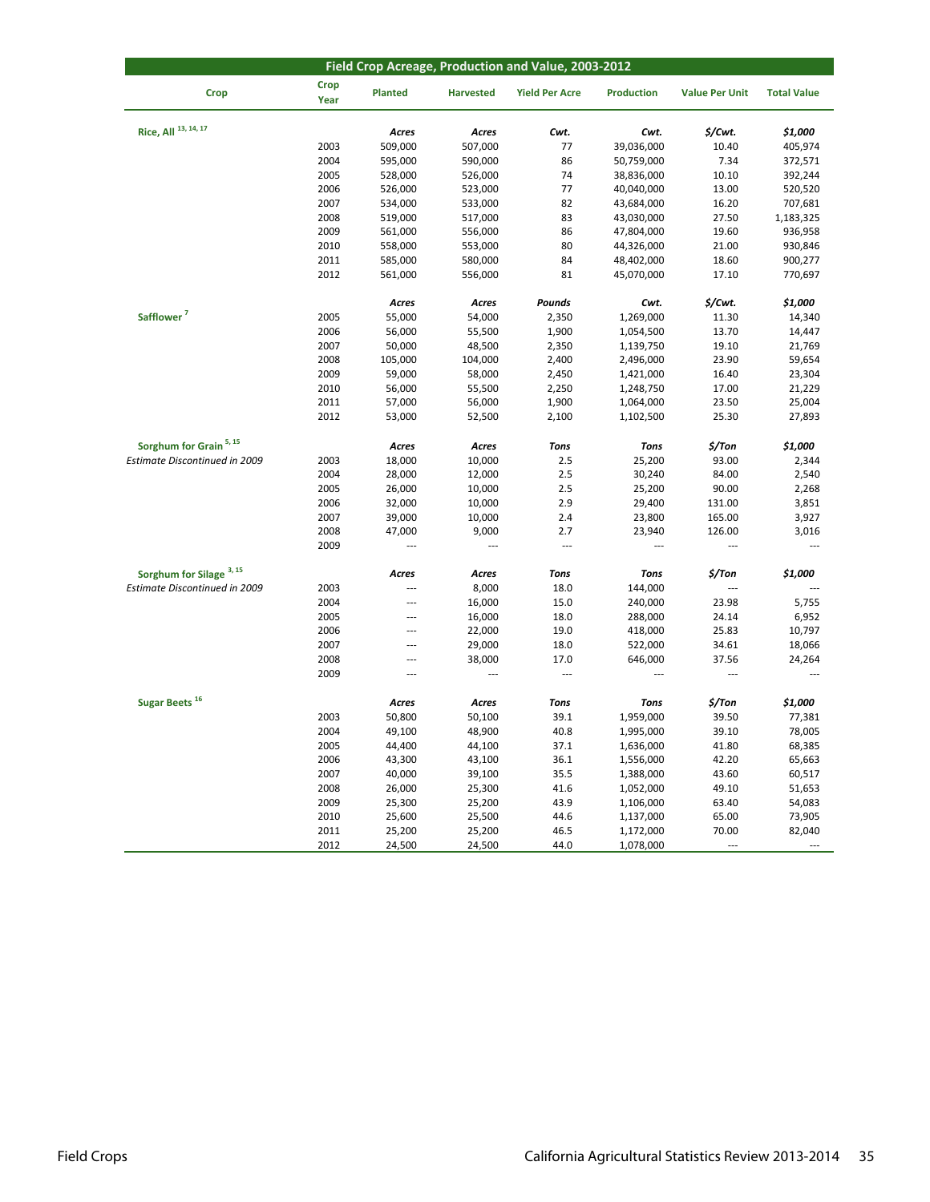## Field Crop Acreage, Production and Value, 2003-2012

| Crop | Crop Year | Planted | Harvested | Yield Per Acre | Production | Value Per Unit | Total Value |
|---|---|---|---|---|---|---|---|
| Rice, All [13, 14, 17] | | *Acres* | *Acres* | *Cwt.* | *Cwt.* | *$/Cwt.* | *$1,000* |
| | 2003 | 509,000 | 507,000 | 77 | 39,036,000 | 10.40 | 405,974 |
| | 2004 | 595,000 | 590,000 | 86 | 50,759,000 | 7.34 | 372,571 |
| | 2005 | 528,000 | 526,000 | 74 | 38,836,000 | 10.10 | 392,244 |
| | 2006 | 526,000 | 523,000 | 77 | 40,040,000 | 13.00 | 520,520 |
| | 2007 | 534,000 | 533,000 | 82 | 43,684,000 | 16.20 | 707,681 |
| | 2008 | 519,000 | 517,000 | 83 | 43,030,000 | 27.50 | 1,183,325 |
| | 2009 | 561,000 | 556,000 | 86 | 47,804,000 | 19.60 | 936,958 |
| | 2010 | 558,000 | 553,000 | 80 | 44,326,000 | 21.00 | 930,846 |
| | 2011 | 585,000 | 580,000 | 84 | 48,402,000 | 18.60 | 900,277 |
| | 2012 | 561,000 | 556,000 | 81 | 45,070,000 | 17.10 | 770,697 |
| Safflower [7] | | *Acres* | *Acres* | *Pounds* | *Cwt.* | *$/Cwt.* | *$1,000* |
| | 2005 | 55,000 | 54,000 | 2,350 | 1,269,000 | 11.30 | 14,340 |
| | 2006 | 56,000 | 55,500 | 1,900 | 1,054,500 | 13.70 | 14,447 |
| | 2007 | 50,000 | 48,500 | 2,350 | 1,139,750 | 19.10 | 21,769 |
| | 2008 | 105,000 | 104,000 | 2,400 | 2,496,000 | 23.90 | 59,654 |
| | 2009 | 59,000 | 58,000 | 2,450 | 1,421,000 | 16.40 | 23,304 |
| | 2010 | 56,000 | 55,500 | 2,250 | 1,248,750 | 17.00 | 21,229 |
| | 2011 | 57,000 | 56,000 | 1,900 | 1,064,000 | 23.50 | 25,004 |
| | 2012 | 53,000 | 52,500 | 2,100 | 1,102,500 | 25.30 | 27,893 |
| Sorghum for Grain [5, 15] | | *Acres* | *Acres* | *Tons* | *Tons* | *$/Ton* | *$1,000* |
| *Estimate Discontinued in 2009* | 2003 | 18,000 | 10,000 | 2.5 | 25,200 | 93.00 | 2,344 |
| | 2004 | 28,000 | 12,000 | 2.5 | 30,240 | 84.00 | 2,540 |
| | 2005 | 26,000 | 10,000 | 2.5 | 25,200 | 90.00 | 2,268 |
| | 2006 | 32,000 | 10,000 | 2.9 | 29,400 | 131.00 | 3,851 |
| | 2007 | 39,000 | 10,000 | 2.4 | 23,800 | 165.00 | 3,927 |
| | 2008 | 47,000 | 9,000 | 2.7 | 23,940 | 126.00 | 3,016 |
| | 2009 | --- | --- | --- | --- | --- | --- |
| Sorghum for Silage [3, 15] | | *Acres* | *Acres* | *Tons* | *Tons* | *$/Ton* | *$1,000* |
| *Estimate Discontinued in 2009* | 2003 | --- | 8,000 | 18.0 | 144,000 | --- | --- |
| | 2004 | --- | 16,000 | 15.0 | 240,000 | 23.98 | 5,755 |
| | 2005 | --- | 16,000 | 18.0 | 288,000 | 24.14 | 6,952 |
| | 2006 | --- | 22,000 | 19.0 | 418,000 | 25.83 | 10,797 |
| | 2007 | --- | 29,000 | 18.0 | 522,000 | 34.61 | 18,066 |
| | 2008 | --- | 38,000 | 17.0 | 646,000 | 37.56 | 24,264 |
| | 2009 | --- | --- | --- | --- | --- | --- |
| Sugar Beets [16] | | *Acres* | *Acres* | *Tons* | *Tons* | *$/Ton* | *$1,000* |
| | 2003 | 50,800 | 50,100 | 39.1 | 1,959,000 | 39.50 | 77,381 |
| | 2004 | 49,100 | 48,900 | 40.8 | 1,995,000 | 39.10 | 78,005 |
| | 2005 | 44,400 | 44,100 | 37.1 | 1,636,000 | 41.80 | 68,385 |
| | 2006 | 43,300 | 43,100 | 36.1 | 1,556,000 | 42.20 | 65,663 |
| | 2007 | 40,000 | 39,100 | 35.5 | 1,388,000 | 43.60 | 60,517 |
| | 2008 | 26,000 | 25,300 | 41.6 | 1,052,000 | 49.10 | 51,653 |
| | 2009 | 25,300 | 25,200 | 43.9 | 1,106,000 | 63.40 | 54,083 |
| | 2010 | 25,600 | 25,500 | 44.6 | 1,137,000 | 65.00 | 73,905 |
| | 2011 | 25,200 | 25,200 | 46.5 | 1,172,000 | 70.00 | 82,040 |
| | 2012 | 24,500 | 24,500 | 44.0 | 1,078,000 | --- | --- |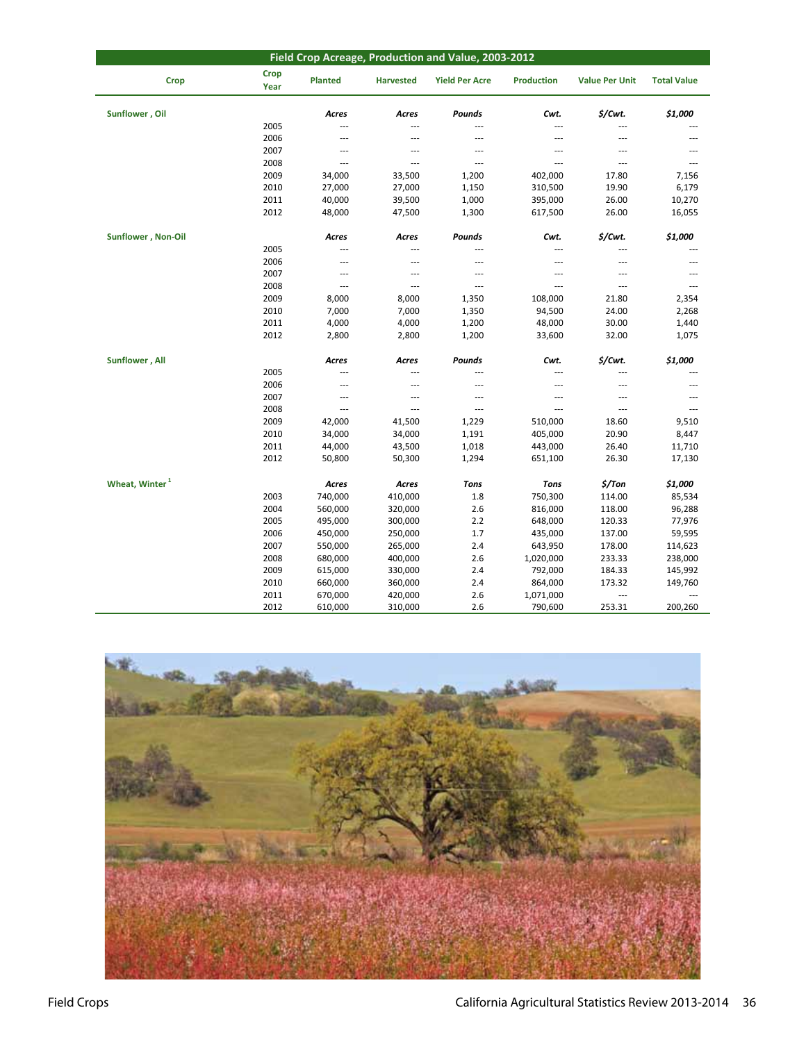## Field Crop Acreage, Production and Value, 2003-2012

| Crop | Crop Year | Planted | Harvested | Yield Per Acre | Production | Value Per Unit | Total Value |
|---|---|---|---|---|---|---|---|
| **Sunflower , Oil** | | *Acres* | *Acres* | *Pounds* | *Cwt.* | *$/Cwt.* | *$1,000* |
| | 2005 | --- | --- | --- | --- | --- | --- |
| | 2006 | --- | --- | --- | --- | --- | --- |
| | 2007 | --- | --- | --- | --- | --- | --- |
| | 2008 | --- | --- | --- | --- | --- | --- |
| | 2009 | 34,000 | 33,500 | 1,200 | 402,000 | 17.80 | 7,156 |
| | 2010 | 27,000 | 27,000 | 1,150 | 310,500 | 19.90 | 6,179 |
| | 2011 | 40,000 | 39,500 | 1,000 | 395,000 | 26.00 | 10,270 |
| | 2012 | 48,000 | 47,500 | 1,300 | 617,500 | 26.00 | 16,055 |
| **Sunflower , Non-Oil** | | *Acres* | *Acres* | *Pounds* | *Cwt.* | *$/Cwt.* | *$1,000* |
| | 2005 | --- | --- | --- | --- | --- | --- |
| | 2006 | --- | --- | --- | --- | --- | --- |
| | 2007 | --- | --- | --- | --- | --- | --- |
| | 2008 | --- | --- | --- | --- | --- | --- |
| | 2009 | 8,000 | 8,000 | 1,350 | 108,000 | 21.80 | 2,354 |
| | 2010 | 7,000 | 7,000 | 1,350 | 94,500 | 24.00 | 2,268 |
| | 2011 | 4,000 | 4,000 | 1,200 | 48,000 | 30.00 | 1,440 |
| | 2012 | 2,800 | 2,800 | 1,200 | 33,600 | 32.00 | 1,075 |
| **Sunflower , All** | | *Acres* | *Acres* | *Pounds* | *Cwt.* | *$/Cwt.* | *$1,000* |
| | 2005 | --- | --- | --- | --- | --- | --- |
| | 2006 | --- | --- | --- | --- | --- | --- |
| | 2007 | --- | --- | --- | --- | --- | --- |
| | 2008 | --- | --- | --- | --- | --- | --- |
| | 2009 | 42,000 | 41,500 | 1,229 | 510,000 | 18.60 | 9,510 |
| | 2010 | 34,000 | 34,000 | 1,191 | 405,000 | 20.90 | 8,447 |
| | 2011 | 44,000 | 43,500 | 1,018 | 443,000 | 26.40 | 11,710 |
| | 2012 | 50,800 | 50,300 | 1,294 | 651,100 | 26.30 | 17,130 |
| **Wheat, Winter** [1] | | *Acres* | *Acres* | *Tons* | *Tons* | *$/Ton* | *$1,000* |
| | 2003 | 740,000 | 410,000 | 1.8 | 750,300 | 114.00 | 85,534 |
| | 2004 | 560,000 | 320,000 | 2.6 | 816,000 | 118.00 | 96,288 |
| | 2005 | 495,000 | 300,000 | 2.2 | 648,000 | 120.33 | 77,976 |
| | 2006 | 450,000 | 250,000 | 1.7 | 435,000 | 137.00 | 59,595 |
| | 2007 | 550,000 | 265,000 | 2.4 | 643,950 | 178.00 | 114,623 |
| | 2008 | 680,000 | 400,000 | 2.6 | 1,020,000 | 233.33 | 238,000 |
| | 2009 | 615,000 | 330,000 | 2.4 | 792,000 | 184.33 | 145,992 |
| | 2010 | 660,000 | 360,000 | 2.4 | 864,000 | 173.32 | 149,760 |
| | 2011 | 670,000 | 420,000 | 2.6 | 1,071,000 | --- | --- |
| | 2012 | 610,000 | 310,000 | 2.6 | 790,600 | 253.31 | 200,260 |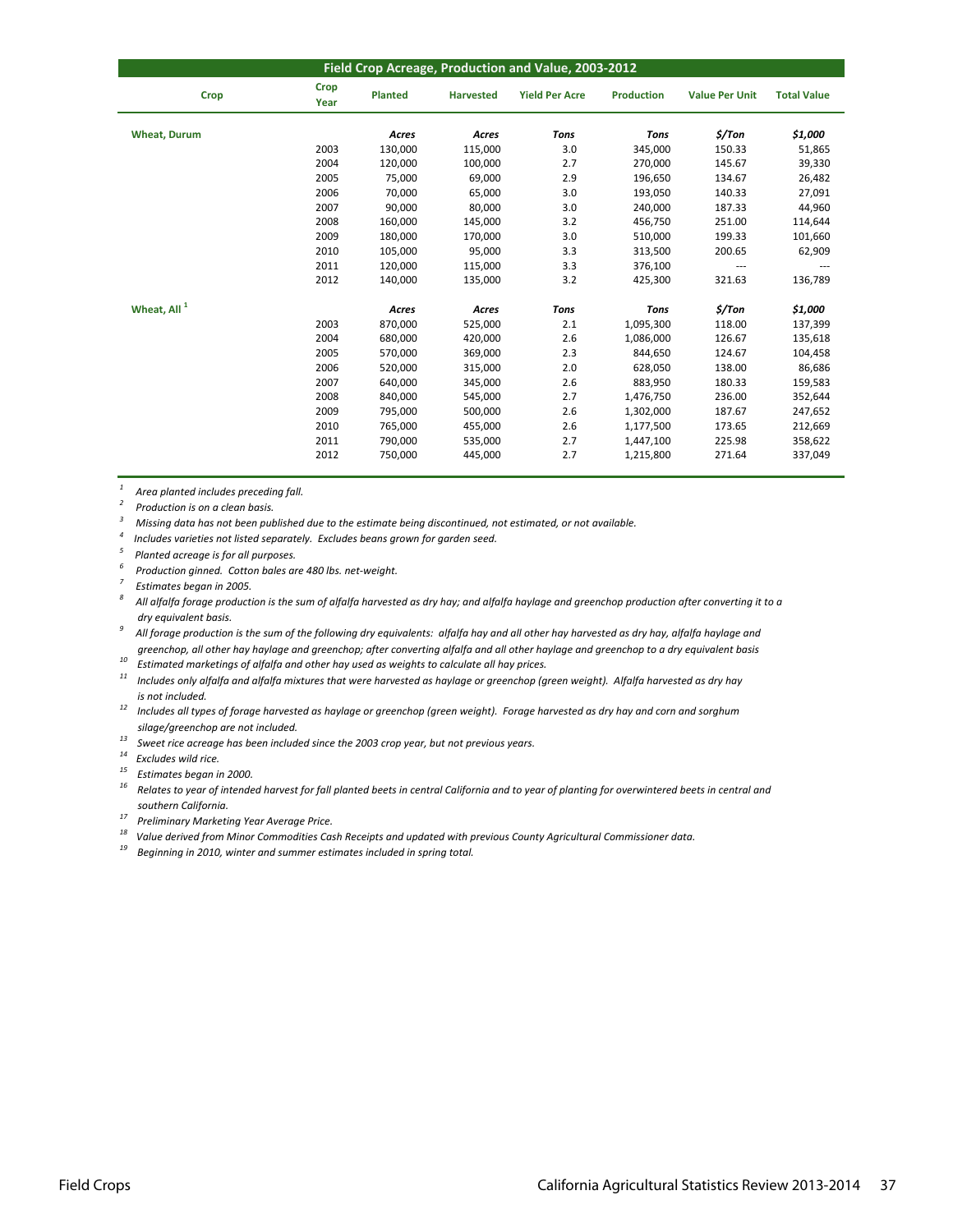## Field Crop Acreage, Production and Value, 2003-2012

| Crop | Crop Year | Planted | Harvested | Yield Per Acre | Production | Value Per Unit | Total Value |
|---|---|---|---|---|---|---|---|
| **Wheat, Durum** | | *Acres* | *Acres* | *Tons* | *Tons* | *$/Ton* | *$1,000* |
| | 2003 | 130,000 | 115,000 | 3.0 | 345,000 | 150.33 | 51,865 |
| | 2004 | 120,000 | 100,000 | 2.7 | 270,000 | 145.67 | 39,330 |
| | 2005 | 75,000 | 69,000 | 2.9 | 196,650 | 134.67 | 26,482 |
| | 2006 | 70,000 | 65,000 | 3.0 | 193,050 | 140.33 | 27,091 |
| | 2007 | 90,000 | 80,000 | 3.0 | 240,000 | 187.33 | 44,960 |
| | 2008 | 160,000 | 145,000 | 3.2 | 456,750 | 251.00 | 114,644 |
| | 2009 | 180,000 | 170,000 | 3.0 | 510,000 | 199.33 | 101,660 |
| | 2010 | 105,000 | 95,000 | 3.3 | 313,500 | 200.65 | 62,909 |
| | 2011 | 120,000 | 115,000 | 3.3 | 376,100 | --- | --- |
| | 2012 | 140,000 | 135,000 | 3.2 | 425,300 | 321.63 | 136,789 |
| **Wheat, All** [1] | | *Acres* | *Acres* | *Tons* | *Tons* | *$/Ton* | *$1,000* |
| | 2003 | 870,000 | 525,000 | 2.1 | 1,095,300 | 118.00 | 137,399 |
| | 2004 | 680,000 | 420,000 | 2.6 | 1,086,000 | 126.67 | 135,618 |
| | 2005 | 570,000 | 369,000 | 2.3 | 844,650 | 124.67 | 104,458 |
| | 2006 | 520,000 | 315,000 | 2.0 | 628,050 | 138.00 | 86,686 |
| | 2007 | 640,000 | 345,000 | 2.6 | 883,950 | 180.33 | 159,583 |
| | 2008 | 840,000 | 545,000 | 2.7 | 1,476,750 | 236.00 | 352,644 |
| | 2009 | 795,000 | 500,000 | 2.6 | 1,302,000 | 187.67 | 247,652 |
| | 2010 | 765,000 | 455,000 | 2.6 | 1,177,500 | 173.65 | 212,669 |
| | 2011 | 790,000 | 535,000 | 2.7 | 1,447,100 | 225.98 | 358,622 |
| | 2012 | 750,000 | 445,000 | 2.7 | 1,215,800 | 271.64 | 337,049 |

[1] *Area planted includes preceding fall.*
[2] *Production is on a clean basis.*
[3] *Missing data has not been published due to the estimate being discontinued, not estimated, or not available.*
[4] *Includes varieties not listed separately. Excludes beans grown for garden seed.*
[5] *Planted acreage is for all purposes.*
[6] *Production ginned. Cotton bales are 480 lbs. net-weight.*
[7] *Estimates began in 2005.*
[8] *All alfalfa forage production is the sum of alfalfa harvested as dry hay; and alfalfa haylage and greenchop production after converting it to a dry equivalent basis.*
[9] *All forage production is the sum of the following dry equivalents: alfalfa hay and all other hay harvested as dry hay, alfalfa haylage and greenchop, all other hay haylage and greenchop; after converting alfalfa and all other haylage and greenchop to a dry equivalent basis*
[10] *Estimated marketings of alfalfa and other hay used as weights to calculate all hay prices.*
[11] *Includes only alfalfa and alfalfa mixtures that were harvested as haylage or greenchop (green weight). Alfalfa harvested as dry hay is not included.*
[12] *Includes all types of forage harvested as haylage or greenchop (green weight). Forage harvested as dry hay and corn and sorghum silage/greenchop are not included.*
[13] *Sweet rice acreage has been included since the 2003 crop year, but not previous years.*
[14] *Excludes wild rice.*
[15] *Estimates began in 2000.*
[16] *Relates to year of intended harvest for fall planted beets in central California and to year of planting for overwintered beets in central and southern California.*
[17] *Preliminary Marketing Year Average Price.*
[18] *Value derived from Minor Commodities Cash Receipts and updated with previous County Agricultural Commissioner data.*
[19] *Beginning in 2010, winter and summer estimates included in spring total.*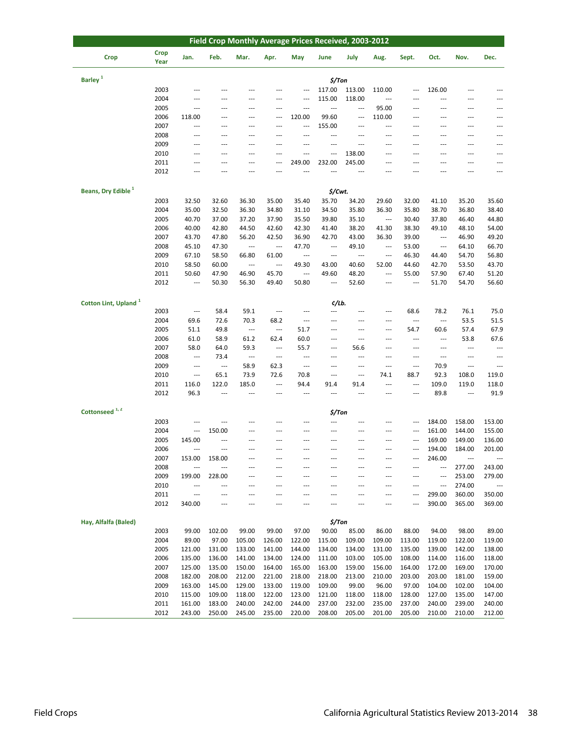## Field Crop Monthly Average Prices Received, 2003-2012

| Crop | Crop Year | Jan. | Feb. | Mar. | Apr. | May | June | July | Aug. | Sept. | Oct. | Nov. | Dec. |
|---|---|---|---|---|---|---|---|---|---|---|---|---|---|
| **Barley** [1] | | | | | | | *$/Ton* | | | | | | |
| | 2003 | --- | --- | --- | --- | --- | 117.00 | 113.00 | 110.00 | --- | 126.00 | --- | --- |
| | 2004 | --- | --- | --- | --- | --- | 115.00 | 118.00 | --- | --- | --- | --- | --- |
| | 2005 | --- | --- | --- | --- | --- | --- | --- | 95.00 | --- | --- | --- | --- |
| | 2006 | 118.00 | --- | --- | --- | 120.00 | 99.60 | --- | 110.00 | --- | --- | --- | --- |
| | 2007 | --- | --- | --- | --- | --- | 155.00 | --- | --- | --- | --- | --- | --- |
| | 2008 | --- | --- | --- | --- | --- | --- | --- | --- | --- | --- | --- | --- |
| | 2009 | --- | --- | --- | --- | --- | --- | --- | --- | --- | --- | --- | --- |
| | 2010 | --- | --- | --- | --- | --- | --- | 138.00 | --- | --- | --- | --- | --- |
| | 2011 | --- | --- | --- | --- | 249.00 | 232.00 | 245.00 | --- | --- | --- | --- | --- |
| | 2012 | --- | --- | --- | --- | --- | --- | --- | --- | --- | --- | --- | --- |
| **Beans, Dry Edible** [1] | | | | | | | *$/Cwt.* | | | | | | |
| | 2003 | 32.50 | 32.60 | 36.30 | 35.00 | 35.40 | 35.70 | 34.20 | 29.60 | 32.00 | 41.10 | 35.20 | 35.60 |
| | 2004 | 35.00 | 32.50 | 36.30 | 34.80 | 31.10 | 34.50 | 35.80 | 36.30 | 35.80 | 38.70 | 36.80 | 38.40 |
| | 2005 | 40.70 | 37.00 | 37.20 | 37.90 | 35.50 | 39.80 | 35.10 | --- | 30.40 | 37.80 | 46.40 | 44.80 |
| | 2006 | 40.00 | 42.80 | 44.50 | 42.60 | 42.30 | 41.40 | 38.20 | 41.30 | 38.30 | 49.10 | 48.10 | 54.00 |
| | 2007 | 43.70 | 47.80 | 56.20 | 42.50 | 36.90 | 42.70 | 43.00 | 36.30 | 39.00 | --- | 46.90 | 49.20 |
| | 2008 | 45.10 | 47.30 | --- | --- | 47.70 | --- | 49.10 | --- | 53.00 | --- | 64.10 | 66.70 |
| | 2009 | 67.10 | 58.50 | 66.80 | 61.00 | --- | --- | --- | --- | 46.30 | 44.40 | 54.70 | 56.80 |
| | 2010 | 58.50 | 60.00 | --- | --- | 49.30 | 43.00 | 40.60 | 52.00 | 44.60 | 42.70 | 53.50 | 43.70 |
| | 2011 | 50.60 | 47.90 | 46.90 | 45.70 | --- | 49.60 | 48.20 | --- | 55.00 | 57.90 | 67.40 | 51.20 |
| | 2012 | --- | 50.30 | 56.30 | 49.40 | 50.80 | --- | 52.60 | --- | --- | 51.70 | 54.70 | 56.60 |
| **Cotton Lint, Upland** [1] | | | | | | | *¢/Lb.* | | | | | | |
| | 2003 | --- | 58.4 | 59.1 | --- | --- | --- | --- | --- | 68.6 | 78.2 | 76.1 | 75.0 |
| | 2004 | 69.6 | 72.6 | 70.3 | 68.2 | --- | --- | --- | --- | --- | --- | 53.5 | 51.5 |
| | 2005 | 51.1 | 49.8 | --- | --- | 51.7 | --- | --- | --- | 54.7 | 60.6 | 57.4 | 67.9 |
| | 2006 | 61.0 | 58.9 | 61.2 | 62.4 | 60.0 | --- | --- | --- | --- | --- | 53.8 | 67.6 |
| | 2007 | 58.0 | 64.0 | 59.3 | --- | 55.7 | --- | 56.6 | --- | --- | --- | --- | --- |
| | 2008 | --- | 73.4 | --- | --- | --- | --- | --- | --- | --- | --- | --- | --- |
| | 2009 | --- | --- | 58.9 | 62.3 | --- | --- | --- | --- | --- | 70.9 | --- | --- |
| | 2010 | --- | 65.1 | 73.9 | 72.6 | 70.8 | --- | --- | 74.1 | 88.7 | 92.3 | 108.0 | 119.0 |
| | 2011 | 116.0 | 122.0 | 185.0 | --- | 94.4 | 91.4 | 91.4 | --- | --- | 109.0 | 119.0 | 118.0 |
| | 2012 | 96.3 | --- | --- | --- | --- | --- | --- | --- | --- | 89.8 | --- | 91.9 |
| **Cottonseed** [1,2] | | | | | | | *$/Ton* | | | | | | |
| | 2003 | --- | --- | --- | --- | --- | --- | --- | --- | --- | 184.00 | 158.00 | 153.00 |
| | 2004 | --- | 150.00 | --- | --- | --- | --- | --- | --- | --- | 161.00 | 144.00 | 155.00 |
| | 2005 | 145.00 | --- | --- | --- | --- | --- | --- | --- | --- | 169.00 | 149.00 | 136.00 |
| | 2006 | --- | --- | --- | --- | --- | --- | --- | --- | --- | 194.00 | 184.00 | 201.00 |
| | 2007 | 153.00 | 158.00 | --- | --- | --- | --- | --- | --- | --- | 246.00 | --- | --- |
| | 2008 | --- | --- | --- | --- | --- | --- | --- | --- | --- | --- | 277.00 | 243.00 |
| | 2009 | 199.00 | 228.00 | --- | --- | --- | --- | --- | --- | --- | --- | 253.00 | 279.00 |
| | 2010 | --- | --- | --- | --- | --- | --- | --- | --- | --- | --- | 274.00 | --- |
| | 2011 | --- | --- | --- | --- | --- | --- | --- | --- | --- | 299.00 | 360.00 | 350.00 |
| | 2012 | 340.00 | --- | --- | --- | --- | --- | --- | --- | --- | 390.00 | 365.00 | 369.00 |
| **Hay, Alfalfa (Baled)** | | | | | | | *$/Ton* | | | | | | |
| | 2003 | 99.00 | 102.00 | 99.00 | 99.00 | 97.00 | 90.00 | 85.00 | 86.00 | 88.00 | 94.00 | 98.00 | 89.00 |
| | 2004 | 89.00 | 97.00 | 105.00 | 126.00 | 122.00 | 115.00 | 109.00 | 109.00 | 113.00 | 119.00 | 122.00 | 119.00 |
| | 2005 | 121.00 | 131.00 | 133.00 | 141.00 | 144.00 | 134.00 | 134.00 | 131.00 | 135.00 | 139.00 | 142.00 | 138.00 |
| | 2006 | 135.00 | 136.00 | 141.00 | 134.00 | 124.00 | 111.00 | 103.00 | 105.00 | 108.00 | 114.00 | 116.00 | 118.00 |
| | 2007 | 125.00 | 135.00 | 150.00 | 164.00 | 165.00 | 163.00 | 159.00 | 156.00 | 164.00 | 172.00 | 169.00 | 170.00 |
| | 2008 | 182.00 | 208.00 | 212.00 | 221.00 | 218.00 | 218.00 | 213.00 | 210.00 | 203.00 | 203.00 | 181.00 | 159.00 |
| | 2009 | 163.00 | 145.00 | 129.00 | 133.00 | 119.00 | 109.00 | 99.00 | 96.00 | 97.00 | 104.00 | 102.00 | 104.00 |
| | 2010 | 115.00 | 109.00 | 118.00 | 122.00 | 123.00 | 121.00 | 118.00 | 118.00 | 128.00 | 127.00 | 135.00 | 147.00 |
| | 2011 | 161.00 | 183.00 | 240.00 | 242.00 | 244.00 | 237.00 | 232.00 | 235.00 | 237.00 | 240.00 | 239.00 | 240.00 |
| | 2012 | 243.00 | 250.00 | 245.00 | 235.00 | 220.00 | 208.00 | 205.00 | 201.00 | 205.00 | 210.00 | 210.00 | 212.00 |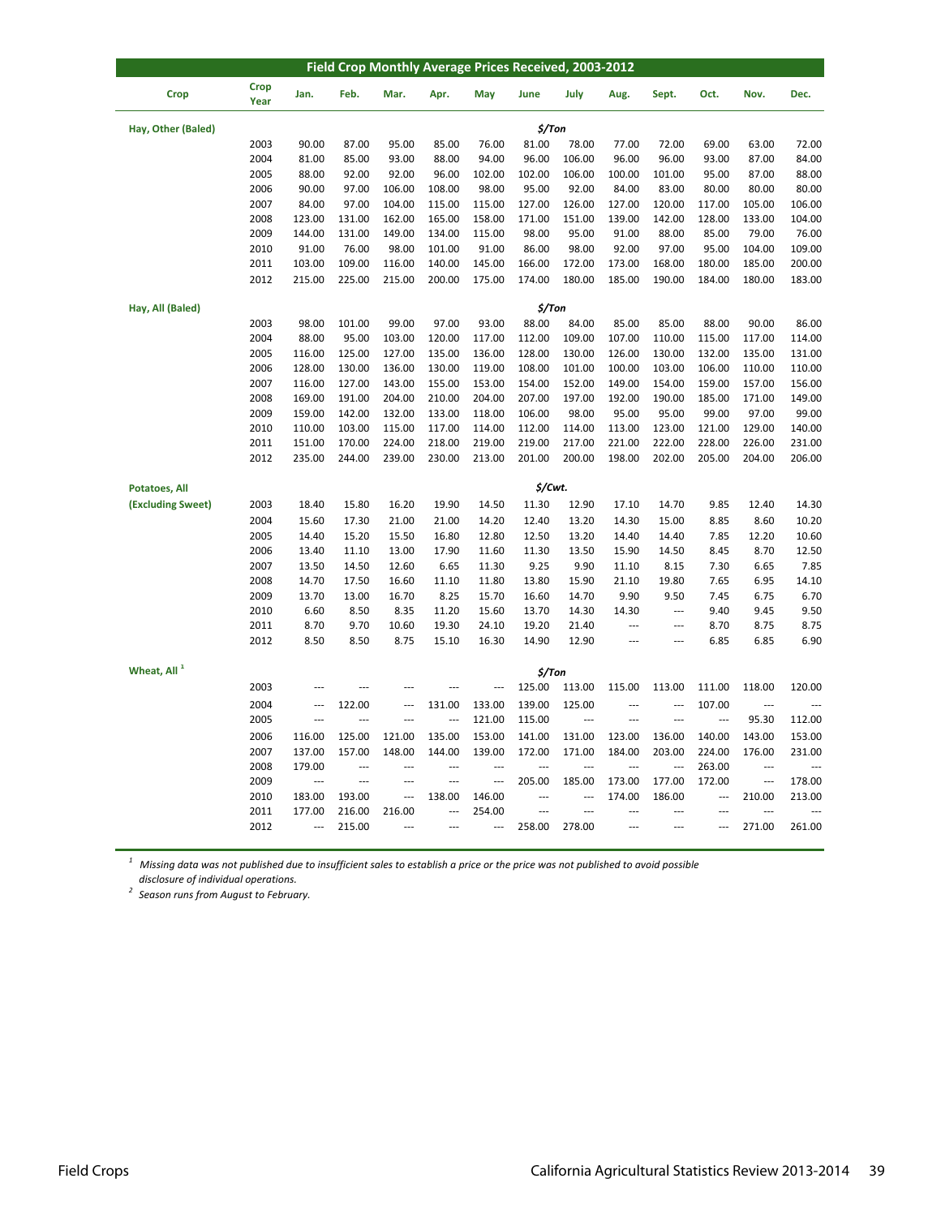## Field Crop Monthly Average Prices Received, 2003-2012

| Crop | Crop Year | Jan. | Feb. | Mar. | Apr. | May | June | July | Aug. | Sept. | Oct. | Nov. | Dec. |
|---|---|---|---|---|---|---|---|---|---|---|---|---|---|
| **Hay, Other (Baled)** | | | | | | | *$/Ton* | | | | | | |
| | 2003 | 90.00 | 87.00 | 95.00 | 85.00 | 76.00 | 81.00 | 78.00 | 77.00 | 72.00 | 69.00 | 63.00 | 72.00 |
| | 2004 | 81.00 | 85.00 | 93.00 | 88.00 | 94.00 | 96.00 | 106.00 | 96.00 | 96.00 | 93.00 | 87.00 | 84.00 |
| | 2005 | 88.00 | 92.00 | 92.00 | 96.00 | 102.00 | 102.00 | 106.00 | 100.00 | 101.00 | 95.00 | 87.00 | 88.00 |
| | 2006 | 90.00 | 97.00 | 106.00 | 108.00 | 98.00 | 95.00 | 92.00 | 84.00 | 83.00 | 80.00 | 80.00 | 80.00 |
| | 2007 | 84.00 | 97.00 | 104.00 | 115.00 | 115.00 | 127.00 | 126.00 | 127.00 | 120.00 | 117.00 | 105.00 | 106.00 |
| | 2008 | 123.00 | 131.00 | 162.00 | 165.00 | 158.00 | 171.00 | 151.00 | 139.00 | 142.00 | 128.00 | 133.00 | 104.00 |
| | 2009 | 144.00 | 131.00 | 149.00 | 134.00 | 115.00 | 98.00 | 95.00 | 91.00 | 88.00 | 85.00 | 79.00 | 76.00 |
| | 2010 | 91.00 | 76.00 | 98.00 | 101.00 | 91.00 | 86.00 | 98.00 | 92.00 | 97.00 | 95.00 | 104.00 | 109.00 |
| | 2011 | 103.00 | 109.00 | 116.00 | 140.00 | 145.00 | 166.00 | 172.00 | 173.00 | 168.00 | 180.00 | 185.00 | 200.00 |
| | 2012 | 215.00 | 225.00 | 215.00 | 200.00 | 175.00 | 174.00 | 180.00 | 185.00 | 190.00 | 184.00 | 180.00 | 183.00 |
| **Hay, All (Baled)** | | | | | | | *$/Ton* | | | | | | |
| | 2003 | 98.00 | 101.00 | 99.00 | 97.00 | 93.00 | 88.00 | 84.00 | 85.00 | 85.00 | 88.00 | 90.00 | 86.00 |
| | 2004 | 88.00 | 95.00 | 103.00 | 120.00 | 117.00 | 112.00 | 109.00 | 107.00 | 110.00 | 115.00 | 117.00 | 114.00 |
| | 2005 | 116.00 | 125.00 | 127.00 | 135.00 | 136.00 | 128.00 | 130.00 | 126.00 | 130.00 | 132.00 | 135.00 | 131.00 |
| | 2006 | 128.00 | 130.00 | 136.00 | 130.00 | 119.00 | 108.00 | 101.00 | 100.00 | 103.00 | 106.00 | 110.00 | 110.00 |
| | 2007 | 116.00 | 127.00 | 143.00 | 155.00 | 153.00 | 154.00 | 152.00 | 149.00 | 154.00 | 159.00 | 157.00 | 156.00 |
| | 2008 | 169.00 | 191.00 | 204.00 | 210.00 | 204.00 | 207.00 | 197.00 | 192.00 | 190.00 | 185.00 | 171.00 | 149.00 |
| | 2009 | 159.00 | 142.00 | 132.00 | 133.00 | 118.00 | 106.00 | 98.00 | 95.00 | 95.00 | 99.00 | 97.00 | 99.00 |
| | 2010 | 110.00 | 103.00 | 115.00 | 117.00 | 114.00 | 112.00 | 114.00 | 113.00 | 123.00 | 121.00 | 129.00 | 140.00 |
| | 2011 | 151.00 | 170.00 | 224.00 | 218.00 | 219.00 | 219.00 | 217.00 | 221.00 | 222.00 | 228.00 | 226.00 | 231.00 |
| | 2012 | 235.00 | 244.00 | 239.00 | 230.00 | 213.00 | 201.00 | 200.00 | 198.00 | 202.00 | 205.00 | 204.00 | 206.00 |
| **Potatoes, All (Excluding Sweet)** | | | | | | | *$/Cwt.* | | | | | | |
| | 2003 | 18.40 | 15.80 | 16.20 | 19.90 | 14.50 | 11.30 | 12.90 | 17.10 | 14.70 | 9.85 | 12.40 | 14.30 |
| | 2004 | 15.60 | 17.30 | 21.00 | 21.00 | 14.20 | 12.40 | 13.20 | 14.30 | 15.00 | 8.85 | 8.60 | 10.20 |
| | 2005 | 14.40 | 15.20 | 15.50 | 16.80 | 12.80 | 12.50 | 13.20 | 14.40 | 14.40 | 7.85 | 12.20 | 10.60 |
| | 2006 | 13.40 | 11.10 | 13.00 | 17.90 | 11.60 | 11.30 | 13.50 | 15.90 | 14.50 | 8.45 | 8.70 | 12.50 |
| | 2007 | 13.50 | 14.50 | 12.60 | 6.65 | 11.30 | 9.25 | 9.90 | 11.10 | 8.15 | 7.30 | 6.65 | 7.85 |
| | 2008 | 14.70 | 17.50 | 16.60 | 11.10 | 11.80 | 13.80 | 15.90 | 21.10 | 19.80 | 7.65 | 6.95 | 14.10 |
| | 2009 | 13.70 | 13.00 | 16.70 | 8.25 | 15.70 | 16.60 | 14.70 | 9.90 | 9.50 | 7.45 | 6.75 | 6.70 |
| | 2010 | 6.60 | 8.50 | 8.35 | 11.20 | 15.60 | 13.70 | 14.30 | 14.30 | --- | 9.40 | 9.45 | 9.50 |
| | 2011 | 8.70 | 9.70 | 10.60 | 19.30 | 24.10 | 19.20 | 21.40 | --- | --- | 8.70 | 8.75 | 8.75 |
| | 2012 | 8.50 | 8.50 | 8.75 | 15.10 | 16.30 | 14.90 | 12.90 | --- | --- | 6.85 | 6.85 | 6.90 |
| **Wheat, All** [1] | | | | | | | *$/Ton* | | | | | | |
| | 2003 | --- | --- | --- | --- | --- | 125.00 | 113.00 | 115.00 | 113.00 | 111.00 | 118.00 | 120.00 |
| | 2004 | --- | 122.00 | --- | 131.00 | 133.00 | 139.00 | 125.00 | --- | --- | 107.00 | --- | --- |
| | 2005 | --- | --- | --- | --- | 121.00 | 115.00 | --- | --- | --- | --- | 95.30 | 112.00 |
| | 2006 | 116.00 | 125.00 | 121.00 | 135.00 | 153.00 | 141.00 | 131.00 | 123.00 | 136.00 | 140.00 | 143.00 | 153.00 |
| | 2007 | 137.00 | 157.00 | 148.00 | 144.00 | 139.00 | 172.00 | 171.00 | 184.00 | 203.00 | 224.00 | 176.00 | 231.00 |
| | 2008 | 179.00 | --- | --- | --- | --- | --- | --- | --- | --- | 263.00 | --- | --- |
| | 2009 | --- | --- | --- | --- | --- | 205.00 | 185.00 | 173.00 | 177.00 | 172.00 | --- | 178.00 |
| | 2010 | 183.00 | 193.00 | --- | 138.00 | 146.00 | --- | --- | 174.00 | 186.00 | --- | 210.00 | 213.00 |
| | 2011 | 177.00 | 216.00 | 216.00 | --- | 254.00 | --- | --- | --- | --- | --- | --- | --- |
| | 2012 | --- | 215.00 | --- | --- | --- | 258.00 | 278.00 | --- | --- | --- | 271.00 | 261.00 |

[1] *Missing data was not published due to insufficient sales to establish a price or the price was not published to avoid possible disclosure of individual operations.*

[2] *Season runs from August to February.*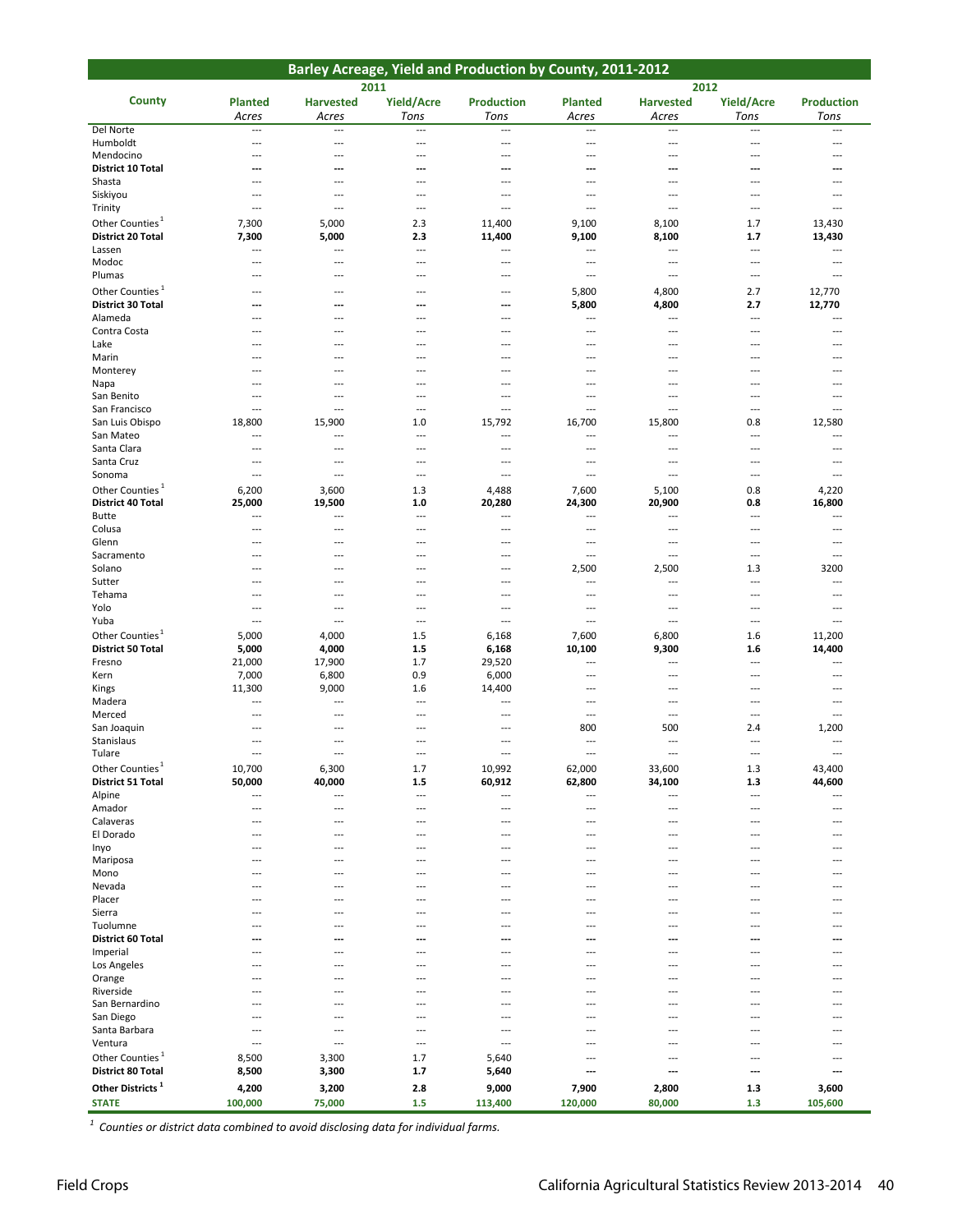## Barley Acreage, Yield and Production by County, 2011-2012

| County | 2011 | | | | 2012 | | | |
|---|---|---|---|---|---|---|---|---|
| | Planted | Harvested | Yield/Acre | Production | Planted | Harvested | Yield/Acre | Production |
| | Acres | Acres | Tons | Tons | Acres | Acres | Tons | Tons |
| Del Norte | --- | --- | --- | --- | --- | --- | --- | --- |
| Humboldt | --- | --- | --- | --- | --- | --- | --- | --- |
| Mendocino | --- | --- | --- | --- | --- | --- | --- | --- |
| **District 10 Total** | **---** | **---** | **---** | **---** | **---** | **---** | **---** | **---** |
| Shasta | --- | --- | --- | --- | --- | --- | --- | --- |
| Siskiyou | --- | --- | --- | --- | --- | --- | --- | --- |
| Trinity | --- | --- | --- | --- | --- | --- | --- | --- |
| Other Counties [1] | 7,300 | 5,000 | 2.3 | 11,400 | 9,100 | 8,100 | 1.7 | 13,430 |
| **District 20 Total** | **7,300** | **5,000** | **2.3** | **11,400** | **9,100** | **8,100** | **1.7** | **13,430** |
| Lassen | --- | --- | --- | --- | --- | --- | --- | --- |
| Modoc | --- | --- | --- | --- | --- | --- | --- | --- |
| Plumas | --- | --- | --- | --- | --- | --- | --- | --- |
| Other Counties [1] | --- | --- | --- | --- | 5,800 | 4,800 | 2.7 | 12,770 |
| **District 30 Total** | **---** | **---** | **---** | **---** | **5,800** | **4,800** | **2.7** | **12,770** |
| Alameda | --- | --- | --- | --- | --- | --- | --- | --- |
| Contra Costa | --- | --- | --- | --- | --- | --- | --- | --- |
| Lake | --- | --- | --- | --- | --- | --- | --- | --- |
| Marin | --- | --- | --- | --- | --- | --- | --- | --- |
| Monterey | --- | --- | --- | --- | --- | --- | --- | --- |
| Napa | --- | --- | --- | --- | --- | --- | --- | --- |
| San Benito | --- | --- | --- | --- | --- | --- | --- | --- |
| San Francisco | --- | --- | --- | --- | --- | --- | --- | --- |
| San Luis Obispo | 18,800 | 15,900 | 1.0 | 15,792 | 16,700 | 15,800 | 0.8 | 12,580 |
| San Mateo | --- | --- | --- | --- | --- | --- | --- | --- |
| Santa Clara | --- | --- | --- | --- | --- | --- | --- | --- |
| Santa Cruz | --- | --- | --- | --- | --- | --- | --- | --- |
| Sonoma | --- | --- | --- | --- | --- | --- | --- | --- |
| Other Counties [1] | 6,200 | 3,600 | 1.3 | 4,488 | 7,600 | 5,100 | 0.8 | 4,220 |
| **District 40 Total** | **25,000** | **19,500** | **1.0** | **20,280** | **24,300** | **20,900** | **0.8** | **16,800** |
| Butte | --- | --- | --- | --- | --- | --- | --- | --- |
| Colusa | --- | --- | --- | --- | --- | --- | --- | --- |
| Glenn | --- | --- | --- | --- | --- | --- | --- | --- |
| Sacramento | --- | --- | --- | --- | --- | --- | --- | --- |
| Solano | --- | --- | --- | --- | 2,500 | 2,500 | 1.3 | 3200 |
| Sutter | --- | --- | --- | --- | --- | --- | --- | --- |
| Tehama | --- | --- | --- | --- | --- | --- | --- | --- |
| Yolo | --- | --- | --- | --- | --- | --- | --- | --- |
| Yuba | --- | --- | --- | --- | --- | --- | --- | --- |
| Other Counties [1] | 5,000 | 4,000 | 1.5 | 6,168 | 7,600 | 6,800 | 1.6 | 11,200 |
| **District 50 Total** | **5,000** | **4,000** | **1.5** | **6,168** | **10,100** | **9,300** | **1.6** | **14,400** |
| Fresno | 21,000 | 17,900 | 1.7 | 29,520 | --- | --- | --- | --- |
| Kern | 7,000 | 6,800 | 0.9 | 6,000 | --- | --- | --- | --- |
| Kings | 11,300 | 9,000 | 1.6 | 14,400 | --- | --- | --- | --- |
| Madera | --- | --- | --- | --- | --- | --- | --- | --- |
| Merced | --- | --- | --- | --- | --- | --- | --- | --- |
| San Joaquin | --- | --- | --- | --- | 800 | 500 | 2.4 | 1,200 |
| Stanislaus | --- | --- | --- | --- | --- | --- | --- | --- |
| Tulare | --- | --- | --- | --- | --- | --- | --- | --- |
| Other Counties [1] | 10,700 | 6,300 | 1.7 | 10,992 | 62,000 | 33,600 | 1.3 | 43,400 |
| **District 51 Total** | **50,000** | **40,000** | **1.5** | **60,912** | **62,800** | **34,100** | **1.3** | **44,600** |
| Alpine | --- | --- | --- | --- | --- | --- | --- | --- |
| Amador | --- | --- | --- | --- | --- | --- | --- | --- |
| Calaveras | --- | --- | --- | --- | --- | --- | --- | --- |
| El Dorado | --- | --- | --- | --- | --- | --- | --- | --- |
| Inyo | --- | --- | --- | --- | --- | --- | --- | --- |
| Mariposa | --- | --- | --- | --- | --- | --- | --- | --- |
| Mono | --- | --- | --- | --- | --- | --- | --- | --- |
| Nevada | --- | --- | --- | --- | --- | --- | --- | --- |
| Placer | --- | --- | --- | --- | --- | --- | --- | --- |
| Sierra | --- | --- | --- | --- | --- | --- | --- | --- |
| Tuolumne | --- | --- | --- | --- | --- | --- | --- | --- |
| **District 60 Total** | **---** | **---** | **---** | **---** | **---** | **---** | **---** | **---** |
| Imperial | --- | --- | --- | --- | --- | --- | --- | --- |
| Los Angeles | --- | --- | --- | --- | --- | --- | --- | --- |
| Orange | --- | --- | --- | --- | --- | --- | --- | --- |
| Riverside | --- | --- | --- | --- | --- | --- | --- | --- |
| San Bernardino | --- | --- | --- | --- | --- | --- | --- | --- |
| San Diego | --- | --- | --- | --- | --- | --- | --- | --- |
| Santa Barbara | --- | --- | --- | --- | --- | --- | --- | --- |
| Ventura | --- | --- | --- | --- | --- | --- | --- | --- |
| Other Counties [1] | 8,500 | 3,300 | 1.7 | 5,640 | --- | --- | --- | --- |
| **District 80 Total** | **8,500** | **3,300** | **1.7** | **5,640** | **---** | **---** | **---** | **---** |
| **Other Districts [1]** | **4,200** | **3,200** | **2.8** | **9,000** | **7,900** | **2,800** | **1.3** | **3,600** |
| **STATE** | **100,000** | **75,000** | **1.5** | **113,400** | **120,000** | **80,000** | **1.3** | **105,600** |

*[1] Counties or district data combined to avoid disclosing data for individual farms.*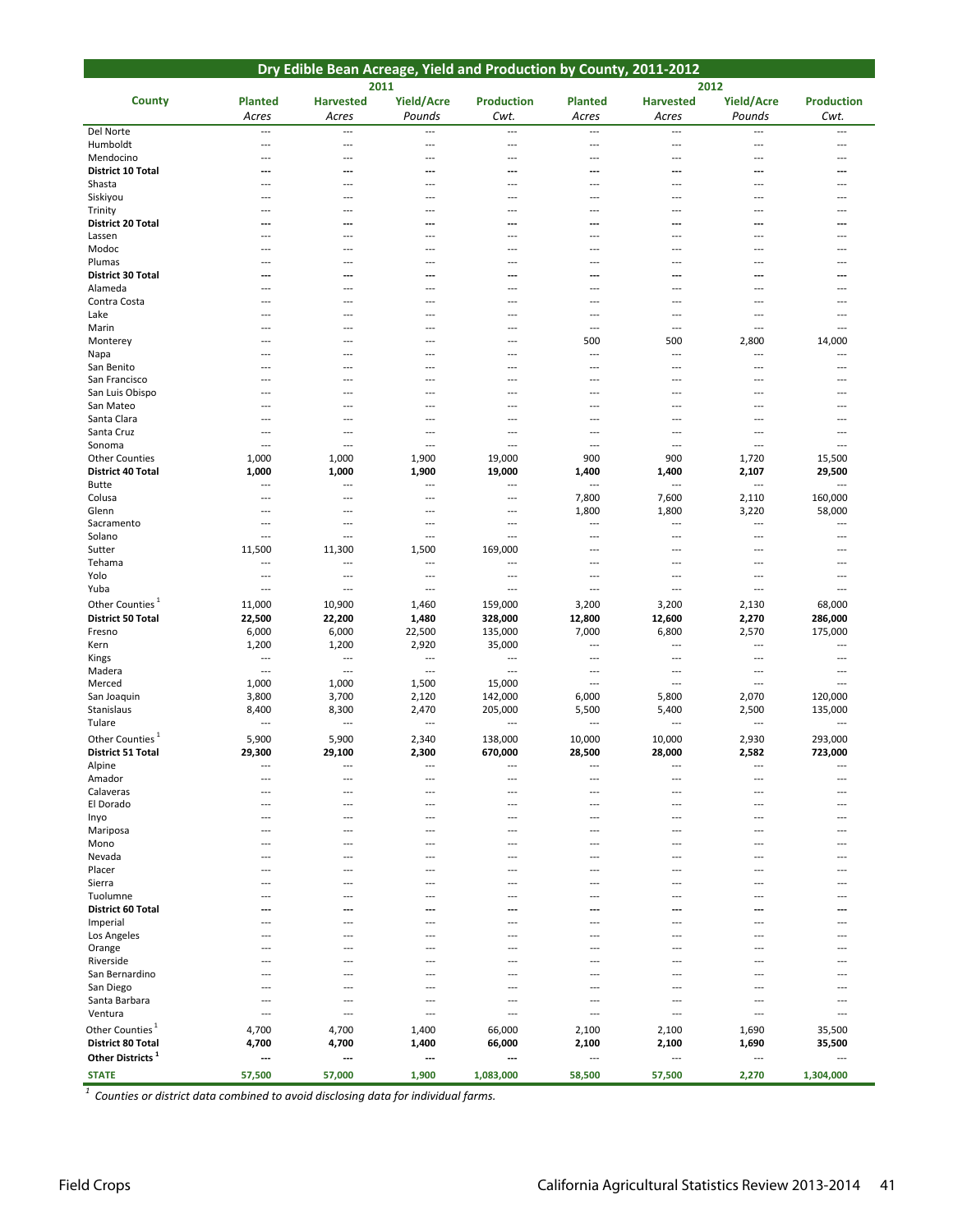## Dry Edible Bean Acreage, Yield and Production by County, 2011-2012

| County | 2011 | | | | 2012 | | | |
|---|---|---|---|---|---|---|---|---|
| | Planted | Harvested | Yield/Acre | Production | Planted | Harvested | Yield/Acre | Production |
| | Acres | Acres | Pounds | Cwt. | Acres | Acres | Pounds | Cwt. |
| Del Norte | --- | --- | --- | --- | --- | --- | --- | --- |
| Humboldt | --- | --- | --- | --- | --- | --- | --- | --- |
| Mendocino | --- | --- | --- | --- | --- | --- | --- | --- |
| **District 10 Total** | **---** | **---** | **---** | **---** | **---** | **---** | **---** | **---** |
| Shasta | --- | --- | --- | --- | --- | --- | --- | --- |
| Siskiyou | --- | --- | --- | --- | --- | --- | --- | --- |
| Trinity | --- | --- | --- | --- | --- | --- | --- | --- |
| **District 20 Total** | **---** | **---** | **---** | **---** | **---** | **---** | **---** | **---** |
| Lassen | --- | --- | --- | --- | --- | --- | --- | --- |
| Modoc | --- | --- | --- | --- | --- | --- | --- | --- |
| Plumas | --- | --- | --- | --- | --- | --- | --- | --- |
| **District 30 Total** | **---** | **---** | **---** | **---** | **---** | **---** | **---** | **---** |
| Alameda | --- | --- | --- | --- | --- | --- | --- | --- |
| Contra Costa | --- | --- | --- | --- | --- | --- | --- | --- |
| Lake | --- | --- | --- | --- | --- | --- | --- | --- |
| Marin | --- | --- | --- | --- | --- | --- | --- | --- |
| Monterey | --- | --- | --- | --- | 500 | 500 | 2,800 | 14,000 |
| Napa | --- | --- | --- | --- | --- | --- | --- | --- |
| San Benito | --- | --- | --- | --- | --- | --- | --- | --- |
| San Francisco | --- | --- | --- | --- | --- | --- | --- | --- |
| San Luis Obispo | --- | --- | --- | --- | --- | --- | --- | --- |
| San Mateo | --- | --- | --- | --- | --- | --- | --- | --- |
| Santa Clara | --- | --- | --- | --- | --- | --- | --- | --- |
| Santa Cruz | --- | --- | --- | --- | --- | --- | --- | --- |
| Sonoma | --- | --- | --- | --- | --- | --- | --- | --- |
| Other Counties | 1,000 | 1,000 | 1,900 | 19,000 | 900 | 900 | 1,720 | 15,500 |
| **District 40 Total** | **1,000** | **1,000** | **1,900** | **19,000** | **1,400** | **1,400** | **2,107** | **29,500** |
| Butte | --- | --- | --- | --- | --- | --- | --- | --- |
| Colusa | --- | --- | --- | --- | 7,800 | 7,600 | 2,110 | 160,000 |
| Glenn | --- | --- | --- | --- | 1,800 | 1,800 | 3,220 | 58,000 |
| Sacramento | --- | --- | --- | --- | --- | --- | --- | --- |
| Solano | --- | --- | --- | --- | --- | --- | --- | --- |
| Sutter | 11,500 | 11,300 | 1,500 | 169,000 | --- | --- | --- | --- |
| Tehama | --- | --- | --- | --- | --- | --- | --- | --- |
| Yolo | --- | --- | --- | --- | --- | --- | --- | --- |
| Yuba | --- | --- | --- | --- | --- | --- | --- | --- |
| Other Counties [1] | 11,000 | 10,900 | 1,460 | 159,000 | 3,200 | 3,200 | 2,130 | 68,000 |
| **District 50 Total** | **22,500** | **22,200** | **1,480** | **328,000** | **12,800** | **12,600** | **2,270** | **286,000** |
| Fresno | 6,000 | 6,000 | 22,500 | 135,000 | 7,000 | 6,800 | 2,570 | 175,000 |
| Kern | 1,200 | 1,200 | 2,920 | 35,000 | --- | --- | --- | --- |
| Kings | --- | --- | --- | --- | --- | --- | --- | --- |
| Madera | --- | --- | --- | --- | --- | --- | --- | --- |
| Merced | 1,000 | 1,000 | 1,500 | 15,000 | --- | --- | --- | --- |
| San Joaquin | 3,800 | 3,700 | 2,120 | 142,000 | 6,000 | 5,800 | 2,070 | 120,000 |
| Stanislaus | 8,400 | 8,300 | 2,470 | 205,000 | 5,500 | 5,400 | 2,500 | 135,000 |
| Tulare | --- | --- | --- | --- | --- | --- | --- | --- |
| Other Counties [1] | 5,900 | 5,900 | 2,340 | 138,000 | 10,000 | 10,000 | 2,930 | 293,000 |
| **District 51 Total** | **29,300** | **29,100** | **2,300** | **670,000** | **28,500** | **28,000** | **2,582** | **723,000** |
| Alpine | --- | --- | --- | --- | --- | --- | --- | --- |
| Amador | --- | --- | --- | --- | --- | --- | --- | --- |
| Calaveras | --- | --- | --- | --- | --- | --- | --- | --- |
| El Dorado | --- | --- | --- | --- | --- | --- | --- | --- |
| Inyo | --- | --- | --- | --- | --- | --- | --- | --- |
| Mariposa | --- | --- | --- | --- | --- | --- | --- | --- |
| Mono | --- | --- | --- | --- | --- | --- | --- | --- |
| Nevada | --- | --- | --- | --- | --- | --- | --- | --- |
| Placer | --- | --- | --- | --- | --- | --- | --- | --- |
| Sierra | --- | --- | --- | --- | --- | --- | --- | --- |
| Tuolumne | --- | --- | --- | --- | --- | --- | --- | --- |
| **District 60 Total** | **---** | **---** | **---** | **---** | **---** | **---** | **---** | **---** |
| Imperial | --- | --- | --- | --- | --- | --- | --- | --- |
| Los Angeles | --- | --- | --- | --- | --- | --- | --- | --- |
| Orange | --- | --- | --- | --- | --- | --- | --- | --- |
| Riverside | --- | --- | --- | --- | --- | --- | --- | --- |
| San Bernardino | --- | --- | --- | --- | --- | --- | --- | --- |
| San Diego | --- | --- | --- | --- | --- | --- | --- | --- |
| Santa Barbara | --- | --- | --- | --- | --- | --- | --- | --- |
| Ventura | --- | --- | --- | --- | --- | --- | --- | --- |
| Other Counties [1] | 4,700 | 4,700 | 1,400 | 66,000 | 2,100 | 2,100 | 1,690 | 35,500 |
| **District 80 Total** | **4,700** | **4,700** | **1,400** | **66,000** | **2,100** | **2,100** | **1,690** | **35,500** |
| **Other Districts [1]** | **---** | **---** | **---** | **---** | --- | --- | --- | --- |
| **STATE** | **57,500** | **57,000** | **1,900** | **1,083,000** | **58,500** | **57,500** | **2,270** | **1,304,000** |

[1] *Counties or district data combined to avoid disclosing data for individual farms.*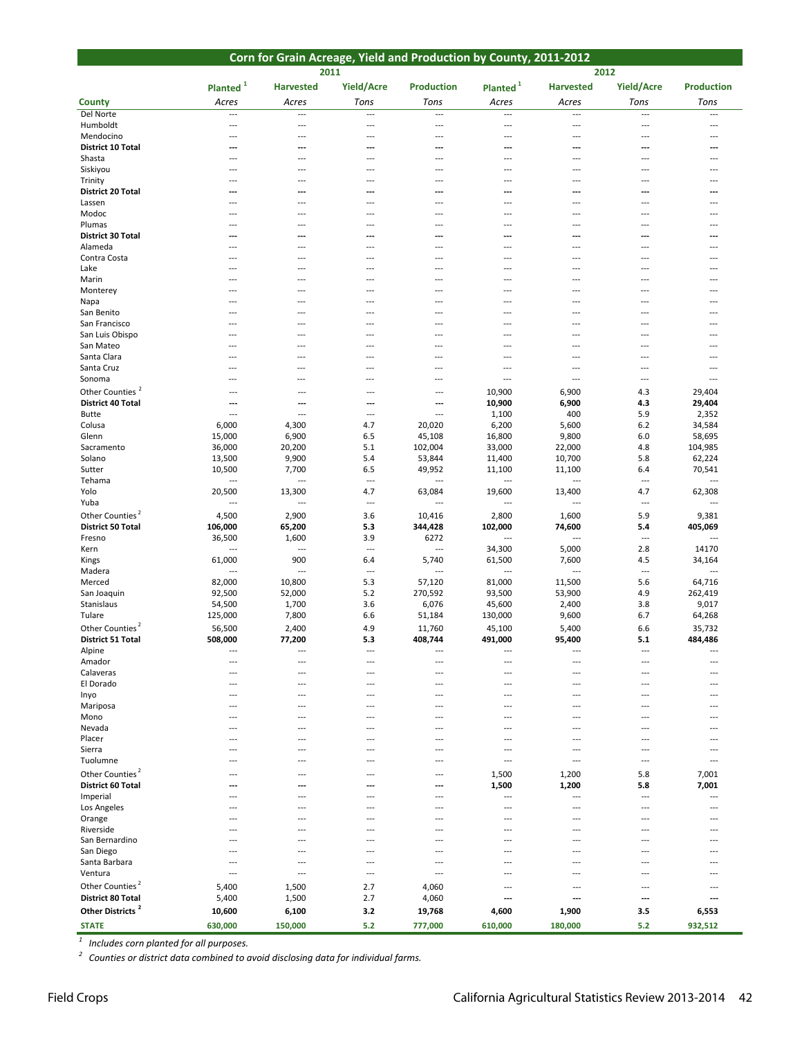## Corn for Grain Acreage, Yield and Production by County, 2011-2012

| | 2011 | | | | 2012 | | | |
|---|---|---|---|---|---|---|---|---|
| County | Planted [1] | Harvested | Yield/Acre | Production | Planted [1] | Harvested | Yield/Acre | Production |
| | Acres | Acres | Tons | Tons | Acres | Acres | Tons | Tons |
| Del Norte | --- | --- | --- | --- | --- | --- | --- | --- |
| Humboldt | --- | --- | --- | --- | --- | --- | --- | --- |
| Mendocino | --- | --- | --- | --- | --- | --- | --- | --- |
| **District 10 Total** | **---** | **---** | **---** | **---** | **---** | **---** | **---** | **---** |
| Shasta | --- | --- | --- | --- | --- | --- | --- | --- |
| Siskiyou | --- | --- | --- | --- | --- | --- | --- | --- |
| Trinity | --- | --- | --- | --- | --- | --- | --- | --- |
| **District 20 Total** | **---** | **---** | **---** | **---** | **---** | **---** | **---** | **---** |
| Lassen | --- | --- | --- | --- | --- | --- | --- | --- |
| Modoc | --- | --- | --- | --- | --- | --- | --- | --- |
| Plumas | --- | --- | --- | --- | --- | --- | --- | --- |
| **District 30 Total** | **---** | **---** | **---** | **---** | **---** | **---** | **---** | **---** |
| Alameda | --- | --- | --- | --- | --- | --- | --- | --- |
| Contra Costa | --- | --- | --- | --- | --- | --- | --- | --- |
| Lake | --- | --- | --- | --- | --- | --- | --- | --- |
| Marin | --- | --- | --- | --- | --- | --- | --- | --- |
| Monterey | --- | --- | --- | --- | --- | --- | --- | --- |
| Napa | --- | --- | --- | --- | --- | --- | --- | --- |
| San Benito | --- | --- | --- | --- | --- | --- | --- | --- |
| San Francisco | --- | --- | --- | --- | --- | --- | --- | --- |
| San Luis Obispo | --- | --- | --- | --- | --- | --- | --- | --- |
| San Mateo | --- | --- | --- | --- | --- | --- | --- | --- |
| Santa Clara | --- | --- | --- | --- | --- | --- | --- | --- |
| Santa Cruz | --- | --- | --- | --- | --- | --- | --- | --- |
| Sonoma | --- | --- | --- | --- | --- | --- | --- | --- |
| Other Counties [2] | --- | --- | --- | --- | 10,900 | 6,900 | 4.3 | 29,404 |
| **District 40 Total** | **---** | **---** | **---** | **---** | **10,900** | **6,900** | **4.3** | **29,404** |
| Butte | --- | --- | --- | --- | 1,100 | 400 | 5.9 | 2,352 |
| Colusa | 6,000 | 4,300 | 4.7 | 20,020 | 6,200 | 5,600 | 6.2 | 34,584 |
| Glenn | 15,000 | 6,900 | 6.5 | 45,108 | 16,800 | 9,800 | 6.0 | 58,695 |
| Sacramento | 36,000 | 20,200 | 5.1 | 102,004 | 33,000 | 22,000 | 4.8 | 104,985 |
| Solano | 13,500 | 9,900 | 5.4 | 53,844 | 11,400 | 10,700 | 5.8 | 62,224 |
| Sutter | 10,500 | 7,700 | 6.5 | 49,952 | 11,100 | 11,100 | 6.4 | 70,541 |
| Tehama | --- | --- | --- | --- | --- | --- | --- | --- |
| Yolo | 20,500 | 13,300 | 4.7 | 63,084 | 19,600 | 13,400 | 4.7 | 62,308 |
| Yuba | --- | --- | --- | --- | --- | --- | --- | --- |
| Other Counties [2] | 4,500 | 2,900 | 3.6 | 10,416 | 2,800 | 1,600 | 5.9 | 9,381 |
| **District 50 Total** | **106,000** | **65,200** | **5.3** | **344,428** | **102,000** | **74,600** | **5.4** | **405,069** |
| Fresno | 36,500 | 1,600 | 3.9 | 6272 | --- | --- | --- | --- |
| Kern | --- | --- | --- | --- | 34,300 | 5,000 | 2.8 | 14170 |
| Kings | 61,000 | 900 | 6.4 | 5,740 | 61,500 | 7,600 | 4.5 | 34,164 |
| Madera | --- | --- | --- | --- | --- | --- | --- | --- |
| Merced | 82,000 | 10,800 | 5.3 | 57,120 | 81,000 | 11,500 | 5.6 | 64,716 |
| San Joaquin | 92,500 | 52,000 | 5.2 | 270,592 | 93,500 | 53,900 | 4.9 | 262,419 |
| Stanislaus | 54,500 | 1,700 | 3.6 | 6,076 | 45,600 | 2,400 | 3.8 | 9,017 |
| Tulare | 125,000 | 7,800 | 6.6 | 51,184 | 130,000 | 9,600 | 6.7 | 64,268 |
| Other Counties [2] | 56,500 | 2,400 | 4.9 | 11,760 | 45,100 | 5,400 | 6.6 | 35,732 |
| **District 51 Total** | **508,000** | **77,200** | **5.3** | **408,744** | **491,000** | **95,400** | **5.1** | **484,486** |
| Alpine | --- | --- | --- | --- | --- | --- | --- | --- |
| Amador | --- | --- | --- | --- | --- | --- | --- | --- |
| Calaveras | --- | --- | --- | --- | --- | --- | --- | --- |
| El Dorado | --- | --- | --- | --- | --- | --- | --- | --- |
| Inyo | --- | --- | --- | --- | --- | --- | --- | --- |
| Mariposa | --- | --- | --- | --- | --- | --- | --- | --- |
| Mono | --- | --- | --- | --- | --- | --- | --- | --- |
| Nevada | --- | --- | --- | --- | --- | --- | --- | --- |
| Placer | --- | --- | --- | --- | --- | --- | --- | --- |
| Sierra | --- | --- | --- | --- | --- | --- | --- | --- |
| Tuolumne | --- | --- | --- | --- | --- | --- | --- | --- |
| Other Counties [2] | --- | --- | --- | --- | 1,500 | 1,200 | 5.8 | 7,001 |
| **District 60 Total** | **---** | **---** | **---** | **---** | **1,500** | **1,200** | **5.8** | **7,001** |
| Imperial | --- | --- | --- | --- | --- | --- | --- | --- |
| Los Angeles | --- | --- | --- | --- | --- | --- | --- | --- |
| Orange | --- | --- | --- | --- | --- | --- | --- | --- |
| Riverside | --- | --- | --- | --- | --- | --- | --- | --- |
| San Bernardino | --- | --- | --- | --- | --- | --- | --- | --- |
| San Diego | --- | --- | --- | --- | --- | --- | --- | --- |
| Santa Barbara | --- | --- | --- | --- | --- | --- | --- | --- |
| Ventura | --- | --- | --- | --- | --- | --- | --- | --- |
| Other Counties [2] | 5,400 | 1,500 | 2.7 | 4,060 | --- | --- | --- | --- |
| **District 80 Total** | **5,400** | **1,500** | **2.7** | **4,060** | **---** | **---** | **---** | **---** |
| **Other Districts [2]** | **10,600** | **6,100** | **3.2** | **19,768** | **4,600** | **1,900** | **3.5** | **6,553** |
| **STATE** | **630,000** | **150,000** | **5.2** | **777,000** | **610,000** | **180,000** | **5.2** | **932,512** |

[1] *Includes corn planted for all purposes.*

[2] *Counties or district data combined to avoid disclosing data for individual farms.*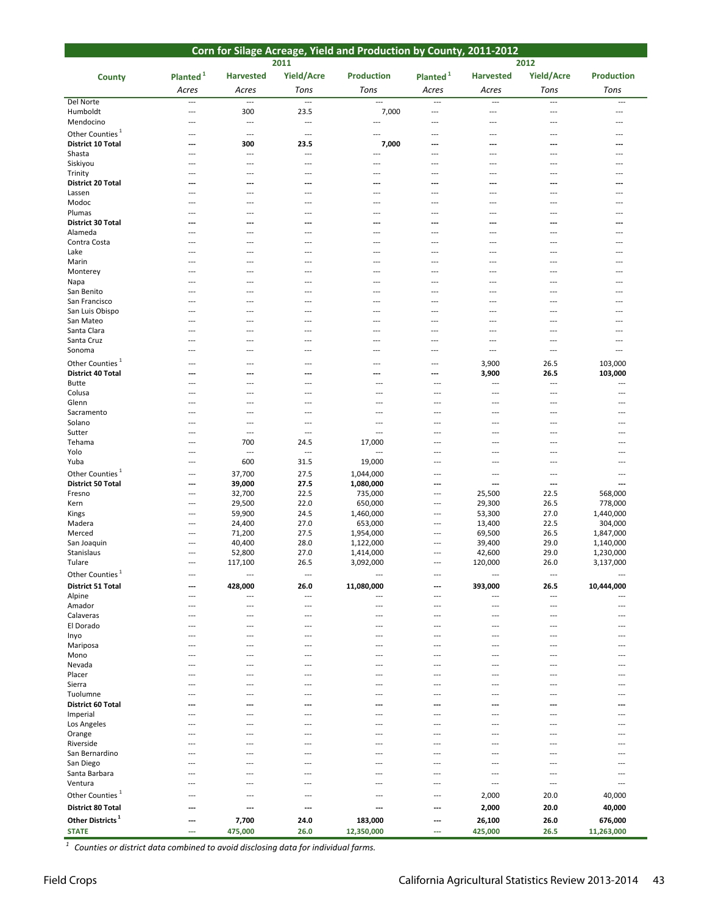## Corn for Silage Acreage, Yield and Production by County, 2011-2012

| County | 2011 Planted[1] | 2011 Harvested | 2011 Yield/Acre | 2011 Production | 2012 Planted[1] | 2012 Harvested | 2012 Yield/Acre | 2012 Production |
|---|---|---|---|---|---|---|---|---|
| | Acres | Acres | Tons | Tons | Acres | Acres | Tons | Tons |
| Del Norte | --- | --- | --- | --- | --- | --- | --- | --- |
| Humboldt | --- | 300 | 23.5 | 7,000 | --- | --- | --- | --- |
| Mendocino | --- | --- | --- | --- | --- | --- | --- | --- |
| Other Counties[1] | --- | --- | --- | --- | --- | --- | --- | --- |
| **District 10 Total** | **---** | **300** | **23.5** | **7,000** | **---** | **---** | **---** | **---** |
| Shasta | --- | --- | --- | --- | --- | --- | --- | --- |
| Siskiyou | --- | --- | --- | --- | --- | --- | --- | --- |
| Trinity | --- | --- | --- | --- | --- | --- | --- | --- |
| **District 20 Total** | **---** | **---** | **---** | **---** | **---** | **---** | **---** | **---** |
| Lassen | --- | --- | --- | --- | --- | --- | --- | --- |
| Modoc | --- | --- | --- | --- | --- | --- | --- | --- |
| Plumas | --- | --- | --- | --- | --- | --- | --- | --- |
| **District 30 Total** | **---** | **---** | **---** | **---** | **---** | **---** | **---** | **---** |
| Alameda | --- | --- | --- | --- | --- | --- | --- | --- |
| Contra Costa | --- | --- | --- | --- | --- | --- | --- | --- |
| Lake | --- | --- | --- | --- | --- | --- | --- | --- |
| Marin | --- | --- | --- | --- | --- | --- | --- | --- |
| Monterey | --- | --- | --- | --- | --- | --- | --- | --- |
| Napa | --- | --- | --- | --- | --- | --- | --- | --- |
| San Benito | --- | --- | --- | --- | --- | --- | --- | --- |
| San Francisco | --- | --- | --- | --- | --- | --- | --- | --- |
| San Luis Obispo | --- | --- | --- | --- | --- | --- | --- | --- |
| San Mateo | --- | --- | --- | --- | --- | --- | --- | --- |
| Santa Clara | --- | --- | --- | --- | --- | --- | --- | --- |
| Santa Cruz | --- | --- | --- | --- | --- | --- | --- | --- |
| Sonoma | --- | --- | --- | --- | --- | --- | --- | --- |
| Other Counties[1] | --- | --- | --- | --- | --- | 3,900 | 26.5 | 103,000 |
| **District 40 Total** | **---** | **---** | **---** | **---** | **---** | **3,900** | **26.5** | **103,000** |
| Butte | --- | --- | --- | --- | --- | --- | --- | --- |
| Colusa | --- | --- | --- | --- | --- | --- | --- | --- |
| Glenn | --- | --- | --- | --- | --- | --- | --- | --- |
| Sacramento | --- | --- | --- | --- | --- | --- | --- | --- |
| Solano | --- | --- | --- | --- | --- | --- | --- | --- |
| Sutter | --- | --- | --- | --- | --- | --- | --- | --- |
| Tehama | --- | 700 | 24.5 | 17,000 | --- | --- | --- | --- |
| Yolo | --- | --- | --- | --- | --- | --- | --- | --- |
| Yuba | --- | 600 | 31.5 | 19,000 | --- | --- | --- | --- |
| Other Counties[1] | --- | 37,700 | 27.5 | 1,044,000 | --- | --- | --- | --- |
| **District 50 Total** | **---** | **39,000** | **27.5** | **1,080,000** | **---** | **---** | **---** | **---** |
| Fresno | --- | 32,700 | 22.5 | 735,000 | --- | 25,500 | 22.5 | 568,000 |
| Kern | --- | 29,500 | 22.0 | 650,000 | --- | 29,300 | 26.5 | 778,000 |
| Kings | --- | 59,900 | 24.5 | 1,460,000 | --- | 53,300 | 27.0 | 1,440,000 |
| Madera | --- | 24,400 | 27.0 | 653,000 | --- | 13,400 | 22.5 | 304,000 |
| Merced | --- | 71,200 | 27.5 | 1,954,000 | --- | 69,500 | 26.5 | 1,847,000 |
| San Joaquin | --- | 40,400 | 28.0 | 1,122,000 | --- | 39,400 | 29.0 | 1,140,000 |
| Stanislaus | --- | 52,800 | 27.0 | 1,414,000 | --- | 42,600 | 29.0 | 1,230,000 |
| Tulare | --- | 117,100 | 26.5 | 3,092,000 | --- | 120,000 | 26.0 | 3,137,000 |
| Other Counties[1] | --- | --- | --- | --- | --- | --- | --- | --- |
| **District 51 Total** | **---** | **428,000** | **26.0** | **11,080,000** | **---** | **393,000** | **26.5** | **10,444,000** |
| Alpine | --- | --- | --- | --- | --- | --- | --- | --- |
| Amador | --- | --- | --- | --- | --- | --- | --- | --- |
| Calaveras | --- | --- | --- | --- | --- | --- | --- | --- |
| El Dorado | --- | --- | --- | --- | --- | --- | --- | --- |
| Inyo | --- | --- | --- | --- | --- | --- | --- | --- |
| Mariposa | --- | --- | --- | --- | --- | --- | --- | --- |
| Mono | --- | --- | --- | --- | --- | --- | --- | --- |
| Nevada | --- | --- | --- | --- | --- | --- | --- | --- |
| Placer | --- | --- | --- | --- | --- | --- | --- | --- |
| Sierra | --- | --- | --- | --- | --- | --- | --- | --- |
| Tuolumne | --- | --- | --- | --- | --- | --- | --- | --- |
| **District 60 Total** | **---** | **---** | **---** | **---** | **---** | **---** | **---** | **---** |
| Imperial | --- | --- | --- | --- | --- | --- | --- | --- |
| Los Angeles | --- | --- | --- | --- | --- | --- | --- | --- |
| Orange | --- | --- | --- | --- | --- | --- | --- | --- |
| Riverside | --- | --- | --- | --- | --- | --- | --- | --- |
| San Bernardino | --- | --- | --- | --- | --- | --- | --- | --- |
| San Diego | --- | --- | --- | --- | --- | --- | --- | --- |
| Santa Barbara | --- | --- | --- | --- | --- | --- | --- | --- |
| Ventura | --- | --- | --- | --- | --- | --- | --- | --- |
| Other Counties[1] | --- | --- | --- | --- | --- | 2,000 | 20.0 | 40,000 |
| **District 80 Total** | **---** | **---** | **---** | **---** | **---** | **2,000** | **20.0** | **40,000** |
| **Other Districts[1]** | **---** | **7,700** | **24.0** | **183,000** | **---** | **26,100** | **26.0** | **676,000** |
| **STATE** | **---** | **475,000** | **26.0** | **12,350,000** | **---** | **425,000** | **26.5** | **11,263,000** |

[1] *Counties or district data combined to avoid disclosing data for individual farms.*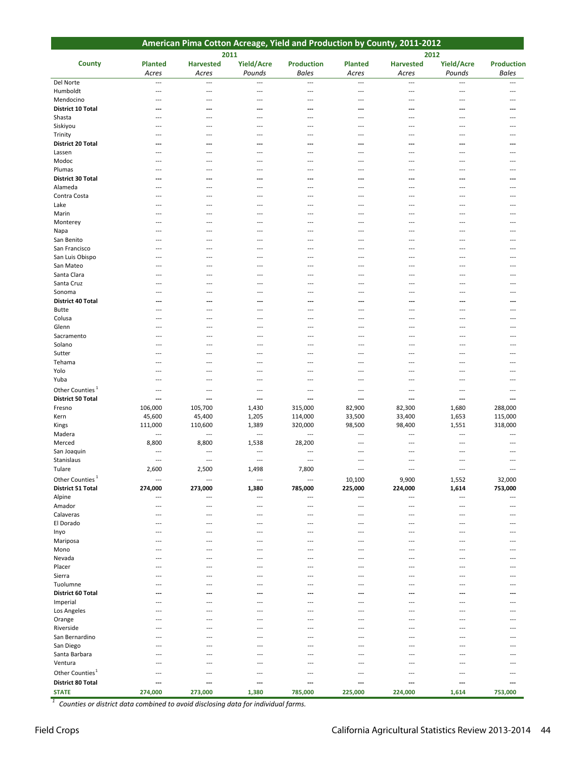## American Pima Cotton Acreage, Yield and Production by County, 2011-2012

| County | 2011 | | | | 2012 | | | |
|---|---|---|---|---|---|---|---|---|
| | Planted | Harvested | Yield/Acre | Production | Planted | Harvested | Yield/Acre | Production |
| | Acres | Acres | Pounds | Bales | Acres | Acres | Pounds | Bales |
| Del Norte | --- | --- | --- | --- | --- | --- | --- | --- |
| Humboldt | --- | --- | --- | --- | --- | --- | --- | --- |
| Mendocino | --- | --- | --- | --- | --- | --- | --- | --- |
| **District 10 Total** | **---** | **---** | **---** | **---** | **---** | **---** | **---** | **---** |
| Shasta | --- | --- | --- | --- | --- | --- | --- | --- |
| Siskiyou | --- | --- | --- | --- | --- | --- | --- | --- |
| Trinity | --- | --- | --- | --- | --- | --- | --- | --- |
| **District 20 Total** | **---** | **---** | **---** | **---** | **---** | **---** | **---** | **---** |
| Lassen | --- | --- | --- | --- | --- | --- | --- | --- |
| Modoc | --- | --- | --- | --- | --- | --- | --- | --- |
| Plumas | --- | --- | --- | --- | --- | --- | --- | --- |
| **District 30 Total** | **---** | **---** | **---** | **---** | **---** | **---** | **---** | **---** |
| Alameda | --- | --- | --- | --- | --- | --- | --- | --- |
| Contra Costa | --- | --- | --- | --- | --- | --- | --- | --- |
| Lake | --- | --- | --- | --- | --- | --- | --- | --- |
| Marin | --- | --- | --- | --- | --- | --- | --- | --- |
| Monterey | --- | --- | --- | --- | --- | --- | --- | --- |
| Napa | --- | --- | --- | --- | --- | --- | --- | --- |
| San Benito | --- | --- | --- | --- | --- | --- | --- | --- |
| San Francisco | --- | --- | --- | --- | --- | --- | --- | --- |
| San Luis Obispo | --- | --- | --- | --- | --- | --- | --- | --- |
| San Mateo | --- | --- | --- | --- | --- | --- | --- | --- |
| Santa Clara | --- | --- | --- | --- | --- | --- | --- | --- |
| Santa Cruz | --- | --- | --- | --- | --- | --- | --- | --- |
| Sonoma | --- | --- | --- | --- | --- | --- | --- | --- |
| **District 40 Total** | **---** | **---** | **---** | **---** | **---** | **---** | **---** | **---** |
| Butte | --- | --- | --- | --- | --- | --- | --- | --- |
| Colusa | --- | --- | --- | --- | --- | --- | --- | --- |
| Glenn | --- | --- | --- | --- | --- | --- | --- | --- |
| Sacramento | --- | --- | --- | --- | --- | --- | --- | --- |
| Solano | --- | --- | --- | --- | --- | --- | --- | --- |
| Sutter | --- | --- | --- | --- | --- | --- | --- | --- |
| Tehama | --- | --- | --- | --- | --- | --- | --- | --- |
| Yolo | --- | --- | --- | --- | --- | --- | --- | --- |
| Yuba | --- | --- | --- | --- | --- | --- | --- | --- |
| Other Counties [1] | --- | --- | --- | --- | --- | --- | --- | --- |
| **District 50 Total** | **---** | **---** | **---** | **---** | **---** | **---** | **---** | **---** |
| Fresno | 106,000 | 105,700 | 1,430 | 315,000 | 82,900 | 82,300 | 1,680 | 288,000 |
| Kern | 45,600 | 45,400 | 1,205 | 114,000 | 33,500 | 33,400 | 1,653 | 115,000 |
| Kings | 111,000 | 110,600 | 1,389 | 320,000 | 98,500 | 98,400 | 1,551 | 318,000 |
| Madera | --- | --- | --- | --- | --- | --- | --- | --- |
| Merced | 8,800 | 8,800 | 1,538 | 28,200 | --- | --- | --- | --- |
| San Joaquin | --- | --- | --- | --- | --- | --- | --- | --- |
| Stanislaus | --- | --- | --- | --- | --- | --- | --- | --- |
| Tulare | 2,600 | 2,500 | 1,498 | 7,800 | --- | --- | --- | --- |
| Other Counties [1] | --- | --- | --- | --- | 10,100 | 9,900 | 1,552 | 32,000 |
| **District 51 Total** | **274,000** | **273,000** | **1,380** | **785,000** | **225,000** | **224,000** | **1,614** | **753,000** |
| Alpine | --- | --- | --- | --- | --- | --- | --- | --- |
| Amador | --- | --- | --- | --- | --- | --- | --- | --- |
| Calaveras | --- | --- | --- | --- | --- | --- | --- | --- |
| El Dorado | --- | --- | --- | --- | --- | --- | --- | --- |
| Inyo | --- | --- | --- | --- | --- | --- | --- | --- |
| Mariposa | --- | --- | --- | --- | --- | --- | --- | --- |
| Mono | --- | --- | --- | --- | --- | --- | --- | --- |
| Nevada | --- | --- | --- | --- | --- | --- | --- | --- |
| Placer | --- | --- | --- | --- | --- | --- | --- | --- |
| Sierra | --- | --- | --- | --- | --- | --- | --- | --- |
| Tuolumne | --- | --- | --- | --- | --- | --- | --- | --- |
| **District 60 Total** | **---** | **---** | **---** | **---** | **---** | **---** | **---** | **---** |
| Imperial | --- | --- | --- | --- | --- | --- | --- | --- |
| Los Angeles | --- | --- | --- | --- | --- | --- | --- | --- |
| Orange | --- | --- | --- | --- | --- | --- | --- | --- |
| Riverside | --- | --- | --- | --- | --- | --- | --- | --- |
| San Bernardino | --- | --- | --- | --- | --- | --- | --- | --- |
| San Diego | --- | --- | --- | --- | --- | --- | --- | --- |
| Santa Barbara | --- | --- | --- | --- | --- | --- | --- | --- |
| Ventura | --- | --- | --- | --- | --- | --- | --- | --- |
| Other Counties [1] | --- | --- | --- | --- | --- | --- | --- | --- |
| **District 80 Total** | **---** | **---** | **---** | **---** | **---** | **---** | **---** | **---** |
| **STATE** | **274,000** | **273,000** | **1,380** | **785,000** | **225,000** | **224,000** | **1,614** | **753,000** |

[1] *Counties or district data combined to avoid disclosing data for individual farms.*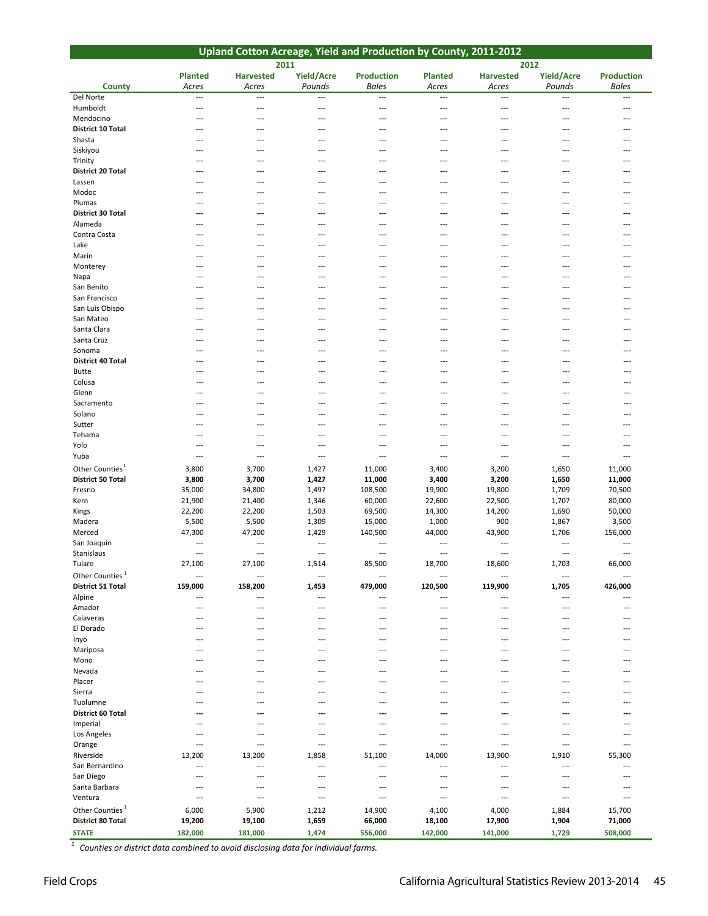## Upland Cotton Acreage, Yield and Production by County, 2011-2012

| County | 2011 Planted Acres | 2011 Harvested Acres | 2011 Yield/Acre Pounds | 2011 Production Bales | 2012 Planted Acres | 2012 Harvested Acres | 2012 Yield/Acre Pounds | 2012 Production Bales |
|---|---|---|---|---|---|---|---|---|
| Del Norte | --- | --- | --- | --- | --- | --- | --- | --- |
| Humboldt | --- | --- | --- | --- | --- | --- | --- | --- |
| Mendocino | --- | --- | --- | --- | --- | --- | --- | --- |
| **District 10 Total** | **---** | **---** | **---** | **---** | **---** | **---** | **---** | **---** |
| Shasta | --- | --- | --- | --- | --- | --- | --- | --- |
| Siskiyou | --- | --- | --- | --- | --- | --- | --- | --- |
| Trinity | --- | --- | --- | --- | --- | --- | --- | --- |
| **District 20 Total** | **---** | **---** | **---** | **---** | **---** | **---** | **---** | **---** |
| Lassen | --- | --- | --- | --- | --- | --- | --- | --- |
| Modoc | --- | --- | --- | --- | --- | --- | --- | --- |
| Plumas | --- | --- | --- | --- | --- | --- | --- | --- |
| **District 30 Total** | **---** | **---** | **---** | **---** | **---** | **---** | **---** | **---** |
| Alameda | --- | --- | --- | --- | --- | --- | --- | --- |
| Contra Costa | --- | --- | --- | --- | --- | --- | --- | --- |
| Lake | --- | --- | --- | --- | --- | --- | --- | --- |
| Marin | --- | --- | --- | --- | --- | --- | --- | --- |
| Monterey | --- | --- | --- | --- | --- | --- | --- | --- |
| Napa | --- | --- | --- | --- | --- | --- | --- | --- |
| San Benito | --- | --- | --- | --- | --- | --- | --- | --- |
| San Francisco | --- | --- | --- | --- | --- | --- | --- | --- |
| San Luis Obispo | --- | --- | --- | --- | --- | --- | --- | --- |
| San Mateo | --- | --- | --- | --- | --- | --- | --- | --- |
| Santa Clara | --- | --- | --- | --- | --- | --- | --- | --- |
| Santa Cruz | --- | --- | --- | --- | --- | --- | --- | --- |
| Sonoma | --- | --- | --- | --- | --- | --- | --- | --- |
| **District 40 Total** | **---** | **---** | **---** | **---** | **---** | **---** | **---** | **---** |
| Butte | --- | --- | --- | --- | --- | --- | --- | --- |
| Colusa | --- | --- | --- | --- | --- | --- | --- | --- |
| Glenn | --- | --- | --- | --- | --- | --- | --- | --- |
| Sacramento | --- | --- | --- | --- | --- | --- | --- | --- |
| Solano | --- | --- | --- | --- | --- | --- | --- | --- |
| Sutter | --- | --- | --- | --- | --- | --- | --- | --- |
| Tehama | --- | --- | --- | --- | --- | --- | --- | --- |
| Yolo | --- | --- | --- | --- | --- | --- | --- | --- |
| Yuba | --- | --- | --- | --- | --- | --- | --- | --- |
| Other Counties [1] | 3,800 | 3,700 | 1,427 | 11,000 | 3,400 | 3,200 | 1,650 | 11,000 |
| **District 50 Total** | **3,800** | **3,700** | **1,427** | **11,000** | **3,400** | **3,200** | **1,650** | **11,000** |
| Fresno | 35,000 | 34,800 | 1,497 | 108,500 | 19,900 | 19,800 | 1,709 | 70,500 |
| Kern | 21,900 | 21,400 | 1,346 | 60,000 | 22,600 | 22,500 | 1,707 | 80,000 |
| Kings | 22,200 | 22,200 | 1,503 | 69,500 | 14,300 | 14,200 | 1,690 | 50,000 |
| Madera | 5,500 | 5,500 | 1,309 | 15,000 | 1,000 | 900 | 1,867 | 3,500 |
| Merced | 47,300 | 47,200 | 1,429 | 140,500 | 44,000 | 43,900 | 1,706 | 156,000 |
| San Joaquin | --- | --- | --- | --- | --- | --- | --- | --- |
| Stanislaus | --- | --- | --- | --- | --- | --- | --- | --- |
| Tulare | 27,100 | 27,100 | 1,514 | 85,500 | 18,700 | 18,600 | 1,703 | 66,000 |
| Other Counties [1] | --- | --- | --- | --- | --- | --- | --- | --- |
| **District 51 Total** | **159,000** | **158,200** | **1,453** | **479,000** | **120,500** | **119,900** | **1,705** | **426,000** |
| Alpine | --- | --- | --- | --- | --- | --- | --- | --- |
| Amador | --- | --- | --- | --- | --- | --- | --- | --- |
| Calaveras | --- | --- | --- | --- | --- | --- | --- | --- |
| El Dorado | --- | --- | --- | --- | --- | --- | --- | --- |
| Inyo | --- | --- | --- | --- | --- | --- | --- | --- |
| Mariposa | --- | --- | --- | --- | --- | --- | --- | --- |
| Mono | --- | --- | --- | --- | --- | --- | --- | --- |
| Nevada | --- | --- | --- | --- | --- | --- | --- | --- |
| Placer | --- | --- | --- | --- | --- | --- | --- | --- |
| Sierra | --- | --- | --- | --- | --- | --- | --- | --- |
| Tuolumne | --- | --- | --- | --- | --- | --- | --- | --- |
| **District 60 Total** | **---** | **---** | **---** | **---** | **---** | **---** | **---** | **---** |
| Imperial | --- | --- | --- | --- | --- | --- | --- | --- |
| Los Angeles | --- | --- | --- | --- | --- | --- | --- | --- |
| Orange | --- | --- | --- | --- | --- | --- | --- | --- |
| Riverside | 13,200 | 13,200 | 1,858 | 51,100 | 14,000 | 13,900 | 1,910 | 55,300 |
| San Bernardino | --- | --- | --- | --- | --- | --- | --- | --- |
| San Diego | --- | --- | --- | --- | --- | --- | --- | --- |
| Santa Barbara | --- | --- | --- | --- | --- | --- | --- | --- |
| Ventura | --- | --- | --- | --- | --- | --- | --- | --- |
| Other Counties [1] | 6,000 | 5,900 | 1,212 | 14,900 | 4,100 | 4,000 | 1,884 | 15,700 |
| **District 80 Total** | **19,200** | **19,100** | **1,659** | **66,000** | **18,100** | **17,900** | **1,904** | **71,000** |
| **STATE** | **182,000** | **181,000** | **1,474** | **556,000** | **142,000** | **141,000** | **1,729** | **508,000** |

[1] *Counties or district data combined to avoid disclosing data for individual farms.*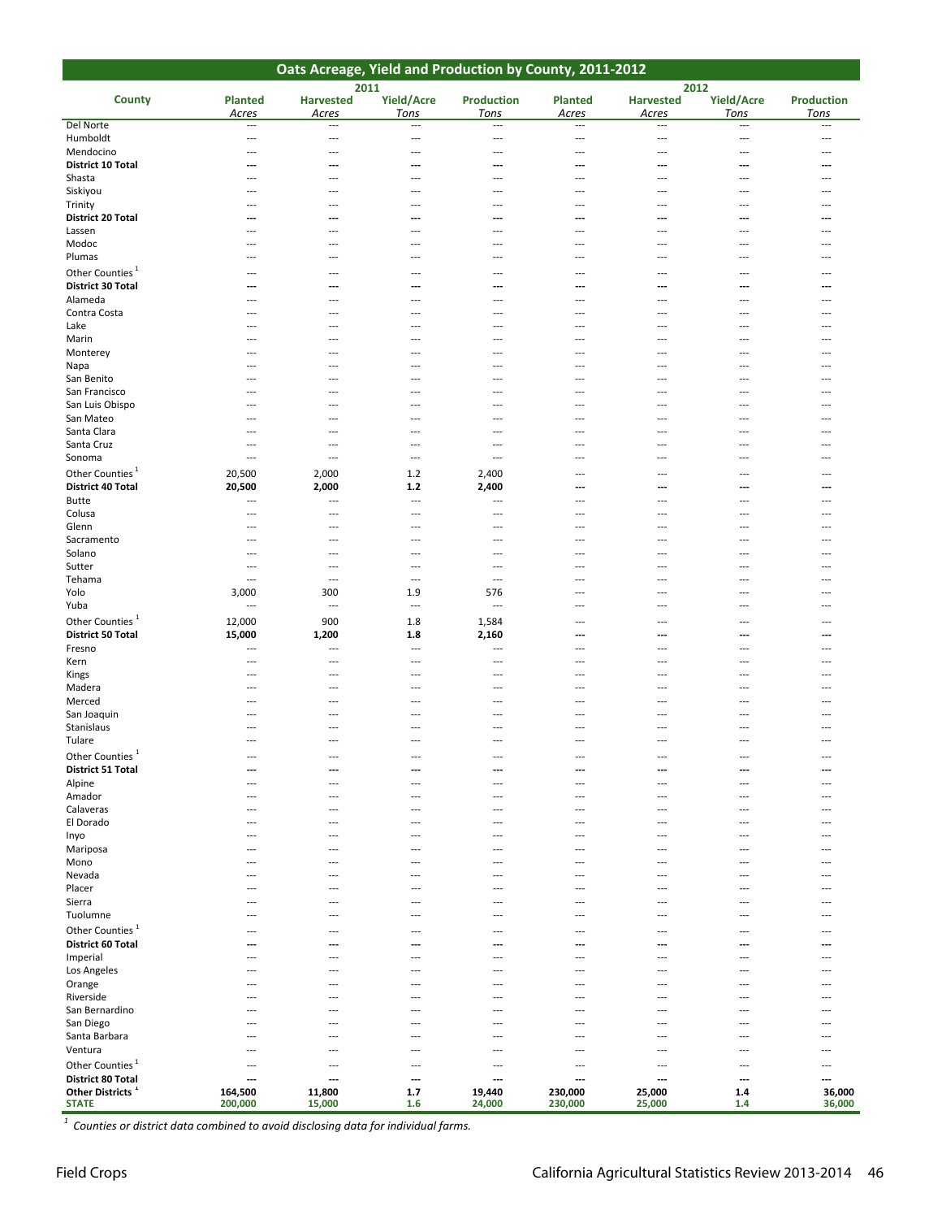## Oats Acreage, Yield and Production by County, 2011-2012

| County | 2011 | | | | 2012 | | | |
|---|---|---|---|---|---|---|---|---|
| | Planted | Harvested | Yield/Acre | Production | Planted | Harvested | Yield/Acre | Production |
| | Acres | Acres | Tons | Tons | Acres | Acres | Tons | Tons |
| Del Norte | --- | --- | --- | --- | --- | --- | --- | --- |
| Humboldt | --- | --- | --- | --- | --- | --- | --- | --- |
| Mendocino | --- | --- | --- | --- | --- | --- | --- | --- |
| **District 10 Total** | **---** | **---** | **---** | **---** | **---** | **---** | **---** | **---** |
| Shasta | --- | --- | --- | --- | --- | --- | --- | --- |
| Siskiyou | --- | --- | --- | --- | --- | --- | --- | --- |
| Trinity | --- | --- | --- | --- | --- | --- | --- | --- |
| **District 20 Total** | **---** | **---** | **---** | **---** | **---** | **---** | **---** | **---** |
| Lassen | --- | --- | --- | --- | --- | --- | --- | --- |
| Modoc | --- | --- | --- | --- | --- | --- | --- | --- |
| Plumas | --- | --- | --- | --- | --- | --- | --- | --- |
| Other Counties [1] | --- | --- | --- | --- | --- | --- | --- | --- |
| **District 30 Total** | **---** | **---** | **---** | **---** | **---** | **---** | **---** | **---** |
| Alameda | --- | --- | --- | --- | --- | --- | --- | --- |
| Contra Costa | --- | --- | --- | --- | --- | --- | --- | --- |
| Lake | --- | --- | --- | --- | --- | --- | --- | --- |
| Marin | --- | --- | --- | --- | --- | --- | --- | --- |
| Monterey | --- | --- | --- | --- | --- | --- | --- | --- |
| Napa | --- | --- | --- | --- | --- | --- | --- | --- |
| San Benito | --- | --- | --- | --- | --- | --- | --- | --- |
| San Francisco | --- | --- | --- | --- | --- | --- | --- | --- |
| San Luis Obispo | --- | --- | --- | --- | --- | --- | --- | --- |
| San Mateo | --- | --- | --- | --- | --- | --- | --- | --- |
| Santa Clara | --- | --- | --- | --- | --- | --- | --- | --- |
| Santa Cruz | --- | --- | --- | --- | --- | --- | --- | --- |
| Sonoma | --- | --- | --- | --- | --- | --- | --- | --- |
| Other Counties [1] | 20,500 | 2,000 | 1.2 | 2,400 | --- | --- | --- | --- |
| **District 40 Total** | **20,500** | **2,000** | **1.2** | **2,400** | **---** | **---** | **---** | **---** |
| Butte | --- | --- | --- | --- | --- | --- | --- | --- |
| Colusa | --- | --- | --- | --- | --- | --- | --- | --- |
| Glenn | --- | --- | --- | --- | --- | --- | --- | --- |
| Sacramento | --- | --- | --- | --- | --- | --- | --- | --- |
| Solano | --- | --- | --- | --- | --- | --- | --- | --- |
| Sutter | --- | --- | --- | --- | --- | --- | --- | --- |
| Tehama | --- | --- | --- | --- | --- | --- | --- | --- |
| Yolo | 3,000 | 300 | 1.9 | 576 | --- | --- | --- | --- |
| Yuba | --- | --- | --- | --- | --- | --- | --- | --- |
| Other Counties [1] | 12,000 | 900 | 1.8 | 1,584 | --- | --- | --- | --- |
| **District 50 Total** | **15,000** | **1,200** | **1.8** | **2,160** | **---** | **---** | **---** | **---** |
| Fresno | --- | --- | --- | --- | --- | --- | --- | --- |
| Kern | --- | --- | --- | --- | --- | --- | --- | --- |
| Kings | --- | --- | --- | --- | --- | --- | --- | --- |
| Madera | --- | --- | --- | --- | --- | --- | --- | --- |
| Merced | --- | --- | --- | --- | --- | --- | --- | --- |
| San Joaquin | --- | --- | --- | --- | --- | --- | --- | --- |
| Stanislaus | --- | --- | --- | --- | --- | --- | --- | --- |
| Tulare | --- | --- | --- | --- | --- | --- | --- | --- |
| Other Counties [1] | --- | --- | --- | --- | --- | --- | --- | --- |
| **District 51 Total** | **---** | **---** | **---** | **---** | **---** | **---** | **---** | **---** |
| Alpine | --- | --- | --- | --- | --- | --- | --- | --- |
| Amador | --- | --- | --- | --- | --- | --- | --- | --- |
| Calaveras | --- | --- | --- | --- | --- | --- | --- | --- |
| El Dorado | --- | --- | --- | --- | --- | --- | --- | --- |
| Inyo | --- | --- | --- | --- | --- | --- | --- | --- |
| Mariposa | --- | --- | --- | --- | --- | --- | --- | --- |
| Mono | --- | --- | --- | --- | --- | --- | --- | --- |
| Nevada | --- | --- | --- | --- | --- | --- | --- | --- |
| Placer | --- | --- | --- | --- | --- | --- | --- | --- |
| Sierra | --- | --- | --- | --- | --- | --- | --- | --- |
| Tuolumne | --- | --- | --- | --- | --- | --- | --- | --- |
| Other Counties [1] | --- | --- | --- | --- | --- | --- | --- | --- |
| **District 60 Total** | **---** | **---** | **---** | **---** | **---** | **---** | **---** | **---** |
| Imperial | --- | --- | --- | --- | --- | --- | --- | --- |
| Los Angeles | --- | --- | --- | --- | --- | --- | --- | --- |
| Orange | --- | --- | --- | --- | --- | --- | --- | --- |
| Riverside | --- | --- | --- | --- | --- | --- | --- | --- |
| San Bernardino | --- | --- | --- | --- | --- | --- | --- | --- |
| San Diego | --- | --- | --- | --- | --- | --- | --- | --- |
| Santa Barbara | --- | --- | --- | --- | --- | --- | --- | --- |
| Ventura | --- | --- | --- | --- | --- | --- | --- | --- |
| Other Counties [1] | --- | --- | --- | --- | --- | --- | --- | --- |
| **District 80 Total** | **---** | **---** | **---** | **---** | **---** | **---** | **---** | **---** |
| **Other Districts [1]** | **164,500** | **11,800** | **1.7** | **19,440** | **230,000** | **25,000** | **1.4** | **36,000** |
| **STATE** | **200,000** | **15,000** | **1.6** | **24,000** | **230,000** | **25,000** | **1.4** | **36,000** |

[1] *Counties or district data combined to avoid disclosing data for individual farms.*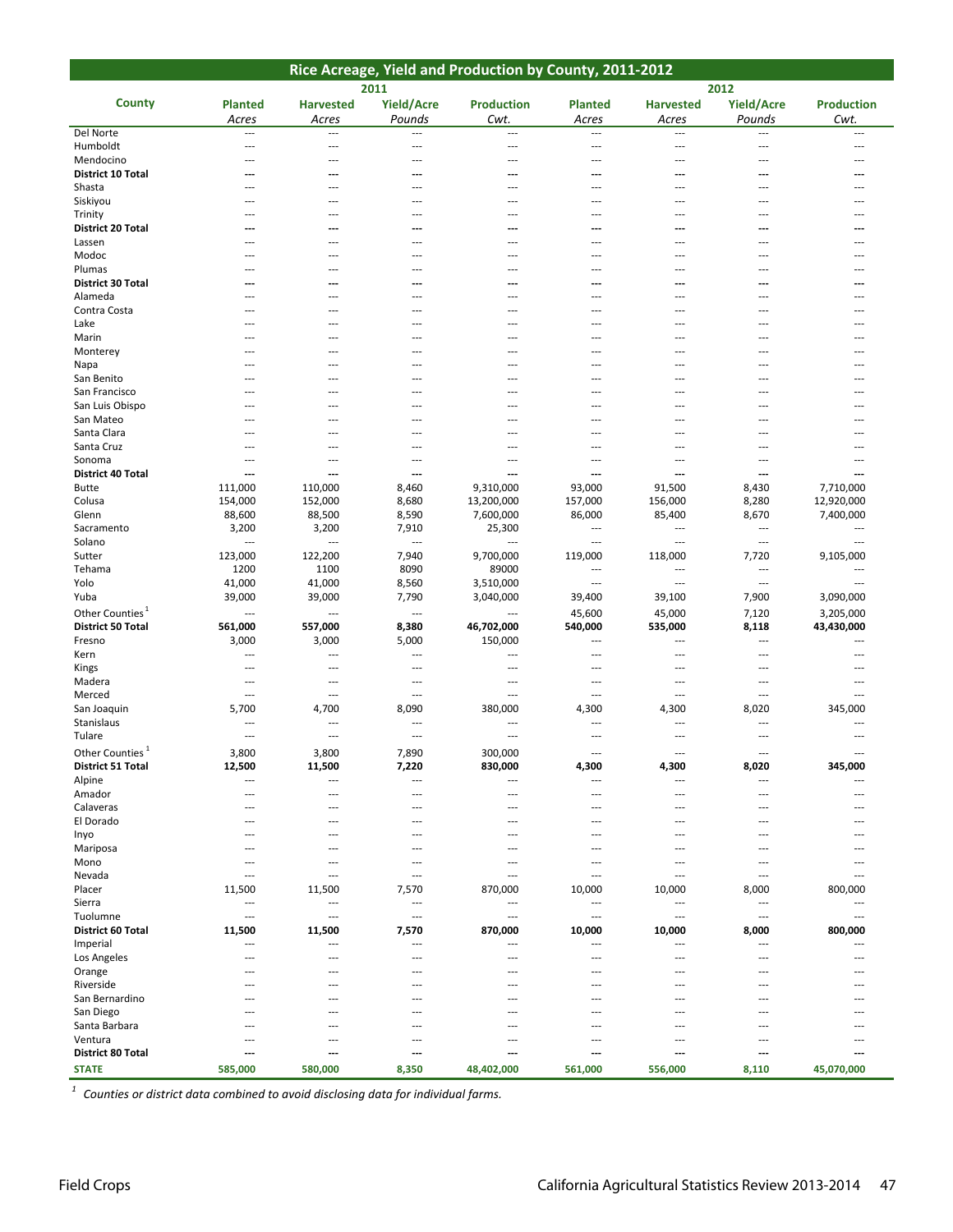## Rice Acreage, Yield and Production by County, 2011-2012

| County | 2011 | | | | 2012 | | | |
|---|---|---|---|---|---|---|---|---|
| | Planted | Harvested | Yield/Acre | Production | Planted | Harvested | Yield/Acre | Production |
| | *Acres* | *Acres* | *Pounds* | *Cwt.* | *Acres* | *Acres* | *Pounds* | *Cwt.* |
| Del Norte | --- | --- | --- | --- | --- | --- | --- | --- |
| Humboldt | --- | --- | --- | --- | --- | --- | --- | --- |
| Mendocino | --- | --- | --- | --- | --- | --- | --- | --- |
| **District 10 Total** | **---** | **---** | **---** | **---** | **---** | **---** | **---** | **---** |
| Shasta | --- | --- | --- | --- | --- | --- | --- | --- |
| Siskiyou | --- | --- | --- | --- | --- | --- | --- | --- |
| Trinity | --- | --- | --- | --- | --- | --- | --- | --- |
| **District 20 Total** | **---** | **---** | **---** | **---** | **---** | **---** | **---** | **---** |
| Lassen | --- | --- | --- | --- | --- | --- | --- | --- |
| Modoc | --- | --- | --- | --- | --- | --- | --- | --- |
| Plumas | --- | --- | --- | --- | --- | --- | --- | --- |
| **District 30 Total** | **---** | **---** | **---** | **---** | **---** | **---** | **---** | **---** |
| Alameda | --- | --- | --- | --- | --- | --- | --- | --- |
| Contra Costa | --- | --- | --- | --- | --- | --- | --- | --- |
| Lake | --- | --- | --- | --- | --- | --- | --- | --- |
| Marin | --- | --- | --- | --- | --- | --- | --- | --- |
| Monterey | --- | --- | --- | --- | --- | --- | --- | --- |
| Napa | --- | --- | --- | --- | --- | --- | --- | --- |
| San Benito | --- | --- | --- | --- | --- | --- | --- | --- |
| San Francisco | --- | --- | --- | --- | --- | --- | --- | --- |
| San Luis Obispo | --- | --- | --- | --- | --- | --- | --- | --- |
| San Mateo | --- | --- | --- | --- | --- | --- | --- | --- |
| Santa Clara | --- | --- | --- | --- | --- | --- | --- | --- |
| Santa Cruz | --- | --- | --- | --- | --- | --- | --- | --- |
| Sonoma | --- | --- | --- | --- | --- | --- | --- | --- |
| **District 40 Total** | **---** | **---** | **---** | **---** | **---** | **---** | **---** | **---** |
| Butte | 111,000 | 110,000 | 8,460 | 9,310,000 | 93,000 | 91,500 | 8,430 | 7,710,000 |
| Colusa | 154,000 | 152,000 | 8,680 | 13,200,000 | 157,000 | 156,000 | 8,280 | 12,920,000 |
| Glenn | 88,600 | 88,500 | 8,590 | 7,600,000 | 86,000 | 85,400 | 8,670 | 7,400,000 |
| Sacramento | 3,200 | 3,200 | 7,910 | 25,300 | --- | --- | --- | --- |
| Solano | --- | --- | --- | --- | --- | --- | --- | --- |
| Sutter | 123,000 | 122,200 | 7,940 | 9,700,000 | 119,000 | 118,000 | 7,720 | 9,105,000 |
| Tehama | 1200 | 1100 | 8090 | 89000 | --- | --- | --- | --- |
| Yolo | 41,000 | 41,000 | 8,560 | 3,510,000 | --- | --- | --- | --- |
| Yuba | 39,000 | 39,000 | 7,790 | 3,040,000 | 39,400 | 39,100 | 7,900 | 3,090,000 |
| Other Counties [1] | --- | --- | --- | --- | 45,600 | 45,000 | 7,120 | 3,205,000 |
| **District 50 Total** | **561,000** | **557,000** | **8,380** | **46,702,000** | **540,000** | **535,000** | **8,118** | **43,430,000** |
| Fresno | 3,000 | 3,000 | 5,000 | 150,000 | --- | --- | --- | --- |
| Kern | --- | --- | --- | --- | --- | --- | --- | --- |
| Kings | --- | --- | --- | --- | --- | --- | --- | --- |
| Madera | --- | --- | --- | --- | --- | --- | --- | --- |
| Merced | --- | --- | --- | --- | --- | --- | --- | --- |
| San Joaquin | 5,700 | 4,700 | 8,090 | 380,000 | 4,300 | 4,300 | 8,020 | 345,000 |
| Stanislaus | --- | --- | --- | --- | --- | --- | --- | --- |
| Tulare | --- | --- | --- | --- | --- | --- | --- | --- |
| Other Counties [1] | 3,800 | 3,800 | 7,890 | 300,000 | --- | --- | --- | --- |
| **District 51 Total** | **12,500** | **11,500** | **7,220** | **830,000** | **4,300** | **4,300** | **8,020** | **345,000** |
| Alpine | --- | --- | --- | --- | --- | --- | --- | --- |
| Amador | --- | --- | --- | --- | --- | --- | --- | --- |
| Calaveras | --- | --- | --- | --- | --- | --- | --- | --- |
| El Dorado | --- | --- | --- | --- | --- | --- | --- | --- |
| Inyo | --- | --- | --- | --- | --- | --- | --- | --- |
| Mariposa | --- | --- | --- | --- | --- | --- | --- | --- |
| Mono | --- | --- | --- | --- | --- | --- | --- | --- |
| Nevada | --- | --- | --- | --- | --- | --- | --- | --- |
| Placer | 11,500 | 11,500 | 7,570 | 870,000 | 10,000 | 10,000 | 8,000 | 800,000 |
| Sierra | --- | --- | --- | --- | --- | --- | --- | --- |
| Tuolumne | --- | --- | --- | --- | --- | --- | --- | --- |
| **District 60 Total** | **11,500** | **11,500** | **7,570** | **870,000** | **10,000** | **10,000** | **8,000** | **800,000** |
| Imperial | --- | --- | --- | --- | --- | --- | --- | --- |
| Los Angeles | --- | --- | --- | --- | --- | --- | --- | --- |
| Orange | --- | --- | --- | --- | --- | --- | --- | --- |
| Riverside | --- | --- | --- | --- | --- | --- | --- | --- |
| San Bernardino | --- | --- | --- | --- | --- | --- | --- | --- |
| San Diego | --- | --- | --- | --- | --- | --- | --- | --- |
| Santa Barbara | --- | --- | --- | --- | --- | --- | --- | --- |
| Ventura | --- | --- | --- | --- | --- | --- | --- | --- |
| **District 80 Total** | **---** | **---** | **---** | **---** | **---** | **---** | **---** | **---** |
| **STATE** | **585,000** | **580,000** | **8,350** | **48,402,000** | **561,000** | **556,000** | **8,110** | **45,070,000** |

[1] *Counties or district data combined to avoid disclosing data for individual farms.*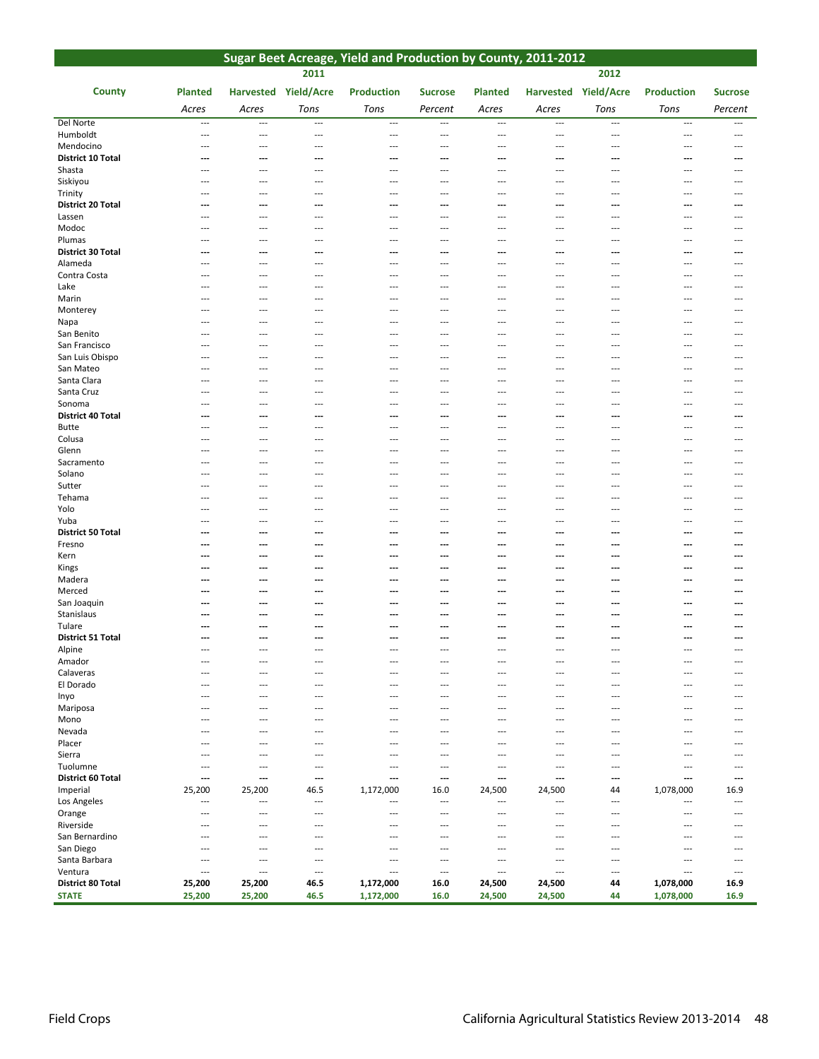# Sugar Beet Acreage, Yield and Production by County, 2011-2012

| County | 2011 Planted | 2011 Harvested | 2011 Yield/Acre | 2011 Production | 2011 Sucrose | 2012 Planted | 2012 Harvested | 2012 Yield/Acre | 2012 Production | 2012 Sucrose |
|---|---|---|---|---|---|---|---|---|---|---|
| | Acres | Acres | Tons | Tons | Percent | Acres | Acres | Tons | Tons | Percent |
| Del Norte | --- | --- | --- | --- | --- | --- | --- | --- | --- | --- |
| Humboldt | --- | --- | --- | --- | --- | --- | --- | --- | --- | --- |
| Mendocino | --- | --- | --- | --- | --- | --- | --- | --- | --- | --- |
| **District 10 Total** | **---** | **---** | **---** | **---** | **---** | **---** | **---** | **---** | **---** | **---** |
| Shasta | --- | --- | --- | --- | --- | --- | --- | --- | --- | --- |
| Siskiyou | --- | --- | --- | --- | --- | --- | --- | --- | --- | --- |
| Trinity | --- | --- | --- | --- | --- | --- | --- | --- | --- | --- |
| **District 20 Total** | **---** | **---** | **---** | **---** | **---** | **---** | **---** | **---** | **---** | **---** |
| Lassen | --- | --- | --- | --- | --- | --- | --- | --- | --- | --- |
| Modoc | --- | --- | --- | --- | --- | --- | --- | --- | --- | --- |
| Plumas | --- | --- | --- | --- | --- | --- | --- | --- | --- | --- |
| **District 30 Total** | **---** | **---** | **---** | **---** | **---** | **---** | **---** | **---** | **---** | **---** |
| Alameda | --- | --- | --- | --- | --- | --- | --- | --- | --- | --- |
| Contra Costa | --- | --- | --- | --- | --- | --- | --- | --- | --- | --- |
| Lake | --- | --- | --- | --- | --- | --- | --- | --- | --- | --- |
| Marin | --- | --- | --- | --- | --- | --- | --- | --- | --- | --- |
| Monterey | --- | --- | --- | --- | --- | --- | --- | --- | --- | --- |
| Napa | --- | --- | --- | --- | --- | --- | --- | --- | --- | --- |
| San Benito | --- | --- | --- | --- | --- | --- | --- | --- | --- | --- |
| San Francisco | --- | --- | --- | --- | --- | --- | --- | --- | --- | --- |
| San Luis Obispo | --- | --- | --- | --- | --- | --- | --- | --- | --- | --- |
| San Mateo | --- | --- | --- | --- | --- | --- | --- | --- | --- | --- |
| Santa Clara | --- | --- | --- | --- | --- | --- | --- | --- | --- | --- |
| Santa Cruz | --- | --- | --- | --- | --- | --- | --- | --- | --- | --- |
| Sonoma | --- | --- | --- | --- | --- | --- | --- | --- | --- | --- |
| **District 40 Total** | **---** | **---** | **---** | **---** | **---** | **---** | **---** | **---** | **---** | **---** |
| Butte | --- | --- | --- | --- | --- | --- | --- | --- | --- | --- |
| Colusa | --- | --- | --- | --- | --- | --- | --- | --- | --- | --- |
| Glenn | --- | --- | --- | --- | --- | --- | --- | --- | --- | --- |
| Sacramento | --- | --- | --- | --- | --- | --- | --- | --- | --- | --- |
| Solano | --- | --- | --- | --- | --- | --- | --- | --- | --- | --- |
| Sutter | --- | --- | --- | --- | --- | --- | --- | --- | --- | --- |
| Tehama | --- | --- | --- | --- | --- | --- | --- | --- | --- | --- |
| Yolo | --- | --- | --- | --- | --- | --- | --- | --- | --- | --- |
| Yuba | --- | --- | --- | --- | --- | --- | --- | --- | --- | --- |
| **District 50 Total** | **---** | **---** | **---** | **---** | **---** | **---** | **---** | **---** | **---** | **---** |
| Fresno | --- | --- | --- | --- | --- | --- | --- | --- | --- | --- |
| Kern | --- | --- | --- | --- | --- | --- | --- | --- | --- | --- |
| Kings | --- | --- | --- | --- | --- | --- | --- | --- | --- | --- |
| Madera | --- | --- | --- | --- | --- | --- | --- | --- | --- | --- |
| Merced | --- | --- | --- | --- | --- | --- | --- | --- | --- | --- |
| San Joaquin | --- | --- | --- | --- | --- | --- | --- | --- | --- | --- |
| Stanislaus | --- | --- | --- | --- | --- | --- | --- | --- | --- | --- |
| Tulare | --- | --- | --- | --- | --- | --- | --- | --- | --- | --- |
| **District 51 Total** | **---** | **---** | **---** | **---** | **---** | **---** | **---** | **---** | **---** | **---** |
| Alpine | --- | --- | --- | --- | --- | --- | --- | --- | --- | --- |
| Amador | --- | --- | --- | --- | --- | --- | --- | --- | --- | --- |
| Calaveras | --- | --- | --- | --- | --- | --- | --- | --- | --- | --- |
| El Dorado | --- | --- | --- | --- | --- | --- | --- | --- | --- | --- |
| Inyo | --- | --- | --- | --- | --- | --- | --- | --- | --- | --- |
| Mariposa | --- | --- | --- | --- | --- | --- | --- | --- | --- | --- |
| Mono | --- | --- | --- | --- | --- | --- | --- | --- | --- | --- |
| Nevada | --- | --- | --- | --- | --- | --- | --- | --- | --- | --- |
| Placer | --- | --- | --- | --- | --- | --- | --- | --- | --- | --- |
| Sierra | --- | --- | --- | --- | --- | --- | --- | --- | --- | --- |
| Tuolumne | --- | --- | --- | --- | --- | --- | --- | --- | --- | --- |
| **District 60 Total** | **---** | **---** | **---** | **---** | **---** | **---** | **---** | **---** | **---** | **---** |
| Imperial | 25,200 | 25,200 | 46.5 | 1,172,000 | 16.0 | 24,500 | 24,500 | 44 | 1,078,000 | 16.9 |
| Los Angeles | --- | --- | --- | --- | --- | --- | --- | --- | --- | --- |
| Orange | --- | --- | --- | --- | --- | --- | --- | --- | --- | --- |
| Riverside | --- | --- | --- | --- | --- | --- | --- | --- | --- | --- |
| San Bernardino | --- | --- | --- | --- | --- | --- | --- | --- | --- | --- |
| San Diego | --- | --- | --- | --- | --- | --- | --- | --- | --- | --- |
| Santa Barbara | --- | --- | --- | --- | --- | --- | --- | --- | --- | --- |
| Ventura | --- | --- | --- | --- | --- | --- | --- | --- | --- | --- |
| **District 80 Total** | **25,200** | **25,200** | **46.5** | **1,172,000** | **16.0** | **24,500** | **24,500** | **44** | **1,078,000** | **16.9** |
| **STATE** | **25,200** | **25,200** | **46.5** | **1,172,000** | **16.0** | **24,500** | **24,500** | **44** | **1,078,000** | **16.9** |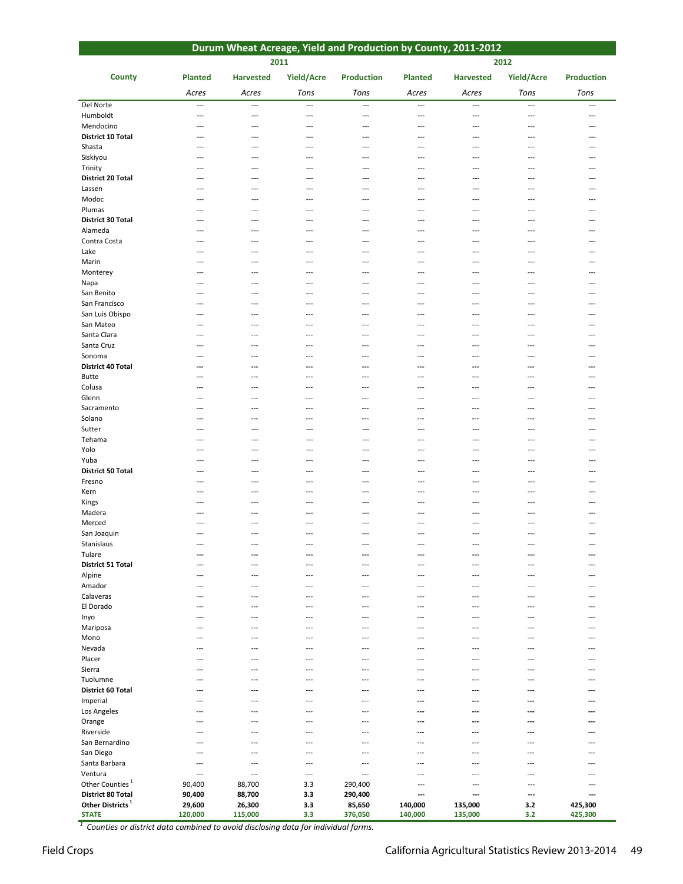## Durum Wheat Acreage, Yield and Production by County, 2011-2012

| County | 2011 | | | | 2012 | | | |
|---|---|---|---|---|---|---|---|---|
| | Planted | Harvested | Yield/Acre | Production | Planted | Harvested | Yield/Acre | Production |
| | *Acres* | *Acres* | *Tons* | *Tons* | *Acres* | *Acres* | *Tons* | *Tons* |
| Del Norte | --- | --- | --- | --- | --- | --- | --- | --- |
| Humboldt | --- | --- | --- | --- | --- | --- | --- | --- |
| Mendocino | --- | --- | --- | --- | --- | --- | --- | --- |
| **District 10 Total** | **---** | **---** | **---** | **---** | **---** | **---** | **---** | **---** |
| Shasta | --- | --- | --- | --- | --- | --- | --- | --- |
| Siskiyou | --- | --- | --- | --- | --- | --- | --- | --- |
| Trinity | --- | --- | --- | --- | --- | --- | --- | --- |
| **District 20 Total** | **---** | **---** | **---** | **---** | **---** | **---** | **---** | **---** |
| Lassen | --- | --- | --- | --- | --- | --- | --- | --- |
| Modoc | --- | --- | --- | --- | --- | --- | --- | --- |
| Plumas | --- | --- | --- | --- | --- | --- | --- | --- |
| **District 30 Total** | **---** | **---** | **---** | **---** | **---** | **---** | **---** | **---** |
| Alameda | --- | --- | --- | --- | --- | --- | --- | --- |
| Contra Costa | --- | --- | --- | --- | --- | --- | --- | --- |
| Lake | --- | --- | --- | --- | --- | --- | --- | --- |
| Marin | --- | --- | --- | --- | --- | --- | --- | --- |
| Monterey | --- | --- | --- | --- | --- | --- | --- | --- |
| Napa | --- | --- | --- | --- | --- | --- | --- | --- |
| San Benito | --- | --- | --- | --- | --- | --- | --- | --- |
| San Francisco | --- | --- | --- | --- | --- | --- | --- | --- |
| San Luis Obispo | --- | --- | --- | --- | --- | --- | --- | --- |
| San Mateo | --- | --- | --- | --- | --- | --- | --- | --- |
| Santa Clara | --- | --- | --- | --- | --- | --- | --- | --- |
| Santa Cruz | --- | --- | --- | --- | --- | --- | --- | --- |
| Sonoma | --- | --- | --- | --- | --- | --- | --- | --- |
| **District 40 Total** | **---** | **---** | **---** | **---** | **---** | **---** | **---** | **---** |
| Butte | --- | --- | --- | --- | --- | --- | --- | --- |
| Colusa | --- | --- | --- | --- | --- | --- | --- | --- |
| Glenn | --- | --- | --- | --- | --- | --- | --- | --- |
| Sacramento | --- | --- | --- | --- | --- | --- | --- | --- |
| Solano | --- | --- | --- | --- | --- | --- | --- | --- |
| Sutter | --- | --- | --- | --- | --- | --- | --- | --- |
| Tehama | --- | --- | --- | --- | --- | --- | --- | --- |
| Yolo | --- | --- | --- | --- | --- | --- | --- | --- |
| Yuba | --- | --- | --- | --- | --- | --- | --- | --- |
| **District 50 Total** | **---** | **---** | **---** | **---** | **---** | **---** | **---** | **---** |
| Fresno | --- | --- | --- | --- | --- | --- | --- | --- |
| Kern | --- | --- | --- | --- | --- | --- | --- | --- |
| Kings | --- | --- | --- | --- | --- | --- | --- | --- |
| Madera | --- | --- | --- | --- | --- | --- | --- | --- |
| Merced | --- | --- | --- | --- | --- | --- | --- | --- |
| San Joaquin | --- | --- | --- | --- | --- | --- | --- | --- |
| Stanislaus | --- | --- | --- | --- | --- | --- | --- | --- |
| Tulare | --- | --- | --- | --- | --- | --- | --- | --- |
| **District 51 Total** | --- | --- | --- | --- | --- | --- | --- | --- |
| Alpine | --- | --- | --- | --- | --- | --- | --- | --- |
| Amador | --- | --- | --- | --- | --- | --- | --- | --- |
| Calaveras | --- | --- | --- | --- | --- | --- | --- | --- |
| El Dorado | --- | --- | --- | --- | --- | --- | --- | --- |
| Inyo | --- | --- | --- | --- | --- | --- | --- | --- |
| Mariposa | --- | --- | --- | --- | --- | --- | --- | --- |
| Mono | --- | --- | --- | --- | --- | --- | --- | --- |
| Nevada | --- | --- | --- | --- | --- | --- | --- | --- |
| Placer | --- | --- | --- | --- | --- | --- | --- | --- |
| Sierra | --- | --- | --- | --- | --- | --- | --- | --- |
| Tuolumne | --- | --- | --- | --- | --- | --- | --- | --- |
| **District 60 Total** | **---** | **---** | **---** | **---** | **---** | **---** | **---** | **---** |
| Imperial | --- | --- | --- | --- | --- | --- | --- | --- |
| Los Angeles | --- | --- | --- | --- | --- | --- | --- | --- |
| Orange | --- | --- | --- | --- | --- | --- | --- | --- |
| Riverside | --- | --- | --- | --- | --- | --- | --- | --- |
| San Bernardino | --- | --- | --- | --- | --- | --- | --- | --- |
| San Diego | --- | --- | --- | --- | --- | --- | --- | --- |
| Santa Barbara | --- | --- | --- | --- | --- | --- | --- | --- |
| Ventura | --- | --- | --- | --- | --- | --- | --- | --- |
| Other Counties [1] | 90,400 | 88,700 | 3.3 | 290,400 | --- | --- | --- | --- |
| **District 80 Total** | **90,400** | **88,700** | **3.3** | **290,400** | **---** | **---** | **---** | **---** |
| **Other Districts [1]** | **29,600** | **26,300** | **3.3** | **85,650** | **140,000** | **135,000** | **3.2** | **425,300** |
| **STATE** | **120,000** | **115,000** | **3.3** | **376,050** | **140,000** | **135,000** | **3.2** | **425,300** |

[1] *Counties or district data combined to avoid disclosing data for individual farms.*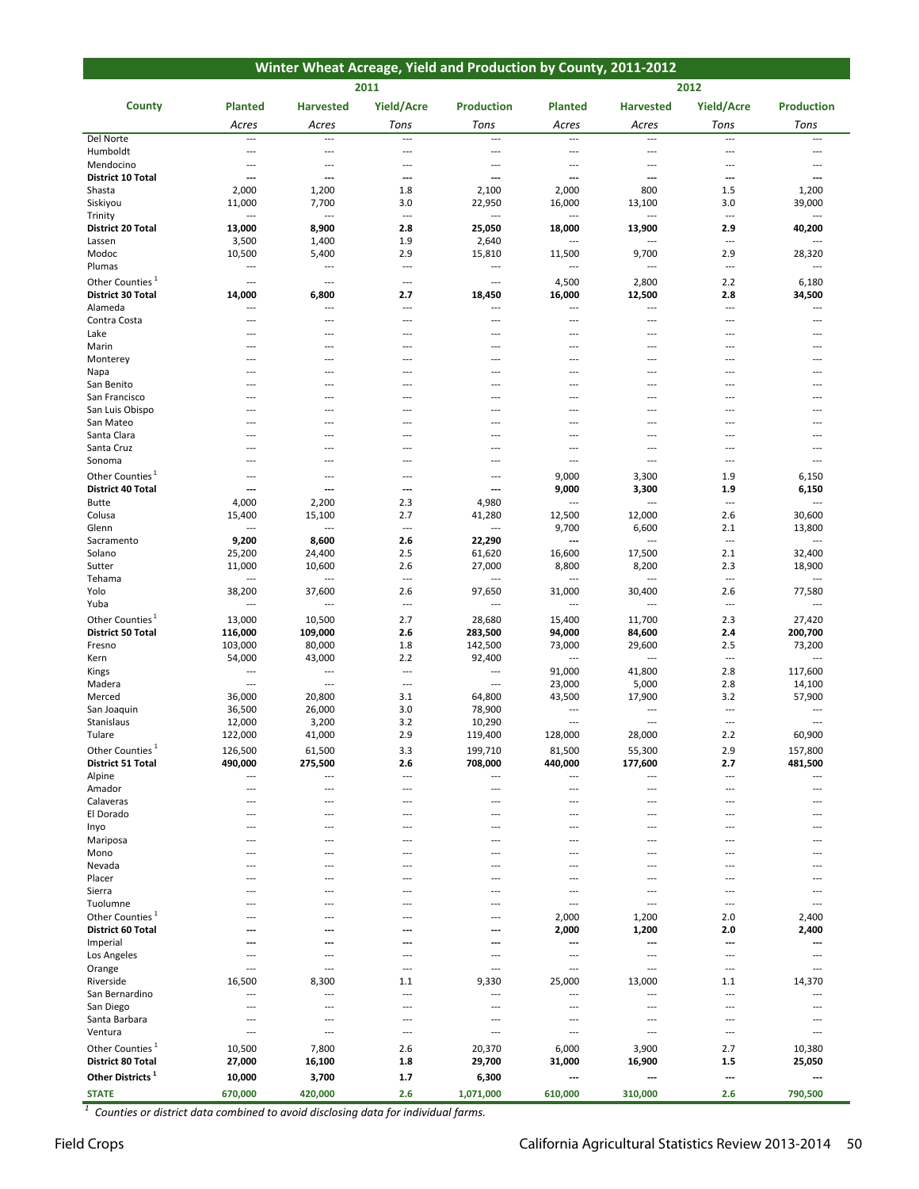## Winter Wheat Acreage, Yield and Production by County, 2011-2012

| County | 2011 | | | | 2012 | | | |
|---|---|---|---|---|---|---|---|---|
| | Planted | Harvested | Yield/Acre | Production | Planted | Harvested | Yield/Acre | Production |
| | *Acres* | *Acres* | *Tons* | *Tons* | *Acres* | *Acres* | *Tons* | *Tons* |
| Del Norte | --- | --- | --- | --- | --- | --- | --- | --- |
| Humboldt | --- | --- | --- | --- | --- | --- | --- | --- |
| Mendocino | --- | --- | --- | --- | --- | --- | --- | --- |
| **District 10 Total** | **---** | **---** | **---** | **---** | **---** | **---** | **---** | **---** |
| Shasta | 2,000 | 1,200 | 1.8 | 2,100 | 2,000 | 800 | 1.5 | 1,200 |
| Siskiyou | 11,000 | 7,700 | 3.0 | 22,950 | 16,000 | 13,100 | 3.0 | 39,000 |
| Trinity | --- | --- | --- | --- | --- | --- | --- | --- |
| **District 20 Total** | **13,000** | **8,900** | **2.8** | **25,050** | **18,000** | **13,900** | **2.9** | **40,200** |
| Lassen | 3,500 | 1,400 | 1.9 | 2,640 | --- | --- | --- | --- |
| Modoc | 10,500 | 5,400 | 2.9 | 15,810 | 11,500 | 9,700 | 2.9 | 28,320 |
| Plumas | --- | --- | --- | --- | --- | --- | --- | --- |
| Other Counties [1] | --- | --- | --- | --- | 4,500 | 2,800 | 2.2 | 6,180 |
| **District 30 Total** | **14,000** | **6,800** | **2.7** | **18,450** | **16,000** | **12,500** | **2.8** | **34,500** |
| Alameda | --- | --- | --- | --- | --- | --- | --- | --- |
| Contra Costa | --- | --- | --- | --- | --- | --- | --- | --- |
| Lake | --- | --- | --- | --- | --- | --- | --- | --- |
| Marin | --- | --- | --- | --- | --- | --- | --- | --- |
| Monterey | --- | --- | --- | --- | --- | --- | --- | --- |
| Napa | --- | --- | --- | --- | --- | --- | --- | --- |
| San Benito | --- | --- | --- | --- | --- | --- | --- | --- |
| San Francisco | --- | --- | --- | --- | --- | --- | --- | --- |
| San Luis Obispo | --- | --- | --- | --- | --- | --- | --- | --- |
| San Mateo | --- | --- | --- | --- | --- | --- | --- | --- |
| Santa Clara | --- | --- | --- | --- | --- | --- | --- | --- |
| Santa Cruz | --- | --- | --- | --- | --- | --- | --- | --- |
| Sonoma | --- | --- | --- | --- | --- | --- | --- | --- |
| Other Counties [1] | --- | --- | --- | --- | 9,000 | 3,300 | 1.9 | 6,150 |
| **District 40 Total** | **---** | **---** | **---** | **---** | **9,000** | **3,300** | **1.9** | **6,150** |
| Butte | 4,000 | 2,200 | 2.3 | 4,980 | --- | --- | --- | --- |
| Colusa | 15,400 | 15,100 | 2.7 | 41,280 | 12,500 | 12,000 | 2.6 | 30,600 |
| Glenn | --- | --- | --- | --- | 9,700 | 6,600 | 2.1 | 13,800 |
| Sacramento | **9,200** | **8,600** | **2.6** | **22,290** | **---** | --- | --- | --- |
| Solano | 25,200 | 24,400 | 2.5 | 61,620 | 16,600 | 17,500 | 2.1 | 32,400 |
| Sutter | 11,000 | 10,600 | 2.6 | 27,000 | 8,800 | 8,200 | 2.3 | 18,900 |
| Tehama | --- | --- | --- | --- | --- | --- | --- | --- |
| Yolo | 38,200 | 37,600 | 2.6 | 97,650 | 31,000 | 30,400 | 2.6 | 77,580 |
| Yuba | --- | --- | --- | --- | --- | --- | --- | --- |
| Other Counties [1] | 13,000 | 10,500 | 2.7 | 28,680 | 15,400 | 11,700 | 2.3 | 27,420 |
| **District 50 Total** | **116,000** | **109,000** | **2.6** | **283,500** | **94,000** | **84,600** | **2.4** | **200,700** |
| Fresno | 103,000 | 80,000 | 1.8 | 142,500 | 73,000 | 29,600 | 2.5 | 73,200 |
| Kern | 54,000 | 43,000 | 2.2 | 92,400 | --- | --- | --- | --- |
| Kings | --- | --- | --- | --- | 91,000 | 41,800 | 2.8 | 117,600 |
| Madera | --- | --- | --- | --- | 23,000 | 5,000 | 2.8 | 14,100 |
| Merced | 36,000 | 20,800 | 3.1 | 64,800 | 43,500 | 17,900 | 3.2 | 57,900 |
| San Joaquin | 36,500 | 26,000 | 3.0 | 78,900 | --- | --- | --- | --- |
| Stanislaus | 12,000 | 3,200 | 3.2 | 10,290 | --- | --- | --- | --- |
| Tulare | 122,000 | 41,000 | 2.9 | 119,400 | 128,000 | 28,000 | 2.2 | 60,900 |
| Other Counties [1] | 126,500 | 61,500 | 3.3 | 199,710 | 81,500 | 55,300 | 2.9 | 157,800 |
| **District 51 Total** | **490,000** | **275,500** | **2.6** | **708,000** | **440,000** | **177,600** | **2.7** | **481,500** |
| Alpine | --- | --- | --- | --- | --- | --- | --- | --- |
| Amador | --- | --- | --- | --- | --- | --- | --- | --- |
| Calaveras | --- | --- | --- | --- | --- | --- | --- | --- |
| El Dorado | --- | --- | --- | --- | --- | --- | --- | --- |
| Inyo | --- | --- | --- | --- | --- | --- | --- | --- |
| Mariposa | --- | --- | --- | --- | --- | --- | --- | --- |
| Mono | --- | --- | --- | --- | --- | --- | --- | --- |
| Nevada | --- | --- | --- | --- | --- | --- | --- | --- |
| Placer | --- | --- | --- | --- | --- | --- | --- | --- |
| Sierra | --- | --- | --- | --- | --- | --- | --- | --- |
| Tuolumne | --- | --- | --- | --- | --- | --- | --- | --- |
| Other Counties [1] | --- | --- | --- | --- | 2,000 | 1,200 | 2.0 | 2,400 |
| **District 60 Total** | **---** | **---** | **---** | **---** | **2,000** | **1,200** | **2.0** | **2,400** |
| Imperial | **---** | **---** | **---** | **---** | **---** | **---** | **---** | **---** |
| Los Angeles | --- | --- | --- | --- | --- | --- | --- | --- |
| Orange | --- | --- | --- | --- | --- | --- | --- | --- |
| Riverside | 16,500 | 8,300 | 1.1 | 9,330 | 25,000 | 13,000 | 1.1 | 14,370 |
| San Bernardino | --- | --- | --- | --- | --- | --- | --- | --- |
| San Diego | --- | --- | --- | --- | --- | --- | --- | --- |
| Santa Barbara | --- | --- | --- | --- | --- | --- | --- | --- |
| Ventura | --- | --- | --- | --- | --- | --- | --- | --- |
| Other Counties [1] | 10,500 | 7,800 | 2.6 | 20,370 | 6,000 | 3,900 | 2.7 | 10,380 |
| **District 80 Total** | **27,000** | **16,100** | **1.8** | **29,700** | **31,000** | **16,900** | **1.5** | **25,050** |
| **Other Districts [1]** | **10,000** | **3,700** | **1.7** | **6,300** | **---** | **---** | **---** | **---** |
| **STATE** | **670,000** | **420,000** | **2.6** | **1,071,000** | **610,000** | **310,000** | **2.6** | **790,500** |

[1] *Counties or district data combined to avoid disclosing data for individual farms.*